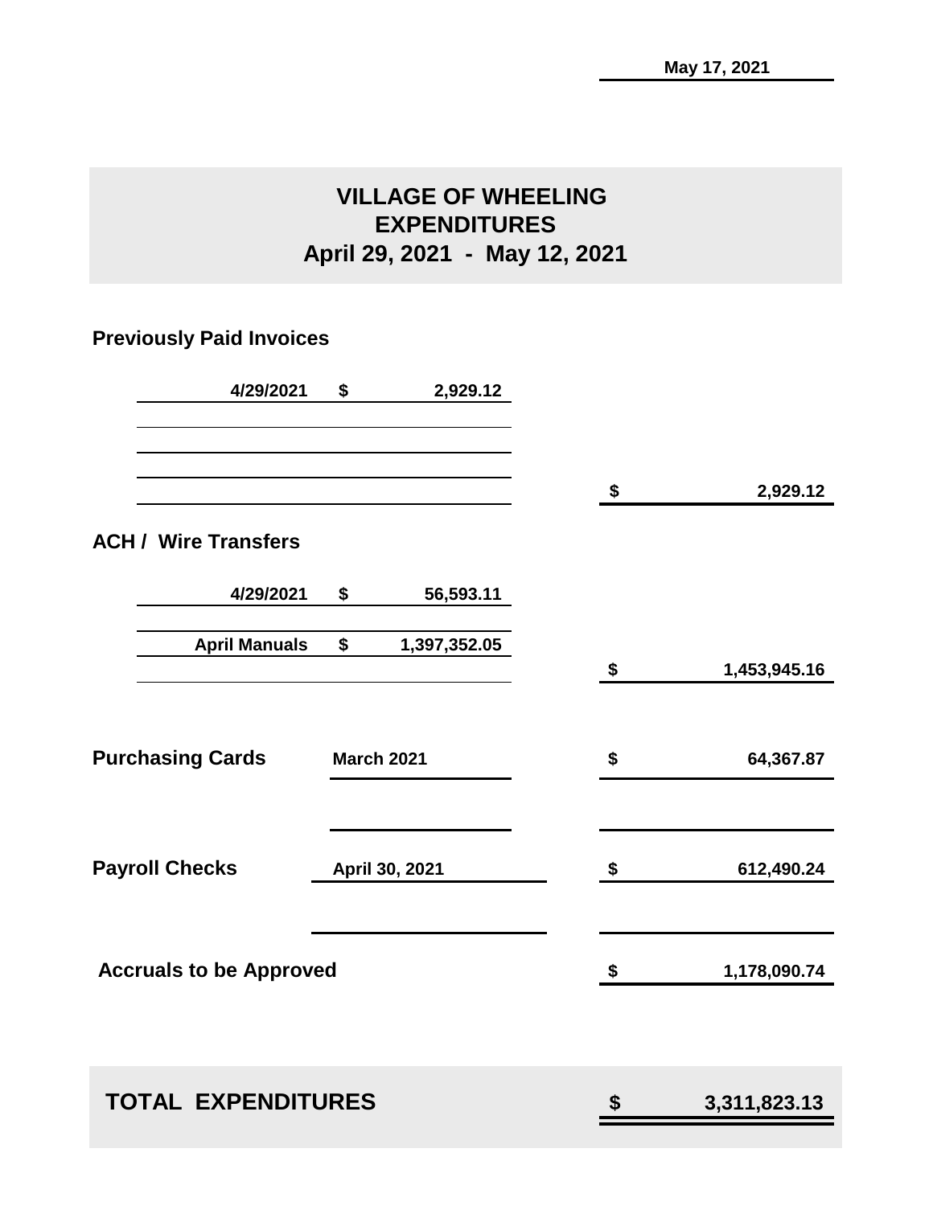May 17, 2021

# VILLAGE OF WHEELING
# EXPENDITURES
# April 29, 2021 - May 12, 2021

## Previously Paid Invoices

| | | | |
|---|---|---|---|
| 4/29/2021 | $ 2,929.12 | | |
| | | $ | 2,929.12 |

## ACH / Wire Transfers

| | | | |
|---|---|---|---|
| 4/29/2021 | $ 56,593.11 | | |
| April Manuals | $ 1,397,352.05 | | |
| | | $ | 1,453,945.16 |

| | | | |
|---|---|---|---|
| **Purchasing Cards** | March 2021 | $ | 64,367.87 |
| **Payroll Checks** | April 30, 2021 | $ | 612,490.24 |
| **Accruals to be Approved** | | $ | 1,178,090.74 |

| | | |
|---|---|---|
| **TOTAL EXPENDITURES** | **$** | **3,311,823.13** |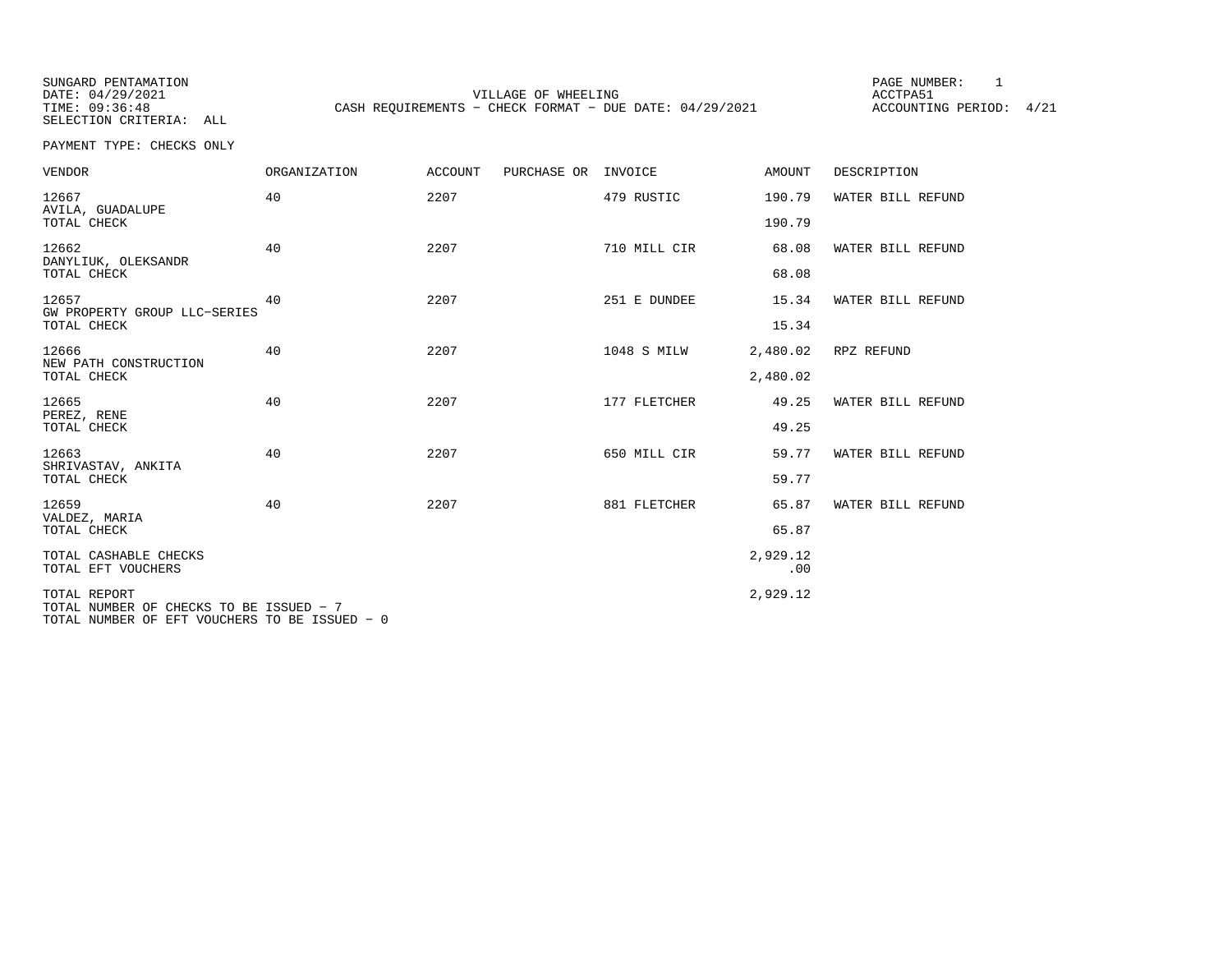SUNGARD PENTAMATION
DATE: 04/29/2021
TIME: 09:36:48
SELECTION CRITERIA: ALL

VILLAGE OF WHEELING
CASH REQUIREMENTS - CHECK FORMAT - DUE DATE: 04/29/2021

PAGE NUMBER: 1
ACCTPA51
ACCOUNTING PERIOD: 4/21

PAYMENT TYPE: CHECKS ONLY

| VENDOR | ORGANIZATION | ACCOUNT | PURCHASE OR | INVOICE | AMOUNT | DESCRIPTION |
|---|---|---|---|---|---|---|
| 12667 AVILA, GUADALUPE | 40 | 2207 | | 479 RUSTIC | 190.79 | WATER BILL REFUND |
| TOTAL CHECK | | | | | 190.79 | |
| 12662 DANYLIUK, OLEKSANDR | 40 | 2207 | | 710 MILL CIR | 68.08 | WATER BILL REFUND |
| TOTAL CHECK | | | | | 68.08 | |
| 12657 GW PROPERTY GROUP LLC-SERIES | 40 | 2207 | | 251 E DUNDEE | 15.34 | WATER BILL REFUND |
| TOTAL CHECK | | | | | 15.34 | |
| 12666 NEW PATH CONSTRUCTION | 40 | 2207 | | 1048 S MILW | 2,480.02 | RPZ REFUND |
| TOTAL CHECK | | | | | 2,480.02 | |
| 12665 PEREZ, RENE | 40 | 2207 | | 177 FLETCHER | 49.25 | WATER BILL REFUND |
| TOTAL CHECK | | | | | 49.25 | |
| 12663 SHRIVASTAV, ANKITA | 40 | 2207 | | 650 MILL CIR | 59.77 | WATER BILL REFUND |
| TOTAL CHECK | | | | | 59.77 | |
| 12659 VALDEZ, MARIA | 40 | 2207 | | 881 FLETCHER | 65.87 | WATER BILL REFUND |
| TOTAL CHECK | | | | | 65.87 | |
| TOTAL CASHABLE CHECKS | | | | | 2,929.12 | |
| TOTAL EFT VOUCHERS | | | | | .00 | |
| TOTAL REPORT | | | | | 2,929.12 | |

TOTAL NUMBER OF CHECKS TO BE ISSUED - 7
TOTAL NUMBER OF EFT VOUCHERS TO BE ISSUED - 0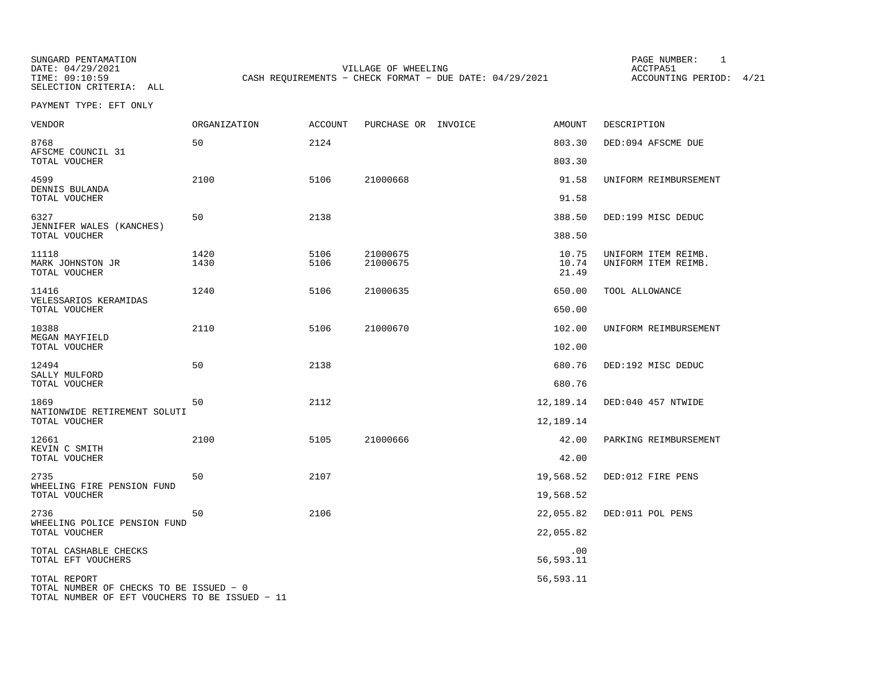SUNGARD PENTAMATION
DATE: 04/29/2021
TIME: 09:10:59
SELECTION CRITERIA: ALL

VILLAGE OF WHEELING
CASH REQUIREMENTS - CHECK FORMAT - DUE DATE: 04/29/2021

PAGE NUMBER: 1
ACCTPA51
ACCOUNTING PERIOD: 4/21

PAYMENT TYPE: EFT ONLY

| VENDOR | ORGANIZATION | ACCOUNT | PURCHASE OR | INVOICE | AMOUNT | DESCRIPTION |
|---|---|---|---|---|---|---|
| 8768 | 50 | 2124 | | | 803.30 | DED:094 AFSCME DUE |
| AFSCME COUNCIL 31 | | | | | | |
| TOTAL VOUCHER | | | | | 803.30 | |
| 4599 | 2100 | 5106 | 21000668 | | 91.58 | UNIFORM REIMBURSEMENT |
| DENNIS BULANDA | | | | | | |
| TOTAL VOUCHER | | | | | 91.58 | |
| 6327 | 50 | 2138 | | | 388.50 | DED:199 MISC DEDUC |
| JENNIFER WALES (KANCHES) | | | | | | |
| TOTAL VOUCHER | | | | | 388.50 | |
| 11118 | 1420 | 5106 | 21000675 | | 10.75 | UNIFORM ITEM REIMB. |
| MARK JOHNSTON JR | 1430 | 5106 | 21000675 | | 10.74 | UNIFORM ITEM REIMB. |
| TOTAL VOUCHER | | | | | 21.49 | |
| 11416 | 1240 | 5106 | 21000635 | | 650.00 | TOOL ALLOWANCE |
| VELESSARIOS KERAMIDAS | | | | | | |
| TOTAL VOUCHER | | | | | 650.00 | |
| 10388 | 2110 | 5106 | 21000670 | | 102.00 | UNIFORM REIMBURSEMENT |
| MEGAN MAYFIELD | | | | | | |
| TOTAL VOUCHER | | | | | 102.00 | |
| 12494 | 50 | 2138 | | | 680.76 | DED:192 MISC DEDUC |
| SALLY MULFORD | | | | | | |
| TOTAL VOUCHER | | | | | 680.76 | |
| 1869 | 50 | 2112 | | | 12,189.14 | DED:040 457 NTWIDE |
| NATIONWIDE RETIREMENT SOLUTI | | | | | | |
| TOTAL VOUCHER | | | | | 12,189.14 | |
| 12661 | 2100 | 5105 | 21000666 | | 42.00 | PARKING REIMBURSEMENT |
| KEVIN C SMITH | | | | | | |
| TOTAL VOUCHER | | | | | 42.00 | |
| 2735 | 50 | 2107 | | | 19,568.52 | DED:012 FIRE PENS |
| WHEELING FIRE PENSION FUND | | | | | | |
| TOTAL VOUCHER | | | | | 19,568.52 | |
| 2736 | 50 | 2106 | | | 22,055.82 | DED:011 POL PENS |
| WHEELING POLICE PENSION FUND | | | | | | |
| TOTAL VOUCHER | | | | | 22,055.82 | |
| TOTAL CASHABLE CHECKS | | | | | .00 | |
| TOTAL EFT VOUCHERS | | | | | 56,593.11 | |
| TOTAL REPORT | | | | | 56,593.11 | |

TOTAL NUMBER OF CHECKS TO BE ISSUED - 0
TOTAL NUMBER OF EFT VOUCHERS TO BE ISSUED - 11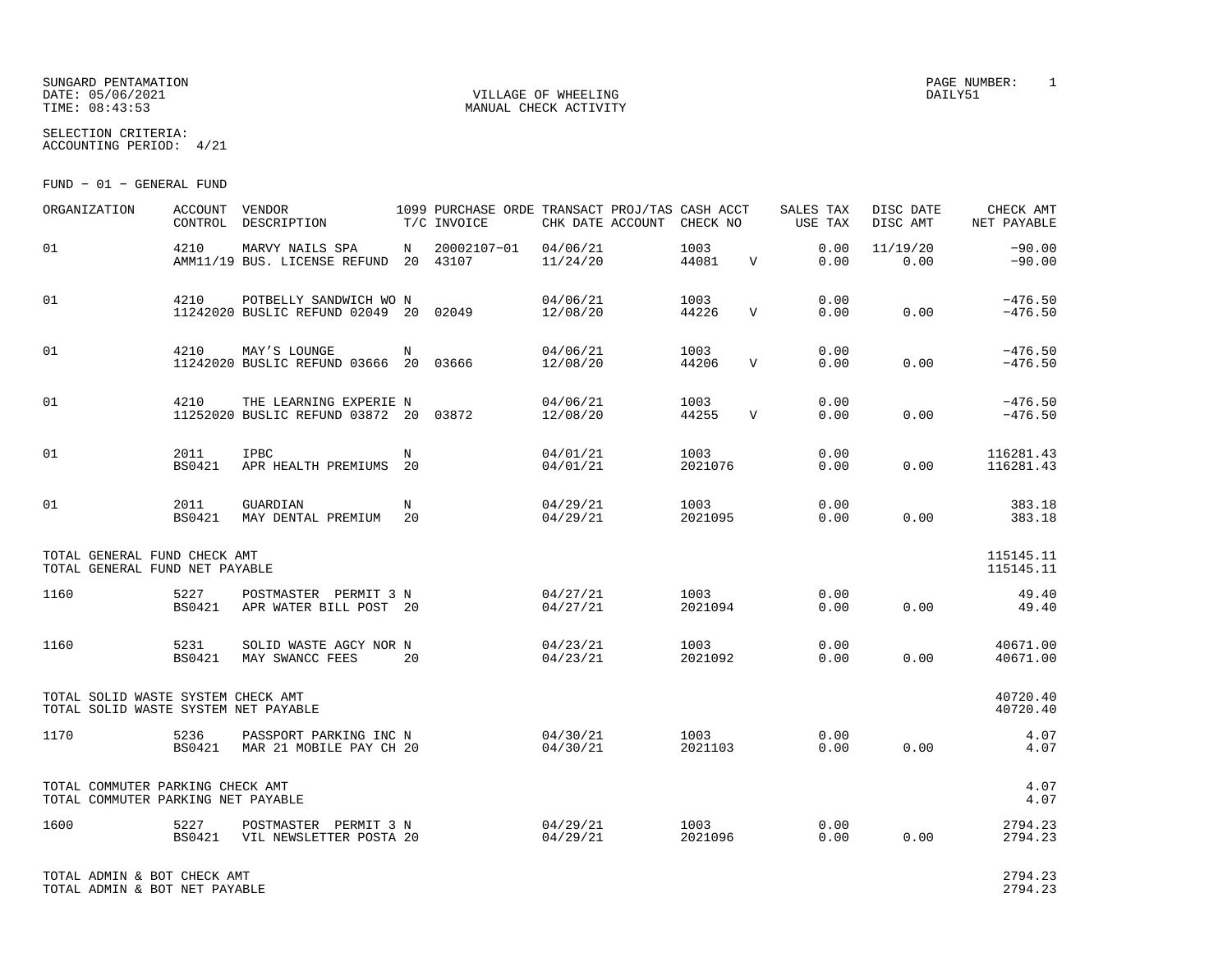SUNGARD PENTAMATION
DATE: 05/06/2021
TIME: 08:43:53

VILLAGE OF WHEELING
MANUAL CHECK ACTIVITY

PAGE NUMBER: 1
DAILY51

SELECTION CRITERIA:
ACCOUNTING PERIOD: 4/21

FUND - 01 - GENERAL FUND

| ORGANIZATION | ACCOUNT CONTROL | VENDOR DESCRIPTION | 1099 T/C | PURCHASE ORDE INVOICE | TRANSACT CHK DATE | PROJ/TAS ACCOUNT | CASH ACCT CHECK NO | | SALES TAX USE TAX | DISC DATE DISC AMT | CHECK AMT NET PAYABLE |
|---|---|---|---|---|---|---|---|---|---|---|---|
| 01 | 4210<br>AMM11/19 | MARVY NAILS SPA<br>BUS. LICENSE REFUND | N<br>20 | 20002107-01<br>43107 | 04/06/21<br>11/24/20 | | 1003<br>44081 | V | 0.00<br>0.00 | 11/19/20<br>0.00 | -90.00<br>-90.00 |
| 01 | 4210<br>11242020 | POTBELLY SANDWICH WO<br>BUSLIC REFUND 02049 | N<br>20 | 02049 | 04/06/21<br>12/08/20 | | 1003<br>44226 | V | 0.00<br>0.00 | 0.00 | -476.50<br>-476.50 |
| 01 | 4210<br>11242020 | MAY'S LOUNGE<br>BUSLIC REFUND 03666 | N<br>20 | 03666 | 04/06/21<br>12/08/20 | | 1003<br>44206 | V | 0.00<br>0.00 | 0.00 | -476.50<br>-476.50 |
| 01 | 4210<br>11252020 | THE LEARNING EXPERIE<br>BUSLIC REFUND 03872 | N<br>20 | 03872 | 04/06/21<br>12/08/20 | | 1003<br>44255 | V | 0.00<br>0.00 | 0.00 | -476.50<br>-476.50 |
| 01 | 2011<br>BS0421 | IPBC<br>APR HEALTH PREMIUMS | N<br>20 | | 04/01/21<br>04/01/21 | | 1003<br>2021076 | | 0.00<br>0.00 | 0.00 | 116281.43<br>116281.43 |
| 01 | 2011<br>BS0421 | GUARDIAN<br>MAY DENTAL PREMIUM | N<br>20 | | 04/29/21<br>04/29/21 | | 1003<br>2021095 | | 0.00<br>0.00 | 0.00 | 383.18<br>383.18 |
| TOTAL GENERAL FUND CHECK AMT<br>TOTAL GENERAL FUND NET PAYABLE | | | | | | | | | | | 115145.11<br>115145.11 |
| 1160 | 5227<br>BS0421 | POSTMASTER PERMIT 3<br>APR WATER BILL POST | N<br>20 | | 04/27/21<br>04/27/21 | | 1003<br>2021094 | | 0.00<br>0.00 | 0.00 | 49.40<br>49.40 |
| 1160 | 5231<br>BS0421 | SOLID WASTE AGCY NOR<br>MAY SWANCC FEES | N<br>20 | | 04/23/21<br>04/23/21 | | 1003<br>2021092 | | 0.00<br>0.00 | 0.00 | 40671.00<br>40671.00 |
| TOTAL SOLID WASTE SYSTEM CHECK AMT<br>TOTAL SOLID WASTE SYSTEM NET PAYABLE | | | | | | | | | | | 40720.40<br>40720.40 |
| 1170 | 5236<br>BS0421 | PASSPORT PARKING INC<br>MAR 21 MOBILE PAY CH | N<br>20 | | 04/30/21<br>04/30/21 | | 1003<br>2021103 | | 0.00<br>0.00 | 0.00 | 4.07<br>4.07 |
| TOTAL COMMUTER PARKING CHECK AMT<br>TOTAL COMMUTER PARKING NET PAYABLE | | | | | | | | | | | 4.07<br>4.07 |
| 1600 | 5227<br>BS0421 | POSTMASTER PERMIT 3<br>VIL NEWSLETTER POSTA | N<br>20 | | 04/29/21<br>04/29/21 | | 1003<br>2021096 | | 0.00<br>0.00 | 0.00 | 2794.23<br>2794.23 |
| TOTAL ADMIN & BOT CHECK AMT<br>TOTAL ADMIN & BOT NET PAYABLE | | | | | | | | | | | 2794.23<br>2794.23 |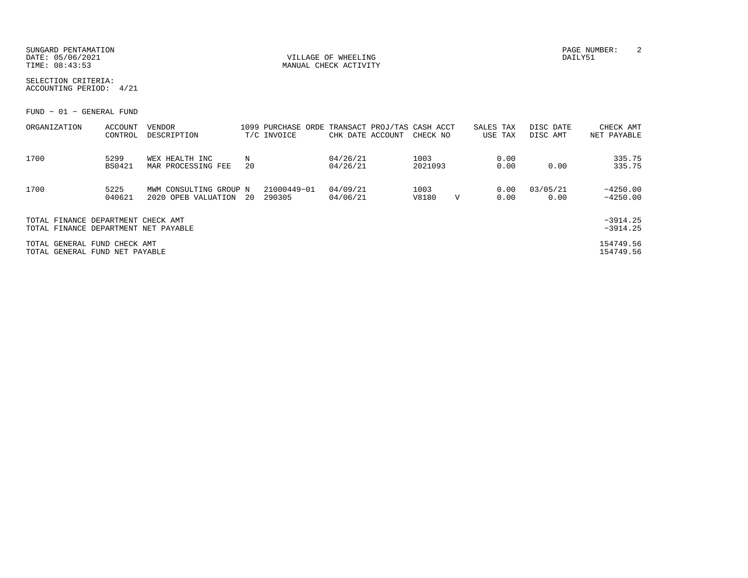SUNGARD PENTAMATION
DATE: 05/06/2021
TIME: 08:43:53

VILLAGE OF WHEELING
MANUAL CHECK ACTIVITY

DAILY51

SELECTION CRITERIA:
ACCOUNTING PERIOD: 4/21

FUND - 01 - GENERAL FUND

| ORGANIZATION | ACCOUNT<br>CONTROL | VENDOR<br>DESCRIPTION | 1099<br>T/C | PURCHASE ORDE<br>INVOICE | TRANSACT<br>CHK DATE | PROJ/TAS<br>ACCOUNT | CASH ACCT<br>CHECK NO | | SALES TAX<br>USE TAX | DISC DATE<br>DISC AMT | CHECK AMT<br>NET PAYABLE |
|---|---|---|---|---|---|---|---|---|---|---|---|
| 1700 | 5299<br>BS0421 | WEX HEALTH INC<br>MAR PROCESSING FEE | N<br>20 | | 04/26/21<br>04/26/21 | | 1003<br>2021093 | | 0.00<br>0.00 | <br>0.00 | 335.75<br>335.75 |
| 1700 | 5225<br>040621 | MWM CONSULTING GROUP<br>2020 OPEB VALUATION | N<br>20 | 21000449-01<br>290305 | 04/09/21<br>04/06/21 | | 1003<br>V8180 | V | 0.00<br>0.00 | 03/05/21<br>0.00 | -4250.00<br>-4250.00 |

TOTAL FINANCE DEPARTMENT CHECK AMT -3914.25
TOTAL FINANCE DEPARTMENT NET PAYABLE -3914.25

TOTAL GENERAL FUND CHECK AMT 154749.56
TOTAL GENERAL FUND NET PAYABLE 154749.56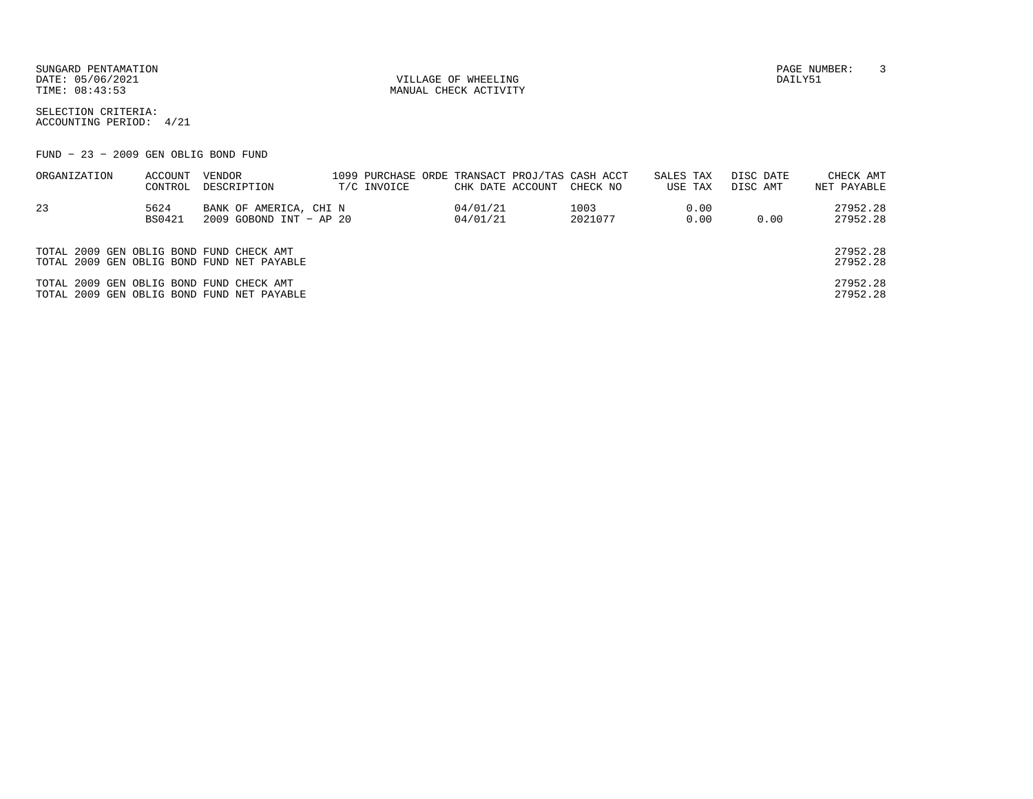SUNGARD PENTAMATION
DATE: 05/06/2021
TIME: 08:43:53

VILLAGE OF WHEELING
MANUAL CHECK ACTIVITY

DAILY51

SELECTION CRITERIA:
ACCOUNTING PERIOD: 4/21

FUND - 23 - 2009 GEN OBLIG BOND FUND

| ORGANIZATION | ACCOUNT CONTROL | VENDOR DESCRIPTION | 1099 T/C | PURCHASE ORDE INVOICE | TRANSACT CHK DATE | PROJ/TAS ACCOUNT | CASH ACCT CHECK NO | SALES TAX USE TAX | DISC DATE DISC AMT | CHECK AMT NET PAYABLE |
|---|---|---|---|---|---|---|---|---|---|---|
| 23 | 5624 | BANK OF AMERICA, CHI N | | | 04/01/21 | | 1003 | 0.00 | | 27952.28 |
| | BS0421 | 2009 GOBOND INT - AP 20 | | | 04/01/21 | | 2021077 | 0.00 | 0.00 | 27952.28 |

| | |
|---|---|
| TOTAL 2009 GEN OBLIG BOND FUND CHECK AMT | 27952.28 |
| TOTAL 2009 GEN OBLIG BOND FUND NET PAYABLE | 27952.28 |
| TOTAL 2009 GEN OBLIG BOND FUND CHECK AMT | 27952.28 |
| TOTAL 2009 GEN OBLIG BOND FUND NET PAYABLE | 27952.28 |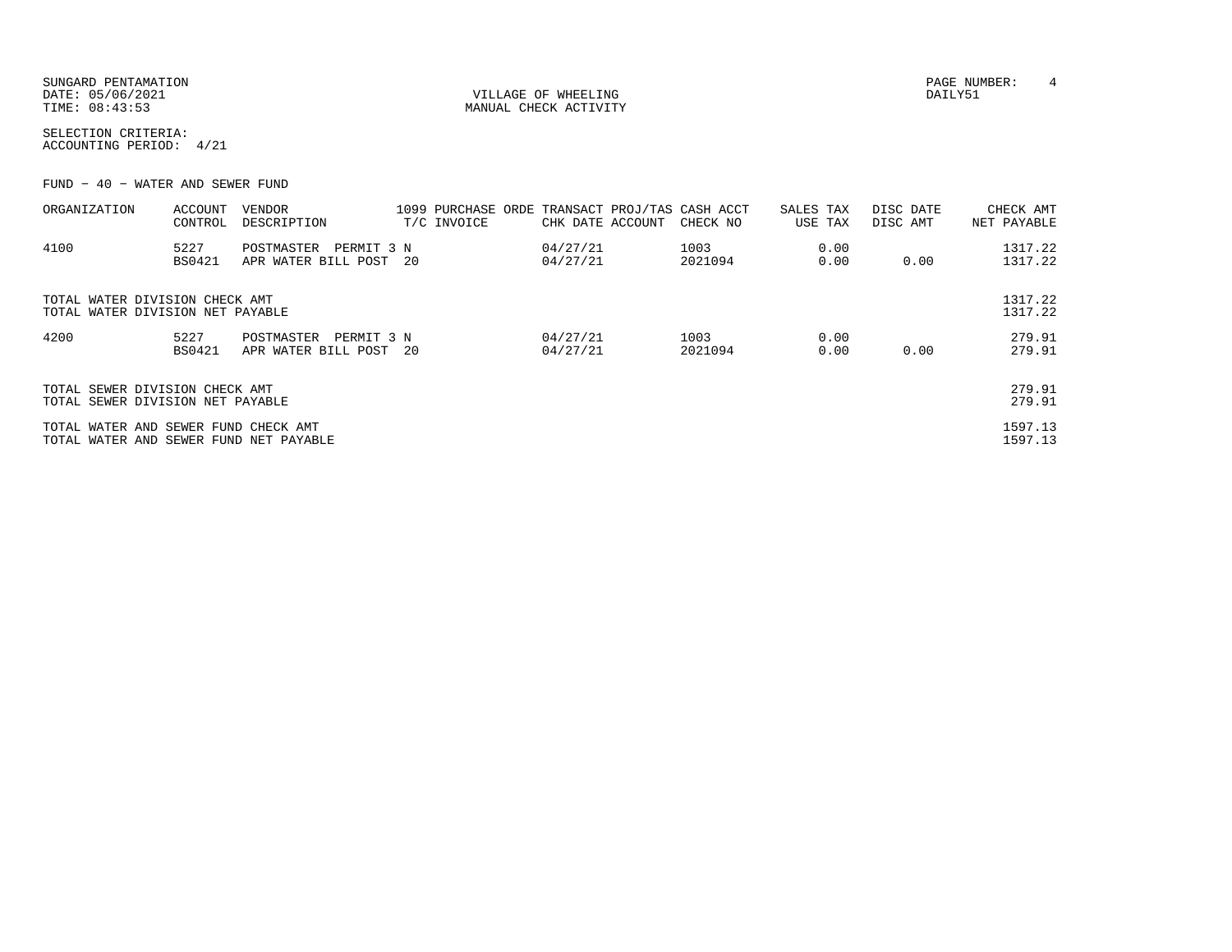SUNGARD PENTAMATION
DATE: 05/06/2021
TIME: 08:43:53

VILLAGE OF WHEELING
MANUAL CHECK ACTIVITY

PAGE NUMBER: 4
DAILY51

SELECTION CRITERIA:
ACCOUNTING PERIOD: 4/21

FUND - 40 - WATER AND SEWER FUND

| ORGANIZATION | ACCOUNT CONTROL | VENDOR DESCRIPTION | 1099 T/C | PURCHASE ORDE INVOICE | TRANSACT CHK DATE | PROJ/TAS ACCOUNT | CASH ACCT CHECK NO | SALES TAX USE TAX | DISC DATE DISC AMT | CHECK AMT NET PAYABLE |
|---|---|---|---|---|---|---|---|---|---|---|
| 4100 | 5227 | POSTMASTER PERMIT 3 | N | | 04/27/21 | | 1003 | 0.00 | | 1317.22 |
| | BS0421 | APR WATER BILL POST | 20 | | 04/27/21 | | 2021094 | 0.00 | 0.00 | 1317.22 |
| TOTAL WATER DIVISION CHECK AMT | | | | | | | | | | 1317.22 |
| TOTAL WATER DIVISION NET PAYABLE | | | | | | | | | | 1317.22 |
| 4200 | 5227 | POSTMASTER PERMIT 3 | N | | 04/27/21 | | 1003 | 0.00 | | 279.91 |
| | BS0421 | APR WATER BILL POST | 20 | | 04/27/21 | | 2021094 | 0.00 | 0.00 | 279.91 |
| TOTAL SEWER DIVISION CHECK AMT | | | | | | | | | | 279.91 |
| TOTAL SEWER DIVISION NET PAYABLE | | | | | | | | | | 279.91 |
| TOTAL WATER AND SEWER FUND CHECK AMT | | | | | | | | | | 1597.13 |
| TOTAL WATER AND SEWER FUND NET PAYABLE | | | | | | | | | | 1597.13 |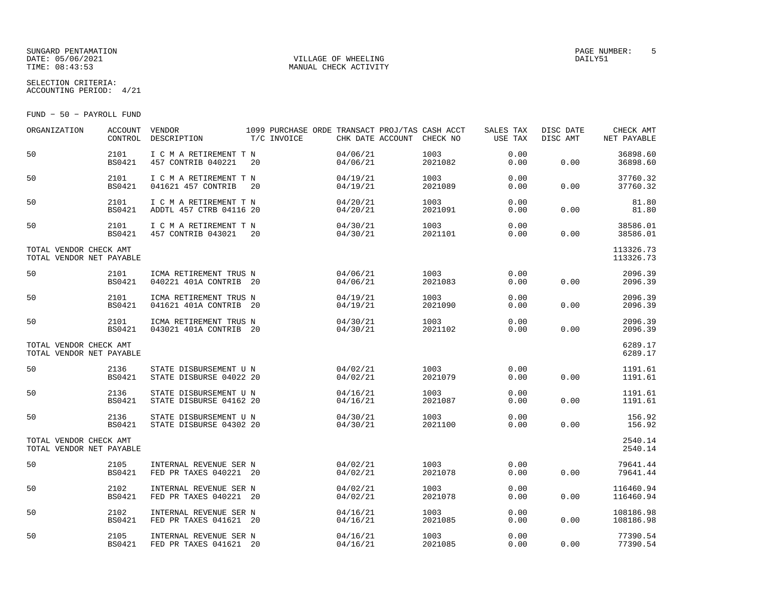SUNGARD PENTAMATION
DATE: 05/06/2021
TIME: 08:43:53

VILLAGE OF WHEELING
MANUAL CHECK ACTIVITY

PAGE NUMBER: 5
DAILY51

SELECTION CRITERIA:
ACCOUNTING PERIOD: 4/21

FUND - 50 - PAYROLL FUND

| ORGANIZATION | ACCOUNT CONTROL | VENDOR DESCRIPTION | 1099 T/C | PURCHASE ORDE INVOICE | TRANSACT CHK DATE | PROJ/TAS ACCOUNT | CASH ACCT CHECK NO | SALES TAX USE TAX | DISC DATE DISC AMT | CHECK AMT NET PAYABLE |
|---|---|---|---|---|---|---|---|---|---|---|
| 50 | 2101 BS0421 | I C M A RETIREMENT T 457 CONTRIB 040221 | N 20 | | 04/06/21 04/06/21 | | 1003 2021082 | 0.00 0.00 | 0.00 | 36898.60 36898.60 |
| 50 | 2101 BS0421 | I C M A RETIREMENT T 041621 457 CONTRIB | N 20 | | 04/19/21 04/19/21 | | 1003 2021089 | 0.00 0.00 | 0.00 | 37760.32 37760.32 |
| 50 | 2101 BS0421 | I C M A RETIREMENT T ADDTL 457 CTRB 04116 | N 20 | | 04/20/21 04/20/21 | | 1003 2021091 | 0.00 0.00 | 0.00 | 81.80 81.80 |
| 50 | 2101 BS0421 | I C M A RETIREMENT T 457 CONTRIB 043021 | N 20 | | 04/30/21 04/30/21 | | 1003 2021101 | 0.00 0.00 | 0.00 | 38586.01 38586.01 |
| TOTAL VENDOR CHECK AMT TOTAL VENDOR NET PAYABLE | | | | | | | | | | 113326.73 113326.73 |
| 50 | 2101 BS0421 | ICMA RETIREMENT TRUS 040221 401A CONTRIB | N 20 | | 04/06/21 04/06/21 | | 1003 2021083 | 0.00 0.00 | 0.00 | 2096.39 2096.39 |
| 50 | 2101 BS0421 | ICMA RETIREMENT TRUS 041621 401A CONTRIB | N 20 | | 04/19/21 04/19/21 | | 1003 2021090 | 0.00 0.00 | 0.00 | 2096.39 2096.39 |
| 50 | 2101 BS0421 | ICMA RETIREMENT TRUS 043021 401A CONTRIB | N 20 | | 04/30/21 04/30/21 | | 1003 2021102 | 0.00 0.00 | 0.00 | 2096.39 2096.39 |
| TOTAL VENDOR CHECK AMT TOTAL VENDOR NET PAYABLE | | | | | | | | | | 6289.17 6289.17 |
| 50 | 2136 BS0421 | STATE DISBURSEMENT U STATE DISBURSE 04022 | N 20 | | 04/02/21 04/02/21 | | 1003 2021079 | 0.00 0.00 | 0.00 | 1191.61 1191.61 |
| 50 | 2136 BS0421 | STATE DISBURSEMENT U STATE DISBURSE 04162 | N 20 | | 04/16/21 04/16/21 | | 1003 2021087 | 0.00 0.00 | 0.00 | 1191.61 1191.61 |
| 50 | 2136 BS0421 | STATE DISBURSEMENT U STATE DISBURSE 04302 | N 20 | | 04/30/21 04/30/21 | | 1003 2021100 | 0.00 0.00 | 0.00 | 156.92 156.92 |
| TOTAL VENDOR CHECK AMT TOTAL VENDOR NET PAYABLE | | | | | | | | | | 2540.14 2540.14 |
| 50 | 2105 BS0421 | INTERNAL REVENUE SER FED PR TAXES 040221 | N 20 | | 04/02/21 04/02/21 | | 1003 2021078 | 0.00 0.00 | 0.00 | 79641.44 79641.44 |
| 50 | 2102 BS0421 | INTERNAL REVENUE SER FED PR TAXES 040221 | N 20 | | 04/02/21 04/02/21 | | 1003 2021078 | 0.00 0.00 | 0.00 | 116460.94 116460.94 |
| 50 | 2102 BS0421 | INTERNAL REVENUE SER FED PR TAXES 041621 | N 20 | | 04/16/21 04/16/21 | | 1003 2021085 | 0.00 0.00 | 0.00 | 108186.98 108186.98 |
| 50 | 2105 BS0421 | INTERNAL REVENUE SER FED PR TAXES 041621 | N 20 | | 04/16/21 04/16/21 | | 1003 2021085 | 0.00 0.00 | 0.00 | 77390.54 77390.54 |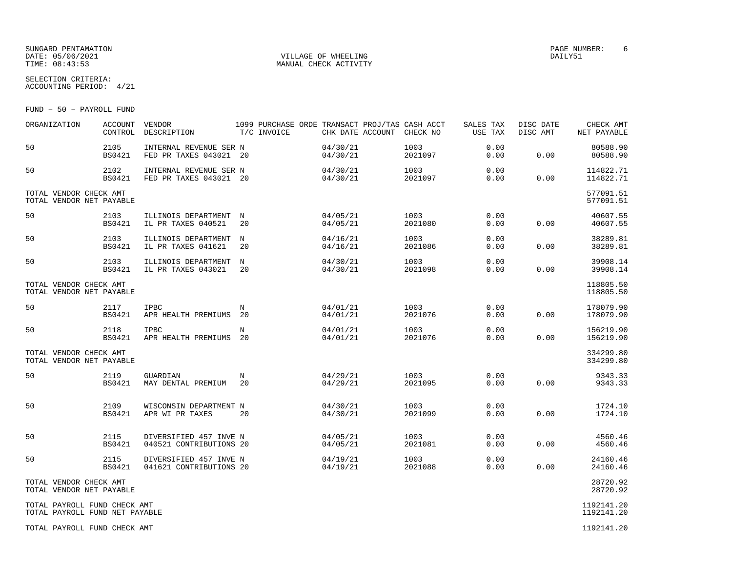SUNGARD PENTAMATION
DATE: 05/06/2021
TIME: 08:43:53

VILLAGE OF WHEELING
MANUAL CHECK ACTIVITY

PAGE NUMBER: 6
DAILY51

SELECTION CRITERIA:
ACCOUNTING PERIOD: 4/21

FUND - 50 - PAYROLL FUND

| ORGANIZATION | ACCOUNT CONTROL | VENDOR DESCRIPTION | 1099 T/C | PURCHASE ORDE INVOICE | TRANSACT CHK DATE | PROJ/TAS ACCOUNT | CASH ACCT CHECK NO | SALES TAX USE TAX | DISC DATE DISC AMT | CHECK AMT NET PAYABLE |
|---|---|---|---|---|---|---|---|---|---|---|
| 50 | 2105<br>BS0421 | INTERNAL REVENUE SER<br>FED PR TAXES 043021 | N<br>20 | | 04/30/21<br>04/30/21 | | 1003<br>2021097 | 0.00<br>0.00 | <br>0.00 | 80588.90<br>80588.90 |
| 50 | 2102<br>BS0421 | INTERNAL REVENUE SER<br>FED PR TAXES 043021 | N<br>20 | | 04/30/21<br>04/30/21 | | 1003<br>2021097 | 0.00<br>0.00 | <br>0.00 | 114822.71<br>114822.71 |
| TOTAL VENDOR CHECK AMT<br>TOTAL VENDOR NET PAYABLE | | | | | | | | | | 577091.51<br>577091.51 |
| 50 | 2103<br>BS0421 | ILLINOIS DEPARTMENT<br>IL PR TAXES 040521 | N<br>20 | | 04/05/21<br>04/05/21 | | 1003<br>2021080 | 0.00<br>0.00 | <br>0.00 | 40607.55<br>40607.55 |
| 50 | 2103<br>BS0421 | ILLINOIS DEPARTMENT<br>IL PR TAXES 041621 | N<br>20 | | 04/16/21<br>04/16/21 | | 1003<br>2021086 | 0.00<br>0.00 | <br>0.00 | 38289.81<br>38289.81 |
| 50 | 2103<br>BS0421 | ILLINOIS DEPARTMENT<br>IL PR TAXES 043021 | N<br>20 | | 04/30/21<br>04/30/21 | | 1003<br>2021098 | 0.00<br>0.00 | <br>0.00 | 39908.14<br>39908.14 |
| TOTAL VENDOR CHECK AMT<br>TOTAL VENDOR NET PAYABLE | | | | | | | | | | 118805.50<br>118805.50 |
| 50 | 2117<br>BS0421 | IPBC<br>APR HEALTH PREMIUMS | N<br>20 | | 04/01/21<br>04/01/21 | | 1003<br>2021076 | 0.00<br>0.00 | <br>0.00 | 178079.90<br>178079.90 |
| 50 | 2118<br>BS0421 | IPBC<br>APR HEALTH PREMIUMS | N<br>20 | | 04/01/21<br>04/01/21 | | 1003<br>2021076 | 0.00<br>0.00 | <br>0.00 | 156219.90<br>156219.90 |
| TOTAL VENDOR CHECK AMT<br>TOTAL VENDOR NET PAYABLE | | | | | | | | | | 334299.80<br>334299.80 |
| 50 | 2119<br>BS0421 | GUARDIAN<br>MAY DENTAL PREMIUM | N<br>20 | | 04/29/21<br>04/29/21 | | 1003<br>2021095 | 0.00<br>0.00 | <br>0.00 | 9343.33<br>9343.33 |
| 50 | 2109<br>BS0421 | WISCONSIN DEPARTMENT<br>APR WI PR TAXES | N<br>20 | | 04/30/21<br>04/30/21 | | 1003<br>2021099 | 0.00<br>0.00 | <br>0.00 | 1724.10<br>1724.10 |
| 50 | 2115<br>BS0421 | DIVERSIFIED 457 INVE<br>040521 CONTRIBUTIONS | N<br>20 | | 04/05/21<br>04/05/21 | | 1003<br>2021081 | 0.00<br>0.00 | <br>0.00 | 4560.46<br>4560.46 |
| 50 | 2115<br>BS0421 | DIVERSIFIED 457 INVE<br>041621 CONTRIBUTIONS | N<br>20 | | 04/19/21<br>04/19/21 | | 1003<br>2021088 | 0.00<br>0.00 | <br>0.00 | 24160.46<br>24160.46 |
| TOTAL VENDOR CHECK AMT<br>TOTAL VENDOR NET PAYABLE | | | | | | | | | | 28720.92<br>28720.92 |
| TOTAL PAYROLL FUND CHECK AMT<br>TOTAL PAYROLL FUND NET PAYABLE | | | | | | | | | | 1192141.20<br>1192141.20 |
| TOTAL PAYROLL FUND CHECK AMT | | | | | | | | | | 1192141.20 |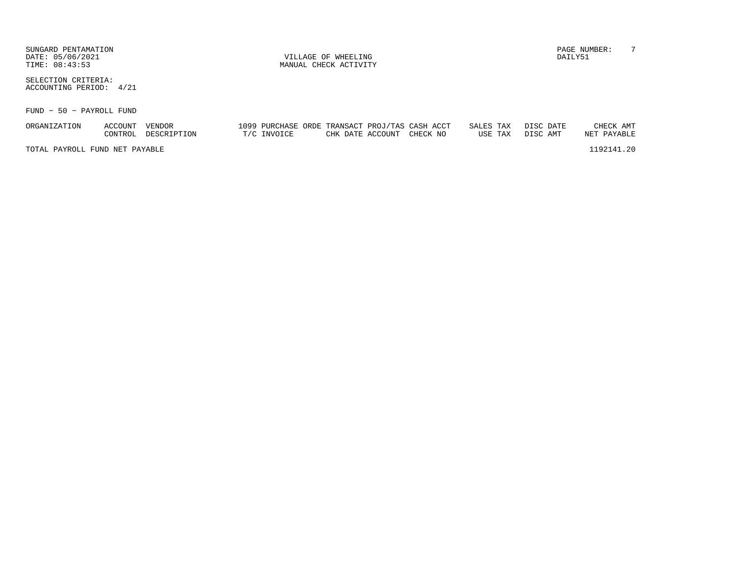SUNGARD PENTAMATION
DATE: 05/06/2021
TIME: 08:43:53

VILLAGE OF WHEELING
MANUAL CHECK ACTIVITY

DAILY51

SELECTION CRITERIA:
ACCOUNTING PERIOD: 4/21

FUND - 50 - PAYROLL FUND

| ORGANIZATION | ACCOUNT CONTROL | VENDOR DESCRIPTION | 1099 T/C | PURCHASE ORDE INVOICE | TRANSACT CHK DATE | PROJ/TAS ACCOUNT | CASH ACCT CHECK NO | SALES TAX USE TAX | DISC DATE DISC AMT | CHECK AMT NET PAYABLE |
|---|---|---|---|---|---|---|---|---|---|---|
| TOTAL PAYROLL FUND NET PAYABLE | | | | | | | | | | 1192141.20 |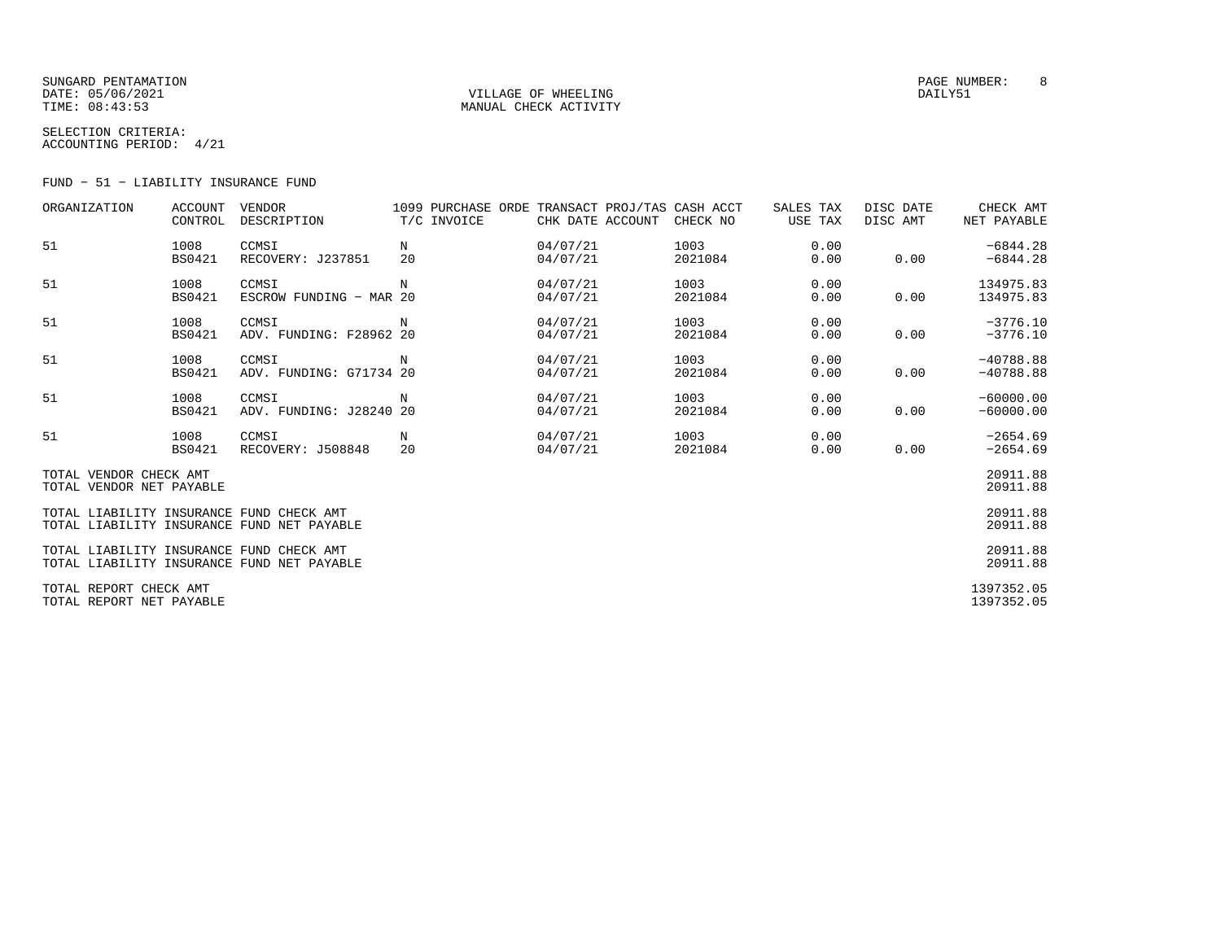SUNGARD PENTAMATION
DATE: 05/06/2021
TIME: 08:43:53

VILLAGE OF WHEELING
MANUAL CHECK ACTIVITY

PAGE NUMBER: 8
DAILY51

SELECTION CRITERIA:
ACCOUNTING PERIOD: 4/21

FUND - 51 - LIABILITY INSURANCE FUND

| ORGANIZATION | ACCOUNT CONTROL | VENDOR DESCRIPTION | 1099 T/C | PURCHASE ORDE INVOICE | TRANSACT CHK DATE | PROJ/TAS ACCOUNT | CASH ACCT CHECK NO | SALES TAX USE TAX | DISC DATE DISC AMT | CHECK AMT NET PAYABLE |
|---|---|---|---|---|---|---|---|---|---|---|
| 51 | 1008 | CCMSI | N | | 04/07/21 | | 1003 | 0.00 | | -6844.28 |
| | BS0421 | RECOVERY: J237851 | 20 | | 04/07/21 | | 2021084 | 0.00 | 0.00 | -6844.28 |
| 51 | 1008 | CCMSI | N | | 04/07/21 | | 1003 | 0.00 | | 134975.83 |
| | BS0421 | ESCROW FUNDING - MAR | 20 | | 04/07/21 | | 2021084 | 0.00 | 0.00 | 134975.83 |
| 51 | 1008 | CCMSI | N | | 04/07/21 | | 1003 | 0.00 | | -3776.10 |
| | BS0421 | ADV. FUNDING: F28962 | 20 | | 04/07/21 | | 2021084 | 0.00 | 0.00 | -3776.10 |
| 51 | 1008 | CCMSI | N | | 04/07/21 | | 1003 | 0.00 | | -40788.88 |
| | BS0421 | ADV. FUNDING: G71734 | 20 | | 04/07/21 | | 2021084 | 0.00 | 0.00 | -40788.88 |
| 51 | 1008 | CCMSI | N | | 04/07/21 | | 1003 | 0.00 | | -60000.00 |
| | BS0421 | ADV. FUNDING: J28240 | 20 | | 04/07/21 | | 2021084 | 0.00 | 0.00 | -60000.00 |
| 51 | 1008 | CCMSI | N | | 04/07/21 | | 1003 | 0.00 | | -2654.69 |
| | BS0421 | RECOVERY: J508848 | 20 | | 04/07/21 | | 2021084 | 0.00 | 0.00 | -2654.69 |

| | |
|---|---|
| TOTAL VENDOR CHECK AMT | 20911.88 |
| TOTAL VENDOR NET PAYABLE | 20911.88 |
| TOTAL LIABILITY INSURANCE FUND CHECK AMT | 20911.88 |
| TOTAL LIABILITY INSURANCE FUND NET PAYABLE | 20911.88 |
| TOTAL LIABILITY INSURANCE FUND CHECK AMT | 20911.88 |
| TOTAL LIABILITY INSURANCE FUND NET PAYABLE | 20911.88 |
| TOTAL REPORT CHECK AMT | 1397352.05 |
| TOTAL REPORT NET PAYABLE | 1397352.05 |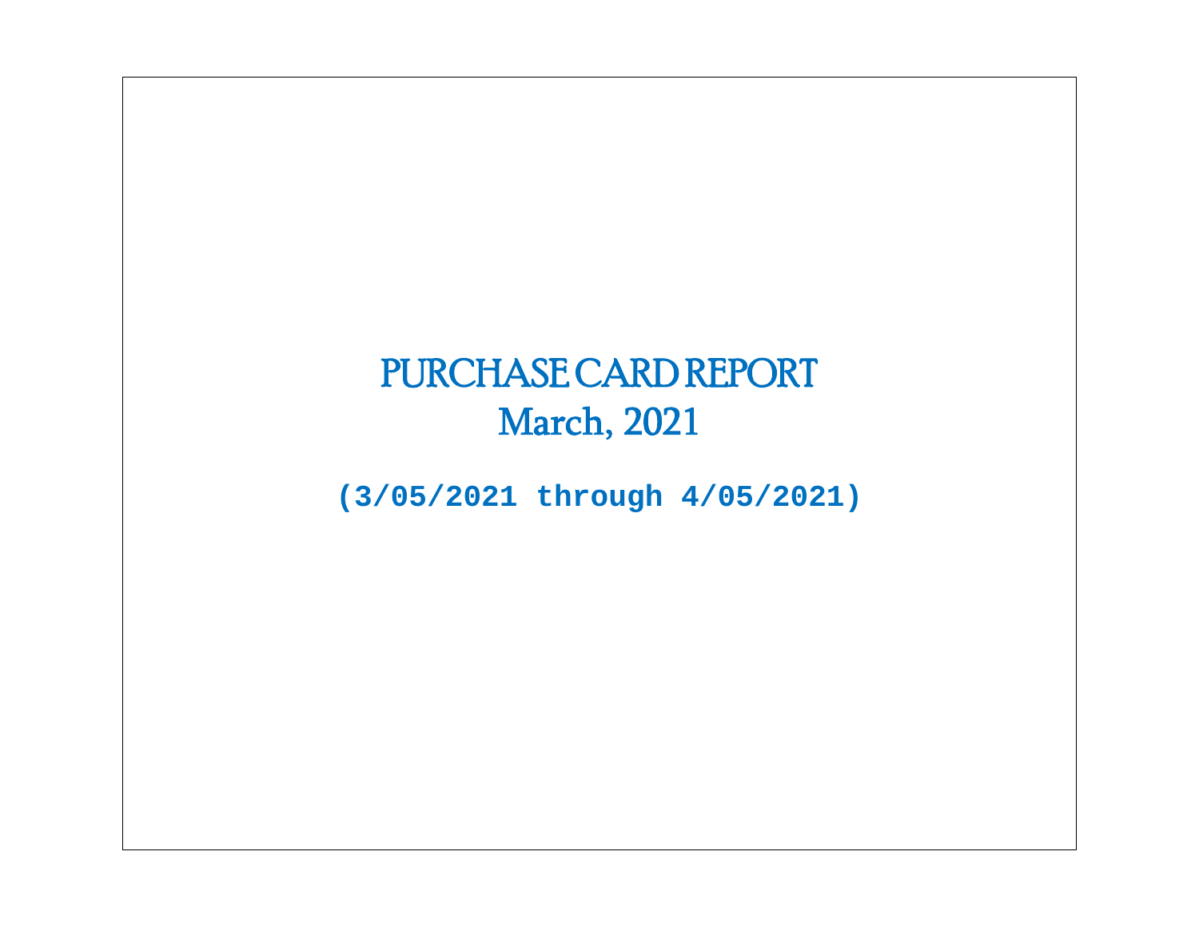# PURCHASE CARD REPORT

## March, 2021

**(3/05/2021 through 4/05/2021)**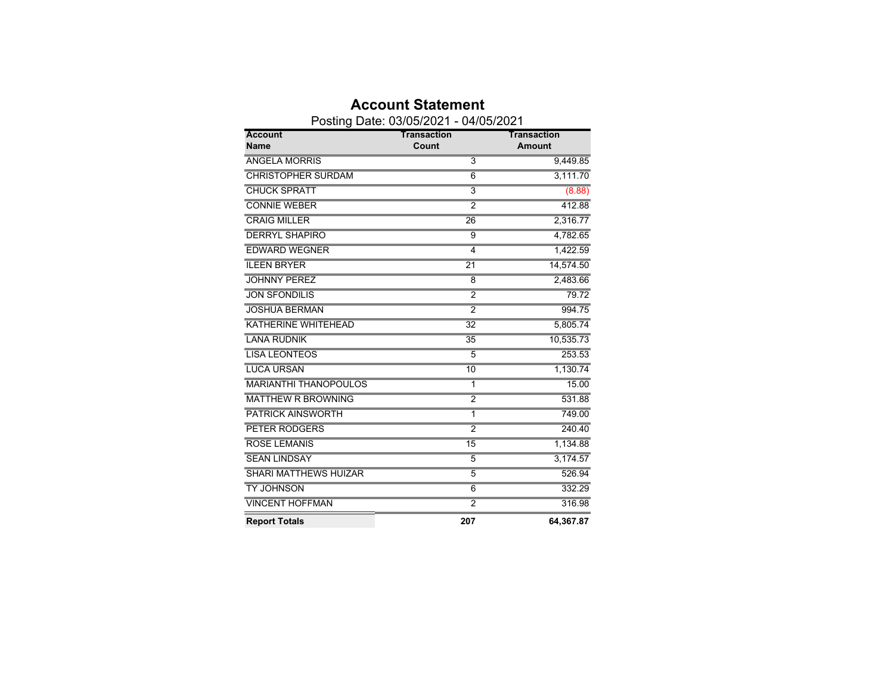# Account Statement

Posting Date: 03/05/2021 - 04/05/2021

| Account Name | Transaction Count | Transaction Amount |
|---|---|---|
| ANGELA MORRIS | 3 | 9,449.85 |
| CHRISTOPHER SURDAM | 6 | 3,111.70 |
| CHUCK SPRATT | 3 | (8.88) |
| CONNIE WEBER | 2 | 412.88 |
| CRAIG MILLER | 26 | 2,316.77 |
| DERRYL SHAPIRO | 9 | 4,782.65 |
| EDWARD WEGNER | 4 | 1,422.59 |
| ILEEN BRYER | 21 | 14,574.50 |
| JOHNNY PEREZ | 8 | 2,483.66 |
| JON SFONDILIS | 2 | 79.72 |
| JOSHUA BERMAN | 2 | 994.75 |
| KATHERINE WHITEHEAD | 32 | 5,805.74 |
| LANA RUDNIK | 35 | 10,535.73 |
| LISA LEONTEOS | 5 | 253.53 |
| LUCA URSAN | 10 | 1,130.74 |
| MARIANTHI THANOPOULOS | 1 | 15.00 |
| MATTHEW R BROWNING | 2 | 531.88 |
| PATRICK AINSWORTH | 1 | 749.00 |
| PETER RODGERS | 2 | 240.40 |
| ROSE LEMANIS | 15 | 1,134.88 |
| SEAN LINDSAY | 5 | 3,174.57 |
| SHARI MATTHEWS HUIZAR | 5 | 526.94 |
| TY JOHNSON | 6 | 332.29 |
| VINCENT HOFFMAN | 2 | 316.98 |
| **Report Totals** | **207** | **64,367.87** |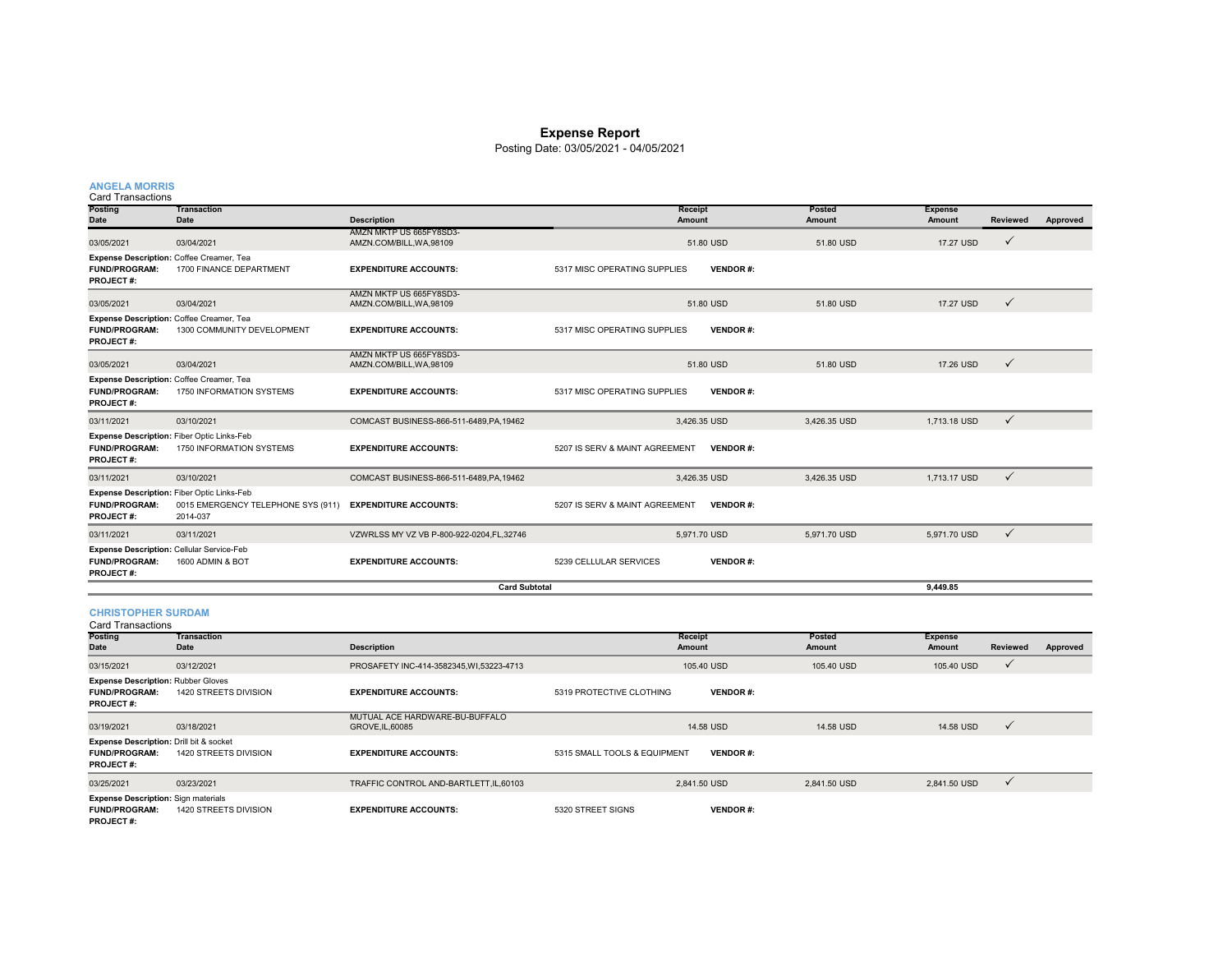# Expense Report

Posting Date: 03/05/2021 - 04/05/2021

## ANGELA MORRIS

Card Transactions

| Posting Date | Transaction Date | Description | Receipt Amount | Posted Amount | Expense Amount | Reviewed | Approved |
|---|---|---|---|---|---|---|---|
| 03/05/2021 | 03/04/2021 | AMZN MKTP US 665FY8SD3-AMZN.COM/BILL,WA,98109 | 51.80 USD | 51.80 USD | 17.27 USD | ✓ | |
| **Expense Description:** Coffee Creamer, Tea | | | | | | | |
| **FUND/PROGRAM:** 1700 FINANCE DEPARTMENT | | **EXPENDITURE ACCOUNTS:** | 5317 MISC OPERATING SUPPLIES | **VENDOR #:** | | | |
| **PROJECT #:** | | | | | | | |
| 03/05/2021 | 03/04/2021 | AMZN MKTP US 665FY8SD3-AMZN.COM/BILL,WA,98109 | 51.80 USD | 51.80 USD | 17.27 USD | ✓ | |
| **Expense Description:** Coffee Creamer, Tea | | | | | | | |
| **FUND/PROGRAM:** 1300 COMMUNITY DEVELOPMENT | | **EXPENDITURE ACCOUNTS:** | 5317 MISC OPERATING SUPPLIES | **VENDOR #:** | | | |
| **PROJECT #:** | | | | | | | |
| 03/05/2021 | 03/04/2021 | AMZN MKTP US 665FY8SD3-AMZN.COM/BILL,WA,98109 | 51.80 USD | 51.80 USD | 17.26 USD | ✓ | |
| **Expense Description:** Coffee Creamer, Tea | | | | | | | |
| **FUND/PROGRAM:** 1750 INFORMATION SYSTEMS | | **EXPENDITURE ACCOUNTS:** | 5317 MISC OPERATING SUPPLIES | **VENDOR #:** | | | |
| **PROJECT #:** | | | | | | | |
| 03/11/2021 | 03/10/2021 | COMCAST BUSINESS-866-511-6489,PA,19462 | 3,426.35 USD | 3,426.35 USD | 1,713.18 USD | ✓ | |
| **Expense Description:** Fiber Optic Links-Feb | | | | | | | |
| **FUND/PROGRAM:** 1750 INFORMATION SYSTEMS | | **EXPENDITURE ACCOUNTS:** | 5207 IS SERV & MAINT AGREEMENT | **VENDOR #:** | | | |
| **PROJECT #:** | | | | | | | |
| 03/11/2021 | 03/10/2021 | COMCAST BUSINESS-866-511-6489,PA,19462 | 3,426.35 USD | 3,426.35 USD | 1,713.17 USD | ✓ | |
| **Expense Description:** Fiber Optic Links-Feb | | | | | | | |
| **FUND/PROGRAM:** 0015 EMERGENCY TELEPHONE SYS (911) | | **EXPENDITURE ACCOUNTS:** | 5207 IS SERV & MAINT AGREEMENT | **VENDOR #:** | | | |
| **PROJECT #:** 2014-037 | | | | | | | |
| 03/11/2021 | 03/11/2021 | VZWRLSS MY VZ VB P-800-922-0204,FL,32746 | 5,971.70 USD | 5,971.70 USD | 5,971.70 USD | ✓ | |
| **Expense Description:** Cellular Service-Feb | | | | | | | |
| **FUND/PROGRAM:** 1600 ADMIN & BOT | | **EXPENDITURE ACCOUNTS:** | 5239 CELLULAR SERVICES | **VENDOR #:** | | | |
| **PROJECT #:** | | | | | | | |
| | | **Card Subtotal** | | | 9,449.85 | | |

## CHRISTOPHER SURDAM

Card Transactions

| Posting Date | Transaction Date | Description | Receipt Amount | Posted Amount | Expense Amount | Reviewed | Approved |
|---|---|---|---|---|---|---|---|
| 03/15/2021 | 03/12/2021 | PROSAFETY INC-414-3582345,WI,53223-4713 | 105.40 USD | 105.40 USD | 105.40 USD | ✓ | |
| **Expense Description:** Rubber Gloves | | | | | | | |
| **FUND/PROGRAM:** 1420 STREETS DIVISION | | **EXPENDITURE ACCOUNTS:** | 5319 PROTECTIVE CLOTHING | **VENDOR #:** | | | |
| **PROJECT #:** | | | | | | | |
| 03/19/2021 | 03/18/2021 | MUTUAL ACE HARDWARE-BU-BUFFALO GROVE,IL,60085 | 14.58 USD | 14.58 USD | 14.58 USD | ✓ | |
| **Expense Description:** Drill bit & socket | | | | | | | |
| **FUND/PROGRAM:** 1420 STREETS DIVISION | | **EXPENDITURE ACCOUNTS:** | 5315 SMALL TOOLS & EQUIPMENT | **VENDOR #:** | | | |
| **PROJECT #:** | | | | | | | |
| 03/25/2021 | 03/23/2021 | TRAFFIC CONTROL AND-BARTLETT,IL,60103 | 2,841.50 USD | 2,841.50 USD | 2,841.50 USD | ✓ | |
| **Expense Description:** Sign materials | | | | | | | |
| **FUND/PROGRAM:** 1420 STREETS DIVISION | | **EXPENDITURE ACCOUNTS:** | 5320 STREET SIGNS | **VENDOR #:** | | | |
| **PROJECT #:** | | | | | | | |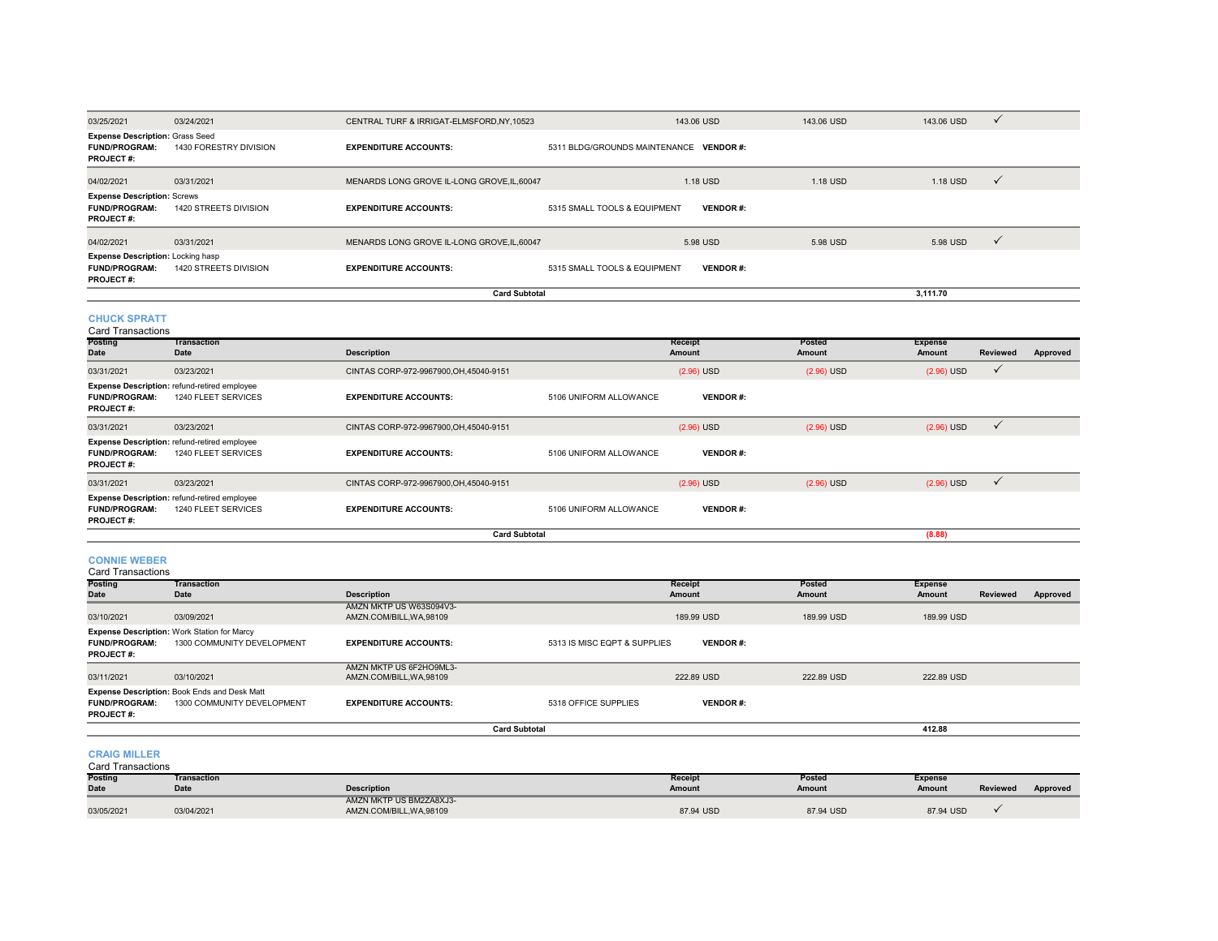| Posting Date | Transaction Date | Description | Receipt Amount | Posted Amount | Expense Amount | Reviewed | Approved |
|---|---|---|---|---|---|---|---|
| 03/25/2021 | 03/24/2021 | CENTRAL TURF & IRRIGAT-ELMSFORD,NY,10523 | 143.06 USD | 143.06 USD | 143.06 USD | ✓ | |

**Expense Description:** Grass Seed
**FUND/PROGRAM:** 1430 FORESTRY DIVISION **EXPENDITURE ACCOUNTS:** 5311 BLDG/GROUNDS MAINTENANCE **VENDOR #:**
**PROJECT #:**

| Posting Date | Transaction Date | Description | Receipt Amount | Posted Amount | Expense Amount | Reviewed | Approved |
|---|---|---|---|---|---|---|---|
| 04/02/2021 | 03/31/2021 | MENARDS LONG GROVE IL-LONG GROVE,IL,60047 | 1.18 USD | 1.18 USD | 1.18 USD | ✓ | |

**Expense Description:** Screws
**FUND/PROGRAM:** 1420 STREETS DIVISION **EXPENDITURE ACCOUNTS:** 5315 SMALL TOOLS & EQUIPMENT **VENDOR #:**
**PROJECT #:**

| Posting Date | Transaction Date | Description | Receipt Amount | Posted Amount | Expense Amount | Reviewed | Approved |
|---|---|---|---|---|---|---|---|
| 04/02/2021 | 03/31/2021 | MENARDS LONG GROVE IL-LONG GROVE,IL,60047 | 5.98 USD | 5.98 USD | 5.98 USD | ✓ | |

**Expense Description:** Locking hasp
**FUND/PROGRAM:** 1420 STREETS DIVISION **EXPENDITURE ACCOUNTS:** 5315 SMALL TOOLS & EQUIPMENT **VENDOR #:**
**PROJECT #:**

**Card Subtotal** 3,111.70

## CHUCK SPRATT

Card Transactions

| Posting Date | Transaction Date | Description | Receipt Amount | Posted Amount | Expense Amount | Reviewed | Approved |
|---|---|---|---|---|---|---|---|
| 03/31/2021 | 03/23/2021 | CINTAS CORP-972-9967900,OH,45040-9151 | (2.96) USD | (2.96) USD | (2.96) USD | ✓ | |

**Expense Description:** refund-retired employee
**FUND/PROGRAM:** 1240 FLEET SERVICES **EXPENDITURE ACCOUNTS:** 5106 UNIFORM ALLOWANCE **VENDOR #:**
**PROJECT #:**

| Posting Date | Transaction Date | Description | Receipt Amount | Posted Amount | Expense Amount | Reviewed | Approved |
|---|---|---|---|---|---|---|---|
| 03/31/2021 | 03/23/2021 | CINTAS CORP-972-9967900,OH,45040-9151 | (2.96) USD | (2.96) USD | (2.96) USD | ✓ | |

**Expense Description:** refund-retired employee
**FUND/PROGRAM:** 1240 FLEET SERVICES **EXPENDITURE ACCOUNTS:** 5106 UNIFORM ALLOWANCE **VENDOR #:**
**PROJECT #:**

| Posting Date | Transaction Date | Description | Receipt Amount | Posted Amount | Expense Amount | Reviewed | Approved |
|---|---|---|---|---|---|---|---|
| 03/31/2021 | 03/23/2021 | CINTAS CORP-972-9967900,OH,45040-9151 | (2.96) USD | (2.96) USD | (2.96) USD | ✓ | |

**Expense Description:** refund-retired employee
**FUND/PROGRAM:** 1240 FLEET SERVICES **EXPENDITURE ACCOUNTS:** 5106 UNIFORM ALLOWANCE **VENDOR #:**
**PROJECT #:**

**Card Subtotal** (8.88)

## CONNIE WEBER

Card Transactions

| Posting Date | Transaction Date | Description | Receipt Amount | Posted Amount | Expense Amount | Reviewed | Approved |
|---|---|---|---|---|---|---|---|
| 03/10/2021 | 03/09/2021 | AMZN MKTP US W63S094V3-AMZN.COM/BILL,WA,98109 | 189.99 USD | 189.99 USD | 189.99 USD | | |

**Expense Description:** Work Station for Marcy
**FUND/PROGRAM:** 1300 COMMUNITY DEVELOPMENT **EXPENDITURE ACCOUNTS:** 5313 IS MISC EQPT & SUPPLIES **VENDOR #:**
**PROJECT #:**

| Posting Date | Transaction Date | Description | Receipt Amount | Posted Amount | Expense Amount | Reviewed | Approved |
|---|---|---|---|---|---|---|---|
| 03/11/2021 | 03/10/2021 | AMZN MKTP US 6F2HO9ML3-AMZN.COM/BILL,WA,98109 | 222.89 USD | 222.89 USD | 222.89 USD | | |

**Expense Description:** Book Ends and Desk Matt
**FUND/PROGRAM:** 1300 COMMUNITY DEVELOPMENT **EXPENDITURE ACCOUNTS:** 5318 OFFICE SUPPLIES **VENDOR #:**
**PROJECT #:**

**Card Subtotal** 412.88

## CRAIG MILLER

Card Transactions

| Posting Date | Transaction Date | Description | Receipt Amount | Posted Amount | Expense Amount | Reviewed | Approved |
|---|---|---|---|---|---|---|---|
| 03/05/2021 | 03/04/2021 | AMZN MKTP US BM2ZA8XJ3-AMZN.COM/BILL,WA,98109 | 87.94 USD | 87.94 USD | 87.94 USD | ✓ | |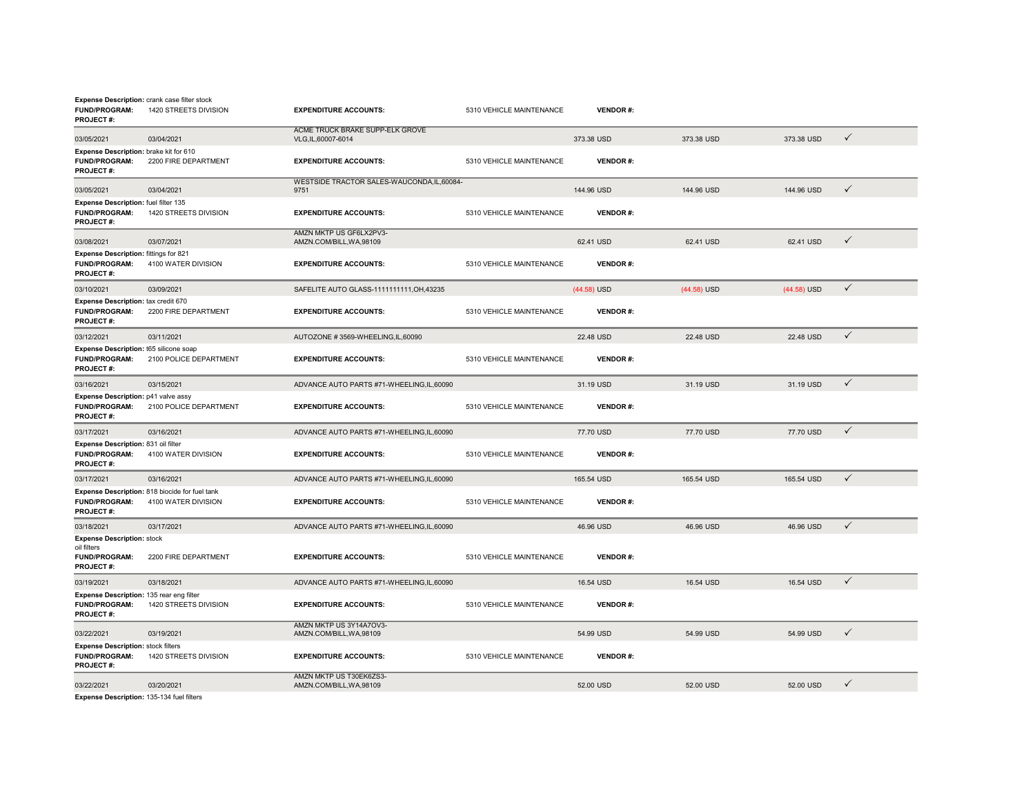**Expense Description:** crank case filter stock
**FUND/PROGRAM:** 1420 STREETS DIVISION **EXPENDITURE ACCOUNTS:** 5310 VEHICLE MAINTENANCE **VENDOR #:**
**PROJECT #:**

| | | | | | | |
|---|---|---|---|---|---|---|
| 03/05/2021 | 03/04/2021 | ACME TRUCK BRAKE SUPP-ELK GROVE VLG,IL,60007-6014 | 373.38 USD | 373.38 USD | 373.38 USD | ✓ |

**Expense Description:** brake kit for 610
**FUND/PROGRAM:** 2200 FIRE DEPARTMENT **EXPENDITURE ACCOUNTS:** 5310 VEHICLE MAINTENANCE **VENDOR #:**
**PROJECT #:**

| | | | | | | |
|---|---|---|---|---|---|---|
| 03/05/2021 | 03/04/2021 | WESTSIDE TRACTOR SALES-WAUCONDA,IL,60084-9751 | 144.96 USD | 144.96 USD | 144.96 USD | ✓ |

**Expense Description:** fuel filter 135
**FUND/PROGRAM:** 1420 STREETS DIVISION **EXPENDITURE ACCOUNTS:** 5310 VEHICLE MAINTENANCE **VENDOR #:**
**PROJECT #:**

| | | | | | | |
|---|---|---|---|---|---|---|
| 03/08/2021 | 03/07/2021 | AMZN MKTP US GF6LX2PV3-AMZN.COM/BILL,WA,98109 | 62.41 USD | 62.41 USD | 62.41 USD | ✓ |

**Expense Description:** fittings for 821
**FUND/PROGRAM:** 4100 WATER DIVISION **EXPENDITURE ACCOUNTS:** 5310 VEHICLE MAINTENANCE **VENDOR #:**
**PROJECT #:**

| | | | | | | |
|---|---|---|---|---|---|---|
| 03/10/2021 | 03/09/2021 | SAFELITE AUTO GLASS-1111111111,OH,43235 | (44.58) USD | (44.58) USD | (44.58) USD | ✓ |

**Expense Description:** tax credit 670
**FUND/PROGRAM:** 2200 FIRE DEPARTMENT **EXPENDITURE ACCOUNTS:** 5310 VEHICLE MAINTENANCE **VENDOR #:**
**PROJECT #:**

| | | | | | | |
|---|---|---|---|---|---|---|
| 03/12/2021 | 03/11/2021 | AUTOZONE # 3569-WHEELING,IL,60090 | 22.48 USD | 22.48 USD | 22.48 USD | ✓ |

**Expense Description:** t65 silicone soap
**FUND/PROGRAM:** 2100 POLICE DEPARTMENT **EXPENDITURE ACCOUNTS:** 5310 VEHICLE MAINTENANCE **VENDOR #:**
**PROJECT #:**

| | | | | | | |
|---|---|---|---|---|---|---|
| 03/16/2021 | 03/15/2021 | ADVANCE AUTO PARTS #71-WHEELING,IL,60090 | 31.19 USD | 31.19 USD | 31.19 USD | ✓ |

**Expense Description:** p41 valve assy
**FUND/PROGRAM:** 2100 POLICE DEPARTMENT **EXPENDITURE ACCOUNTS:** 5310 VEHICLE MAINTENANCE **VENDOR #:**
**PROJECT #:**

| | | | | | | |
|---|---|---|---|---|---|---|
| 03/17/2021 | 03/16/2021 | ADVANCE AUTO PARTS #71-WHEELING,IL,60090 | 77.70 USD | 77.70 USD | 77.70 USD | ✓ |

**Expense Description:** 831 oil filter
**FUND/PROGRAM:** 4100 WATER DIVISION **EXPENDITURE ACCOUNTS:** 5310 VEHICLE MAINTENANCE **VENDOR #:**
**PROJECT #:**

| | | | | | | |
|---|---|---|---|---|---|---|
| 03/17/2021 | 03/16/2021 | ADVANCE AUTO PARTS #71-WHEELING,IL,60090 | 165.54 USD | 165.54 USD | 165.54 USD | ✓ |

**Expense Description:** 818 biocide for fuel tank
**FUND/PROGRAM:** 4100 WATER DIVISION **EXPENDITURE ACCOUNTS:** 5310 VEHICLE MAINTENANCE **VENDOR #:**
**PROJECT #:**

| | | | | | | |
|---|---|---|---|---|---|---|
| 03/18/2021 | 03/17/2021 | ADVANCE AUTO PARTS #71-WHEELING,IL,60090 | 46.96 USD | 46.96 USD | 46.96 USD | ✓ |

**Expense Description:** stock
oil filters
**FUND/PROGRAM:** 2200 FIRE DEPARTMENT **EXPENDITURE ACCOUNTS:** 5310 VEHICLE MAINTENANCE **VENDOR #:**
**PROJECT #:**

| | | | | | | |
|---|---|---|---|---|---|---|
| 03/19/2021 | 03/18/2021 | ADVANCE AUTO PARTS #71-WHEELING,IL,60090 | 16.54 USD | 16.54 USD | 16.54 USD | ✓ |

**Expense Description:** 135 rear eng filter
**FUND/PROGRAM:** 1420 STREETS DIVISION **EXPENDITURE ACCOUNTS:** 5310 VEHICLE MAINTENANCE **VENDOR #:**
**PROJECT #:**

| | | | | | | |
|---|---|---|---|---|---|---|
| 03/22/2021 | 03/19/2021 | AMZN MKTP US 3Y14A7OV3-AMZN.COM/BILL,WA,98109 | 54.99 USD | 54.99 USD | 54.99 USD | ✓ |

**Expense Description:** stock filters
**FUND/PROGRAM:** 1420 STREETS DIVISION **EXPENDITURE ACCOUNTS:** 5310 VEHICLE MAINTENANCE **VENDOR #:**
**PROJECT #:**

| | | | | | | |
|---|---|---|---|---|---|---|
| 03/22/2021 | 03/20/2021 | AMZN MKTP US T30EK6ZS3-AMZN.COM/BILL,WA,98109 | 52.00 USD | 52.00 USD | 52.00 USD | ✓ |

**Expense Description:** 135-134 fuel filters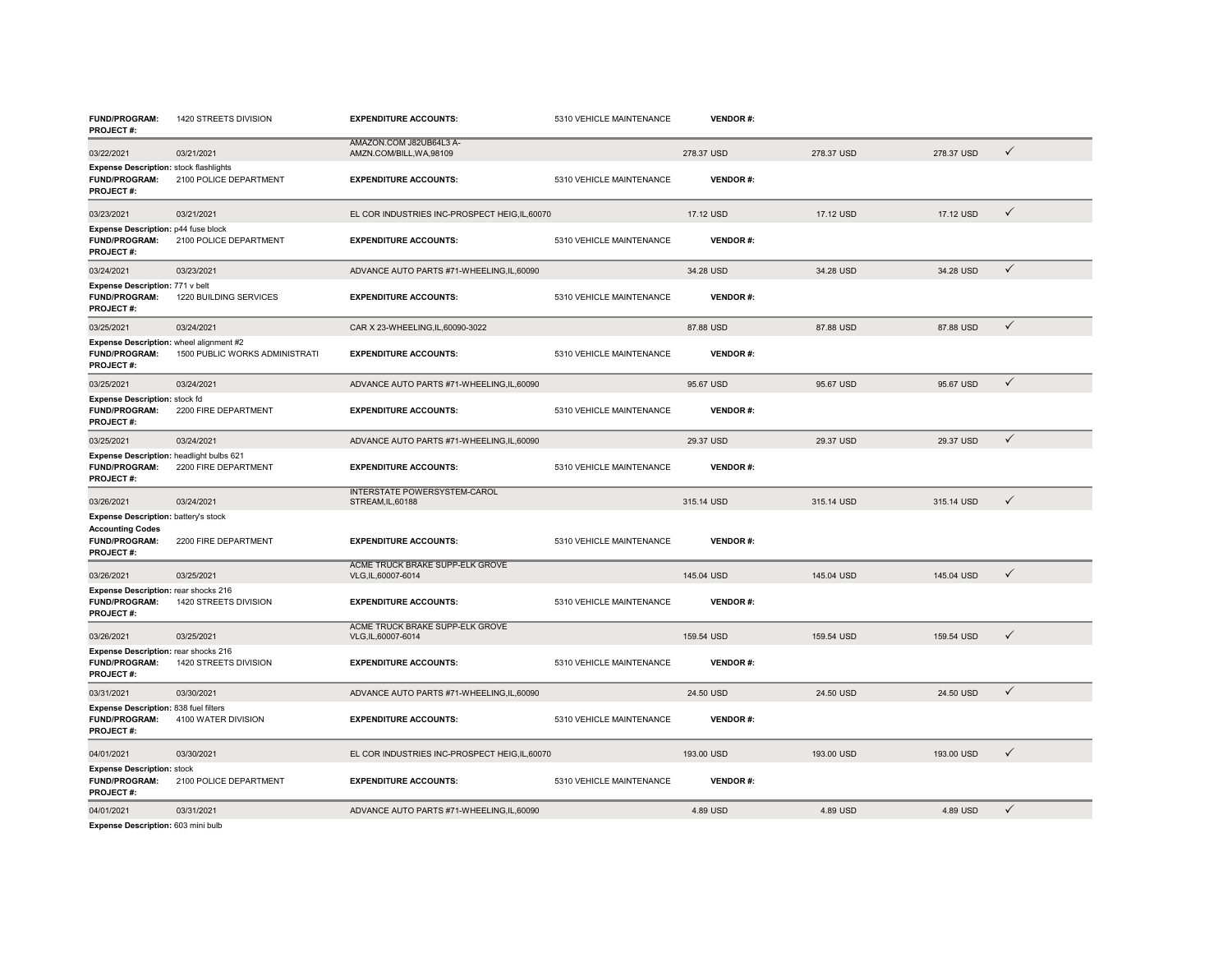| | | | | | | | | |
|---|---|---|---|---|---|---|---|---|
| **FUND/PROGRAM:** **PROJECT #:** | 1420 STREETS DIVISION | **EXPENDITURE ACCOUNTS:** | 5310 VEHICLE MAINTENANCE | **VENDOR #:** | | | | |
| 03/22/2021 | 03/21/2021 | AMAZON.COM J82UB64L3 A-AMZN.COM/BILL,WA,98109 | | 278.37 USD | 278.37 USD | 278.37 USD | ✓ | |
| **Expense Description:** stock flashlights | | | | | | | | |
| **FUND/PROGRAM:** **PROJECT #:** | 2100 POLICE DEPARTMENT | **EXPENDITURE ACCOUNTS:** | 5310 VEHICLE MAINTENANCE | **VENDOR #:** | | | | |
| 03/23/2021 | 03/21/2021 | EL COR INDUSTRIES INC-PROSPECT HEIG,IL,60070 | | 17.12 USD | 17.12 USD | 17.12 USD | ✓ | |
| **Expense Description:** p44 fuse block | | | | | | | | |
| **FUND/PROGRAM:** **PROJECT #:** | 2100 POLICE DEPARTMENT | **EXPENDITURE ACCOUNTS:** | 5310 VEHICLE MAINTENANCE | **VENDOR #:** | | | | |
| 03/24/2021 | 03/23/2021 | ADVANCE AUTO PARTS #71-WHEELING,IL,60090 | | 34.28 USD | 34.28 USD | 34.28 USD | ✓ | |
| **Expense Description:** 771 v belt | | | | | | | | |
| **FUND/PROGRAM:** **PROJECT #:** | 1220 BUILDING SERVICES | **EXPENDITURE ACCOUNTS:** | 5310 VEHICLE MAINTENANCE | **VENDOR #:** | | | | |
| 03/25/2021 | 03/24/2021 | CAR X 23-WHEELING,IL,60090-3022 | | 87.88 USD | 87.88 USD | 87.88 USD | ✓ | |
| **Expense Description:** wheel alignment #2 | | | | | | | | |
| **FUND/PROGRAM:** **PROJECT #:** | 1500 PUBLIC WORKS ADMINISTRATI | **EXPENDITURE ACCOUNTS:** | 5310 VEHICLE MAINTENANCE | **VENDOR #:** | | | | |
| 03/25/2021 | 03/24/2021 | ADVANCE AUTO PARTS #71-WHEELING,IL,60090 | | 95.67 USD | 95.67 USD | 95.67 USD | ✓ | |
| **Expense Description:** stock fd | | | | | | | | |
| **FUND/PROGRAM:** **PROJECT #:** | 2200 FIRE DEPARTMENT | **EXPENDITURE ACCOUNTS:** | 5310 VEHICLE MAINTENANCE | **VENDOR #:** | | | | |
| 03/25/2021 | 03/24/2021 | ADVANCE AUTO PARTS #71-WHEELING,IL,60090 | | 29.37 USD | 29.37 USD | 29.37 USD | ✓ | |
| **Expense Description:** headlight bulbs 621 | | | | | | | | |
| **FUND/PROGRAM:** **PROJECT #:** | 2200 FIRE DEPARTMENT | **EXPENDITURE ACCOUNTS:** | 5310 VEHICLE MAINTENANCE | **VENDOR #:** | | | | |
| 03/26/2021 | 03/24/2021 | INTERSTATE POWERSYSTEM-CAROL STREAM,IL,60188 | | 315.14 USD | 315.14 USD | 315.14 USD | ✓ | |
| **Expense Description:** battery's stock | | | | | | | | |
| **Accounting Codes** | | | | | | | | |
| **FUND/PROGRAM:** **PROJECT #:** | 2200 FIRE DEPARTMENT | **EXPENDITURE ACCOUNTS:** | 5310 VEHICLE MAINTENANCE | **VENDOR #:** | | | | |
| 03/26/2021 | 03/25/2021 | ACME TRUCK BRAKE SUPP-ELK GROVE VLG,IL,60007-6014 | | 145.04 USD | 145.04 USD | 145.04 USD | ✓ | |
| **Expense Description:** rear shocks 216 | | | | | | | | |
| **FUND/PROGRAM:** **PROJECT #:** | 1420 STREETS DIVISION | **EXPENDITURE ACCOUNTS:** | 5310 VEHICLE MAINTENANCE | **VENDOR #:** | | | | |
| 03/26/2021 | 03/25/2021 | ACME TRUCK BRAKE SUPP-ELK GROVE VLG,IL,60007-6014 | | 159.54 USD | 159.54 USD | 159.54 USD | ✓ | |
| **Expense Description:** rear shocks 216 | | | | | | | | |
| **FUND/PROGRAM:** **PROJECT #:** | 1420 STREETS DIVISION | **EXPENDITURE ACCOUNTS:** | 5310 VEHICLE MAINTENANCE | **VENDOR #:** | | | | |
| 03/31/2021 | 03/30/2021 | ADVANCE AUTO PARTS #71-WHEELING,IL,60090 | | 24.50 USD | 24.50 USD | 24.50 USD | ✓ | |
| **Expense Description:** 838 fuel filters | | | | | | | | |
| **FUND/PROGRAM:** **PROJECT #:** | 4100 WATER DIVISION | **EXPENDITURE ACCOUNTS:** | 5310 VEHICLE MAINTENANCE | **VENDOR #:** | | | | |
| 04/01/2021 | 03/30/2021 | EL COR INDUSTRIES INC-PROSPECT HEIG,IL,60070 | | 193.00 USD | 193.00 USD | 193.00 USD | ✓ | |
| **Expense Description:** stock | | | | | | | | |
| **FUND/PROGRAM:** **PROJECT #:** | 2100 POLICE DEPARTMENT | **EXPENDITURE ACCOUNTS:** | 5310 VEHICLE MAINTENANCE | **VENDOR #:** | | | | |
| 04/01/2021 | 03/31/2021 | ADVANCE AUTO PARTS #71-WHEELING,IL,60090 | | 4.89 USD | 4.89 USD | 4.89 USD | ✓ | |
| **Expense Description:** 603 mini bulb | | | | | | | | |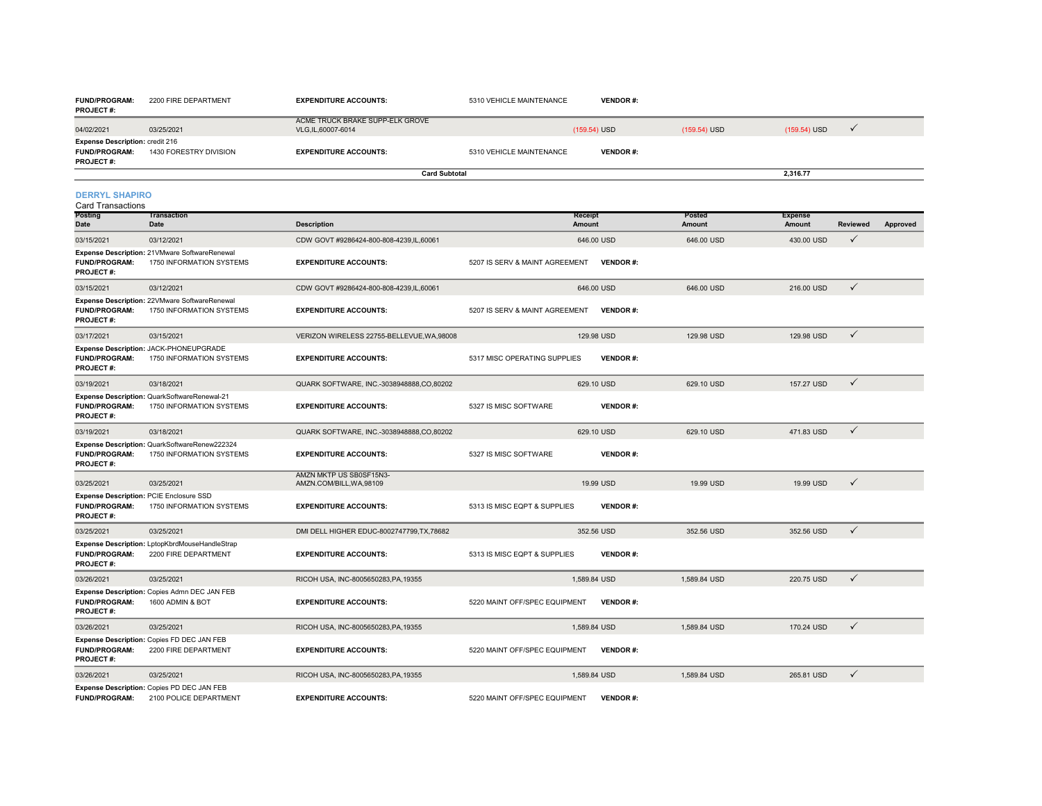| | | | | | | |
|---|---|---|---|---|---|---|
| **FUND/PROGRAM:** | 2200 FIRE DEPARTMENT | **EXPENDITURE ACCOUNTS:** | 5310 VEHICLE MAINTENANCE | **VENDOR #:** | | |
| **PROJECT #:** | | | | | | |

| Posting Date | Transaction Date | Description | Receipt Amount | Posted Amount | Expense Amount | Reviewed | Approved |
|---|---|---|---|---|---|---|---|
| 04/02/2021 | 03/25/2021 | ACME TRUCK BRAKE SUPP-ELK GROVE VLG,IL,60007-6014 | (159.54) USD | (159.54) USD | (159.54) USD | ✓ | |

**Expense Description:** credit 216
**FUND/PROGRAM:** 1430 FORESTRY DIVISION **EXPENDITURE ACCOUNTS:** 5310 VEHICLE MAINTENANCE **VENDOR #:**
**PROJECT #:**

**Card Subtotal** 2,316.77

## DERRYL SHAPIRO

Card Transactions

| Posting Date | Transaction Date | Description | Receipt Amount | Posted Amount | Expense Amount | Reviewed | Approved |
|---|---|---|---|---|---|---|---|
| 03/15/2021 | 03/12/2021 | CDW GOVT #9286424-800-808-4239,IL,60061 | 646.00 USD | 646.00 USD | 430.00 USD | ✓ | |
| **Expense Description:** 21VMware SoftwareRenewal | | | | | | | |
| **FUND/PROGRAM:** 1750 INFORMATION SYSTEMS | | **EXPENDITURE ACCOUNTS:** 5207 IS SERV & MAINT AGREEMENT | **VENDOR #:** | | | | |
| **PROJECT #:** | | | | | | | |
| 03/15/2021 | 03/12/2021 | CDW GOVT #9286424-800-808-4239,IL,60061 | 646.00 USD | 646.00 USD | 216.00 USD | ✓ | |
| **Expense Description:** 22VMware SoftwareRenewal | | | | | | | |
| **FUND/PROGRAM:** 1750 INFORMATION SYSTEMS | | **EXPENDITURE ACCOUNTS:** 5207 IS SERV & MAINT AGREEMENT | **VENDOR #:** | | | | |
| **PROJECT #:** | | | | | | | |
| 03/17/2021 | 03/15/2021 | VERIZON WIRELESS 22755-BELLEVUE,WA,98008 | 129.98 USD | 129.98 USD | 129.98 USD | ✓ | |
| **Expense Description:** JACK-PHONEUPGRADE | | | | | | | |
| **FUND/PROGRAM:** 1750 INFORMATION SYSTEMS | | **EXPENDITURE ACCOUNTS:** 5317 MISC OPERATING SUPPLIES | **VENDOR #:** | | | | |
| **PROJECT #:** | | | | | | | |
| 03/19/2021 | 03/18/2021 | QUARK SOFTWARE, INC.-3038948888,CO,80202 | 629.10 USD | 629.10 USD | 157.27 USD | ✓ | |
| **Expense Description:** QuarkSoftwareRenewal-21 | | | | | | | |
| **FUND/PROGRAM:** 1750 INFORMATION SYSTEMS | | **EXPENDITURE ACCOUNTS:** 5327 IS MISC SOFTWARE | **VENDOR #:** | | | | |
| **PROJECT #:** | | | | | | | |
| 03/19/2021 | 03/18/2021 | QUARK SOFTWARE, INC.-3038948888,CO,80202 | 629.10 USD | 629.10 USD | 471.83 USD | ✓ | |
| **Expense Description:** QuarkSoftwareRenew222324 | | | | | | | |
| **FUND/PROGRAM:** 1750 INFORMATION SYSTEMS | | **EXPENDITURE ACCOUNTS:** 5327 IS MISC SOFTWARE | **VENDOR #:** | | | | |
| **PROJECT #:** | | | | | | | |
| 03/25/2021 | 03/25/2021 | AMZN MKTP US SB0SF15N3-AMZN.COM/BILL,WA,98109 | 19.99 USD | 19.99 USD | 19.99 USD | ✓ | |
| **Expense Description:** PCIE Enclosure SSD | | | | | | | |
| **FUND/PROGRAM:** 1750 INFORMATION SYSTEMS | | **EXPENDITURE ACCOUNTS:** 5313 IS MISC EQPT & SUPPLIES | **VENDOR #:** | | | | |
| **PROJECT #:** | | | | | | | |
| 03/25/2021 | 03/25/2021 | DMI DELL HIGHER EDUC-8002747799,TX,78682 | 352.56 USD | 352.56 USD | 352.56 USD | ✓ | |
| **Expense Description:** LptopKbrdMouseHandleStrap | | | | | | | |
| **FUND/PROGRAM:** 2200 FIRE DEPARTMENT | | **EXPENDITURE ACCOUNTS:** 5313 IS MISC EQPT & SUPPLIES | **VENDOR #:** | | | | |
| **PROJECT #:** | | | | | | | |
| 03/26/2021 | 03/25/2021 | RICOH USA, INC-8005650283,PA,19355 | 1,589.84 USD | 1,589.84 USD | 220.75 USD | ✓ | |
| **Expense Description:** Copies Admn DEC JAN FEB | | | | | | | |
| **FUND/PROGRAM:** 1600 ADMIN & BOT | | **EXPENDITURE ACCOUNTS:** 5220 MAINT OFF/SPEC EQUIPMENT | **VENDOR #:** | | | | |
| **PROJECT #:** | | | | | | | |
| 03/26/2021 | 03/25/2021 | RICOH USA, INC-8005650283,PA,19355 | 1,589.84 USD | 1,589.84 USD | 170.24 USD | ✓ | |
| **Expense Description:** Copies FD DEC JAN FEB | | | | | | | |
| **FUND/PROGRAM:** 2200 FIRE DEPARTMENT | | **EXPENDITURE ACCOUNTS:** 5220 MAINT OFF/SPEC EQUIPMENT | **VENDOR #:** | | | | |
| **PROJECT #:** | | | | | | | |
| 03/26/2021 | 03/25/2021 | RICOH USA, INC-8005650283,PA,19355 | 1,589.84 USD | 1,589.84 USD | 265.81 USD | ✓ | |
| **Expense Description:** Copies PD DEC JAN FEB | | | | | | | |
| **FUND/PROGRAM:** 2100 POLICE DEPARTMENT | | **EXPENDITURE ACCOUNTS:** 5220 MAINT OFF/SPEC EQUIPMENT | **VENDOR #:** | | | | |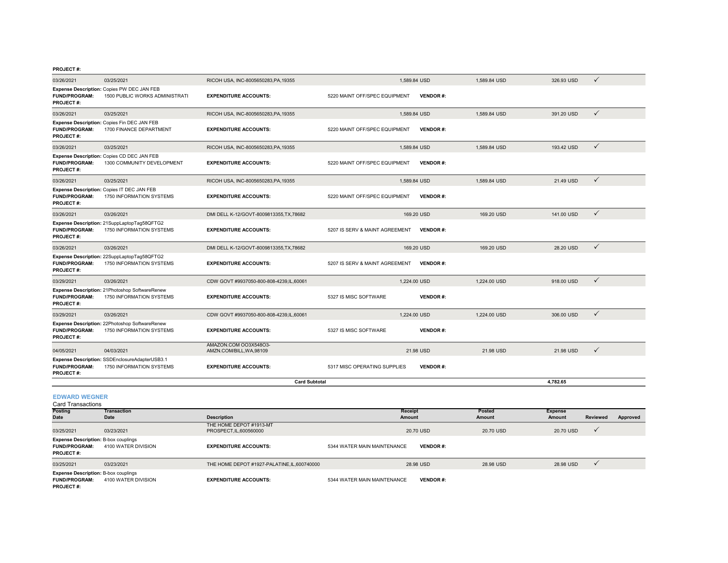**PROJECT #:**

| Posting Date | Transaction Date | Description | Receipt Amount | Posted Amount | Expense Amount | Reviewed | Approved |
|---|---|---|---|---|---|---|---|
| 03/26/2021 | 03/25/2021 | RICOH USA, INC-8005650283,PA,19355 | 1,589.84 USD | 1,589.84 USD | 326.93 USD | ✓ | |
| **Expense Description:** Copies PW DEC JAN FEB | | | | | | | |
| **FUND/PROGRAM:** | 1500 PUBLIC WORKS ADMINISTRATI | **EXPENDITURE ACCOUNTS:** | 5220 MAINT OFF/SPEC EQUIPMENT | **VENDOR #:** | | | |
| **PROJECT #:** | | | | | | | |
| 03/26/2021 | 03/25/2021 | RICOH USA, INC-8005650283,PA,19355 | 1,589.84 USD | 1,589.84 USD | 391.20 USD | ✓ | |
| **Expense Description:** Copies Fin DEC JAN FEB | | | | | | | |
| **FUND/PROGRAM:** | 1700 FINANCE DEPARTMENT | **EXPENDITURE ACCOUNTS:** | 5220 MAINT OFF/SPEC EQUIPMENT | **VENDOR #:** | | | |
| **PROJECT #:** | | | | | | | |
| 03/26/2021 | 03/25/2021 | RICOH USA, INC-8005650283,PA,19355 | 1,589.84 USD | 1,589.84 USD | 193.42 USD | ✓ | |
| **Expense Description:** Copies CD DEC JAN FEB | | | | | | | |
| **FUND/PROGRAM:** | 1300 COMMUNITY DEVELOPMENT | **EXPENDITURE ACCOUNTS:** | 5220 MAINT OFF/SPEC EQUIPMENT | **VENDOR #:** | | | |
| **PROJECT #:** | | | | | | | |
| 03/26/2021 | 03/25/2021 | RICOH USA, INC-8005650283,PA,19355 | 1,589.84 USD | 1,589.84 USD | 21.49 USD | ✓ | |
| **Expense Description:** Copies IT DEC JAN FEB | | | | | | | |
| **FUND/PROGRAM:** | 1750 INFORMATION SYSTEMS | **EXPENDITURE ACCOUNTS:** | 5220 MAINT OFF/SPEC EQUIPMENT | **VENDOR #:** | | | |
| **PROJECT #:** | | | | | | | |
| 03/26/2021 | 03/26/2021 | DMI DELL K-12/GOVT-8009813355,TX,78682 | 169.20 USD | 169.20 USD | 141.00 USD | ✓ | |
| **Expense Description:** 21SuppLaptopTag58QFTG2 | | | | | | | |
| **FUND/PROGRAM:** | 1750 INFORMATION SYSTEMS | **EXPENDITURE ACCOUNTS:** | 5207 IS SERV & MAINT AGREEMENT | **VENDOR #:** | | | |
| **PROJECT #:** | | | | | | | |
| 03/26/2021 | 03/26/2021 | DMI DELL K-12/GOVT-8009813355,TX,78682 | 169.20 USD | 169.20 USD | 28.20 USD | ✓ | |
| **Expense Description:** 22SuppLaptopTag58QFTG2 | | | | | | | |
| **FUND/PROGRAM:** | 1750 INFORMATION SYSTEMS | **EXPENDITURE ACCOUNTS:** | 5207 IS SERV & MAINT AGREEMENT | **VENDOR #:** | | | |
| **PROJECT #:** | | | | | | | |
| 03/29/2021 | 03/26/2021 | CDW GOVT #9937050-800-808-4239,IL,60061 | 1,224.00 USD | 1,224.00 USD | 918.00 USD | ✓ | |
| **Expense Description:** 21Photoshop SoftwareRenew | | | | | | | |
| **FUND/PROGRAM:** | 1750 INFORMATION SYSTEMS | **EXPENDITURE ACCOUNTS:** | 5327 IS MISC SOFTWARE | **VENDOR #:** | | | |
| **PROJECT #:** | | | | | | | |
| 03/29/2021 | 03/26/2021 | CDW GOVT #9937050-800-808-4239,IL,60061 | 1,224.00 USD | 1,224.00 USD | 306.00 USD | ✓ | |
| **Expense Description:** 22Photoshop SoftwareRenew | | | | | | | |
| **FUND/PROGRAM:** | 1750 INFORMATION SYSTEMS | **EXPENDITURE ACCOUNTS:** | 5327 IS MISC SOFTWARE | **VENDOR #:** | | | |
| **PROJECT #:** | | | | | | | |
| 04/05/2021 | 04/03/2021 | AMAZON.COM OO3X548O3-AMZN.COM/BILL,WA,98109 | 21.98 USD | 21.98 USD | 21.98 USD | ✓ | |
| **Expense Description:** SSDEnclosureAdapterUSB3.1 | | | | | | | |
| **FUND/PROGRAM:** | 1750 INFORMATION SYSTEMS | **EXPENDITURE ACCOUNTS:** | 5317 MISC OPERATING SUPPLIES | **VENDOR #:** | | | |
| **PROJECT #:** | | | | | | | |
| | | **Card Subtotal** | | | **4,782.65** | | |

## EDWARD WEGNER

Card Transactions

| Posting Date | Transaction Date | Description | Receipt Amount | Posted Amount | Expense Amount | Reviewed | Approved |
|---|---|---|---|---|---|---|---|
| 03/25/2021 | 03/23/2021 | THE HOME DEPOT #1913-MT PROSPECT,IL,600560000 | 20.70 USD | 20.70 USD | 20.70 USD | ✓ | |
| **Expense Description:** B-box couplings | | | | | | | |
| **FUND/PROGRAM:** | 4100 WATER DIVISION | **EXPENDITURE ACCOUNTS:** | 5344 WATER MAIN MAINTENANCE | **VENDOR #:** | | | |
| **PROJECT #:** | | | | | | | |
| 03/25/2021 | 03/23/2021 | THE HOME DEPOT #1927-PALATINE,IL,600740000 | 28.98 USD | 28.98 USD | 28.98 USD | ✓ | |
| **Expense Description:** B-box couplings | | | | | | | |
| **FUND/PROGRAM:** | 4100 WATER DIVISION | **EXPENDITURE ACCOUNTS:** | 5344 WATER MAIN MAINTENANCE | **VENDOR #:** | | | |
| **PROJECT #:** | | | | | | | |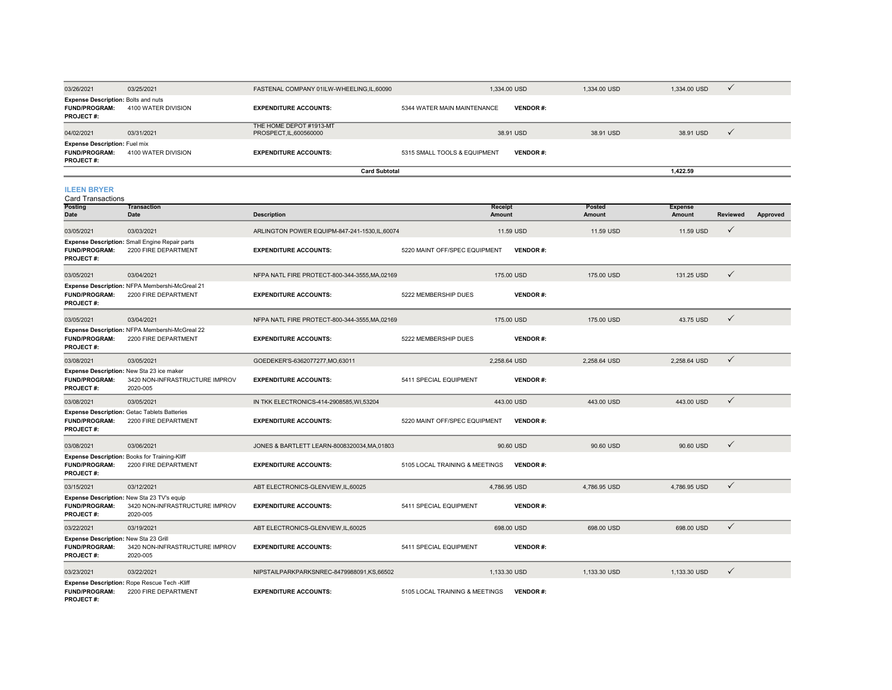| Posting Date | Transaction Date | Description | Receipt Amount | Posted Amount | Expense Amount | Reviewed | Approved |
|---|---|---|---|---|---|---|---|
| 03/26/2021 | 03/25/2021 | FASTENAL COMPANY 01ILW-WHEELING,IL,60090 | 1,334.00 USD | 1,334.00 USD | 1,334.00 USD | ✓ | |
| **Expense Description:** Bolts and nuts | | | | | | | |
| **FUND/PROGRAM:** | 4100 WATER DIVISION | **EXPENDITURE ACCOUNTS:** | 5344 WATER MAIN MAINTENANCE | **VENDOR #:** | | | |
| **PROJECT #:** | | | | | | | |
| 04/02/2021 | 03/31/2021 | THE HOME DEPOT #1913-MT PROSPECT,IL,600560000 | 38.91 USD | 38.91 USD | 38.91 USD | ✓ | |
| **Expense Description:** Fuel mix | | | | | | | |
| **FUND/PROGRAM:** | 4100 WATER DIVISION | **EXPENDITURE ACCOUNTS:** | 5315 SMALL TOOLS & EQUIPMENT | **VENDOR #:** | | | |
| **PROJECT #:** | | | | | | | |
| | | **Card Subtotal** | | | **1,422.59** | | |

## ILEEN BRYER

Card Transactions

| Posting Date | Transaction Date | Description | Receipt Amount | Posted Amount | Expense Amount | Reviewed | Approved |
|---|---|---|---|---|---|---|---|
| 03/05/2021 | 03/03/2021 | ARLINGTON POWER EQUIPM-847-241-1530,IL,60074 | 11.59 USD | 11.59 USD | 11.59 USD | ✓ | |
| **Expense Description:** Small Engine Repair parts | | | | | | | |
| **FUND/PROGRAM:** | 2200 FIRE DEPARTMENT | **EXPENDITURE ACCOUNTS:** | 5220 MAINT OFF/SPEC EQUIPMENT | **VENDOR #:** | | | |
| **PROJECT #:** | | | | | | | |
| 03/05/2021 | 03/04/2021 | NFPA NATL FIRE PROTECT-800-344-3555,MA,02169 | 175.00 USD | 175.00 USD | 131.25 USD | ✓ | |
| **Expense Description:** NFPA Membershi-McGreal 21 | | | | | | | |
| **FUND/PROGRAM:** | 2200 FIRE DEPARTMENT | **EXPENDITURE ACCOUNTS:** | 5222 MEMBERSHIP DUES | **VENDOR #:** | | | |
| **PROJECT #:** | | | | | | | |
| 03/05/2021 | 03/04/2021 | NFPA NATL FIRE PROTECT-800-344-3555,MA,02169 | 175.00 USD | 175.00 USD | 43.75 USD | ✓ | |
| **Expense Description:** NFPA Membershi-McGreal 22 | | | | | | | |
| **FUND/PROGRAM:** | 2200 FIRE DEPARTMENT | **EXPENDITURE ACCOUNTS:** | 5222 MEMBERSHIP DUES | **VENDOR #:** | | | |
| **PROJECT #:** | | | | | | | |
| 03/08/2021 | 03/05/2021 | GOEDEKER'S-6362077277,MO,63011 | 2,258.64 USD | 2,258.64 USD | 2,258.64 USD | ✓ | |
| **Expense Description:** New Sta 23 ice maker | | | | | | | |
| **FUND/PROGRAM:** | 3420 NON-INFRASTRUCTURE IMPROV | **EXPENDITURE ACCOUNTS:** | 5411 SPECIAL EQUIPMENT | **VENDOR #:** | | | |
| **PROJECT #:** | 2020-005 | | | | | | |
| 03/08/2021 | 03/05/2021 | IN TKK ELECTRONICS-414-2908585,WI,53204 | 443.00 USD | 443.00 USD | 443.00 USD | ✓ | |
| **Expense Description:** Getac Tablets Batteries | | | | | | | |
| **FUND/PROGRAM:** | 2200 FIRE DEPARTMENT | **EXPENDITURE ACCOUNTS:** | 5220 MAINT OFF/SPEC EQUIPMENT | **VENDOR #:** | | | |
| **PROJECT #:** | | | | | | | |
| 03/08/2021 | 03/06/2021 | JONES & BARTLETT LEARN-8008320034,MA,01803 | 90.60 USD | 90.60 USD | 90.60 USD | ✓ | |
| **Expense Description:** Books for Training-Kliff | | | | | | | |
| **FUND/PROGRAM:** | 2200 FIRE DEPARTMENT | **EXPENDITURE ACCOUNTS:** | 5105 LOCAL TRAINING & MEETINGS | **VENDOR #:** | | | |
| **PROJECT #:** | | | | | | | |
| 03/15/2021 | 03/12/2021 | ABT ELECTRONICS-GLENVIEW,IL,60025 | 4,786.95 USD | 4,786.95 USD | 4,786.95 USD | ✓ | |
| **Expense Description:** New Sta 23 TV's equip | | | | | | | |
| **FUND/PROGRAM:** | 3420 NON-INFRASTRUCTURE IMPROV | **EXPENDITURE ACCOUNTS:** | 5411 SPECIAL EQUIPMENT | **VENDOR #:** | | | |
| **PROJECT #:** | 2020-005 | | | | | | |
| 03/22/2021 | 03/19/2021 | ABT ELECTRONICS-GLENVIEW,IL,60025 | 698.00 USD | 698.00 USD | 698.00 USD | ✓ | |
| **Expense Description:** New Sta 23 Grill | | | | | | | |
| **FUND/PROGRAM:** | 3420 NON-INFRASTRUCTURE IMPROV | **EXPENDITURE ACCOUNTS:** | 5411 SPECIAL EQUIPMENT | **VENDOR #:** | | | |
| **PROJECT #:** | 2020-005 | | | | | | |
| 03/23/2021 | 03/22/2021 | NIPSTAILPARKPARKSNREC-8479988091,KS,66502 | 1,133.30 USD | 1,133.30 USD | 1,133.30 USD | ✓ | |
| **Expense Description:** Rope Rescue Tech -Kliff | | | | | | | |
| **FUND/PROGRAM:** | 2200 FIRE DEPARTMENT | **EXPENDITURE ACCOUNTS:** | 5105 LOCAL TRAINING & MEETINGS | **VENDOR #:** | | | |
| **PROJECT #:** | | | | | | | |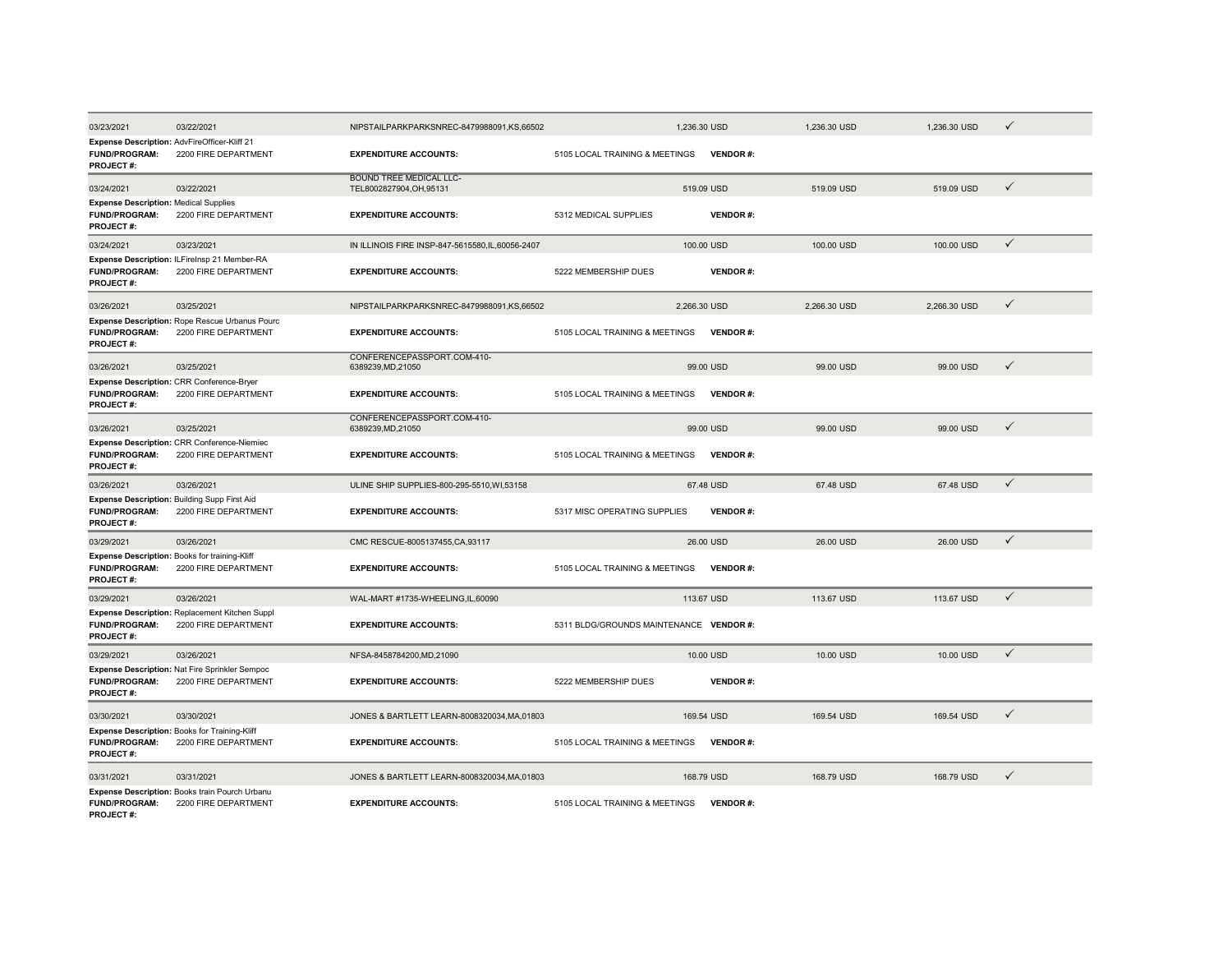| | | | | | | | |
|---|---|---|---|---|---|---|---|
| 03/23/2021 | 03/22/2021 | NIPSTAILPARKPARKSNREC-8479988091,KS,66502 | 1,236.30 USD | | 1,236.30 USD | 1,236.30 USD | ✓ |
| **Expense Description:** AdvFireOfficer-Kliff 21 | | | | | | | |
| **FUND/PROGRAM:** | 2200 FIRE DEPARTMENT | **EXPENDITURE ACCOUNTS:** | 5105 LOCAL TRAINING & MEETINGS | **VENDOR #:** | | | |
| **PROJECT #:** | | | | | | | |
| 03/24/2021 | 03/22/2021 | BOUND TREE MEDICAL LLC-TEL8002827904,OH,95131 | 519.09 USD | | 519.09 USD | 519.09 USD | ✓ |
| **Expense Description:** Medical Supplies | | | | | | | |
| **FUND/PROGRAM:** | 2200 FIRE DEPARTMENT | **EXPENDITURE ACCOUNTS:** | 5312 MEDICAL SUPPLIES | **VENDOR #:** | | | |
| **PROJECT #:** | | | | | | | |
| 03/24/2021 | 03/23/2021 | IN ILLINOIS FIRE INSP-847-5615580,IL,60056-2407 | 100.00 USD | | 100.00 USD | 100.00 USD | ✓ |
| **Expense Description:** ILFireInsp 21 Member-RA | | | | | | | |
| **FUND/PROGRAM:** | 2200 FIRE DEPARTMENT | **EXPENDITURE ACCOUNTS:** | 5222 MEMBERSHIP DUES | **VENDOR #:** | | | |
| **PROJECT #:** | | | | | | | |
| 03/26/2021 | 03/25/2021 | NIPSTAILPARKPARKSNREC-8479988091,KS,66502 | 2,266.30 USD | | 2,266.30 USD | 2,266.30 USD | ✓ |
| **Expense Description:** Rope Rescue Urbanus Pourc | | | | | | | |
| **FUND/PROGRAM:** | 2200 FIRE DEPARTMENT | **EXPENDITURE ACCOUNTS:** | 5105 LOCAL TRAINING & MEETINGS | **VENDOR #:** | | | |
| **PROJECT #:** | | | | | | | |
| 03/26/2021 | 03/25/2021 | CONFERENCEPASSPORT.COM-410-6389239,MD,21050 | 99.00 USD | | 99.00 USD | 99.00 USD | ✓ |
| **Expense Description:** CRR Conference-Bryer | | | | | | | |
| **FUND/PROGRAM:** | 2200 FIRE DEPARTMENT | **EXPENDITURE ACCOUNTS:** | 5105 LOCAL TRAINING & MEETINGS | **VENDOR #:** | | | |
| **PROJECT #:** | | | | | | | |
| 03/26/2021 | 03/25/2021 | CONFERENCEPASSPORT.COM-410-6389239,MD,21050 | 99.00 USD | | 99.00 USD | 99.00 USD | ✓ |
| **Expense Description:** CRR Conference-Niemiec | | | | | | | |
| **FUND/PROGRAM:** | 2200 FIRE DEPARTMENT | **EXPENDITURE ACCOUNTS:** | 5105 LOCAL TRAINING & MEETINGS | **VENDOR #:** | | | |
| **PROJECT #:** | | | | | | | |
| 03/26/2021 | 03/26/2021 | ULINE SHIP SUPPLIES-800-295-5510,WI,53158 | 67.48 USD | | 67.48 USD | 67.48 USD | ✓ |
| **Expense Description:** Building Supp First Aid | | | | | | | |
| **FUND/PROGRAM:** | 2200 FIRE DEPARTMENT | **EXPENDITURE ACCOUNTS:** | 5317 MISC OPERATING SUPPLIES | **VENDOR #:** | | | |
| **PROJECT #:** | | | | | | | |
| 03/29/2021 | 03/26/2021 | CMC RESCUE-8005137455,CA,93117 | 26.00 USD | | 26.00 USD | 26.00 USD | ✓ |
| **Expense Description:** Books for training-Kliff | | | | | | | |
| **FUND/PROGRAM:** | 2200 FIRE DEPARTMENT | **EXPENDITURE ACCOUNTS:** | 5105 LOCAL TRAINING & MEETINGS | **VENDOR #:** | | | |
| **PROJECT #:** | | | | | | | |
| 03/29/2021 | 03/26/2021 | WAL-MART #1735-WHEELING,IL,60090 | 113.67 USD | | 113.67 USD | 113.67 USD | ✓ |
| **Expense Description:** Replacement Kitchen Suppl | | | | | | | |
| **FUND/PROGRAM:** | 2200 FIRE DEPARTMENT | **EXPENDITURE ACCOUNTS:** | 5311 BLDG/GROUNDS MAINTENANCE | **VENDOR #:** | | | |
| **PROJECT #:** | | | | | | | |
| 03/29/2021 | 03/26/2021 | NFSA-8458784200,MD,21090 | 10.00 USD | | 10.00 USD | 10.00 USD | ✓ |
| **Expense Description:** Nat Fire Sprinkler Sempoc | | | | | | | |
| **FUND/PROGRAM:** | 2200 FIRE DEPARTMENT | **EXPENDITURE ACCOUNTS:** | 5222 MEMBERSHIP DUES | **VENDOR #:** | | | |
| **PROJECT #:** | | | | | | | |
| 03/30/2021 | 03/30/2021 | JONES & BARTLETT LEARN-8008320034,MA,01803 | 169.54 USD | | 169.54 USD | 169.54 USD | ✓ |
| **Expense Description:** Books for Training-Kliff | | | | | | | |
| **FUND/PROGRAM:** | 2200 FIRE DEPARTMENT | **EXPENDITURE ACCOUNTS:** | 5105 LOCAL TRAINING & MEETINGS | **VENDOR #:** | | | |
| **PROJECT #:** | | | | | | | |
| 03/31/2021 | 03/31/2021 | JONES & BARTLETT LEARN-8008320034,MA,01803 | 168.79 USD | | 168.79 USD | 168.79 USD | ✓ |
| **Expense Description:** Books train Pourch Urbanu | | | | | | | |
| **FUND/PROGRAM:** | 2200 FIRE DEPARTMENT | **EXPENDITURE ACCOUNTS:** | 5105 LOCAL TRAINING & MEETINGS | **VENDOR #:** | | | |
| **PROJECT #:** | | | | | | | |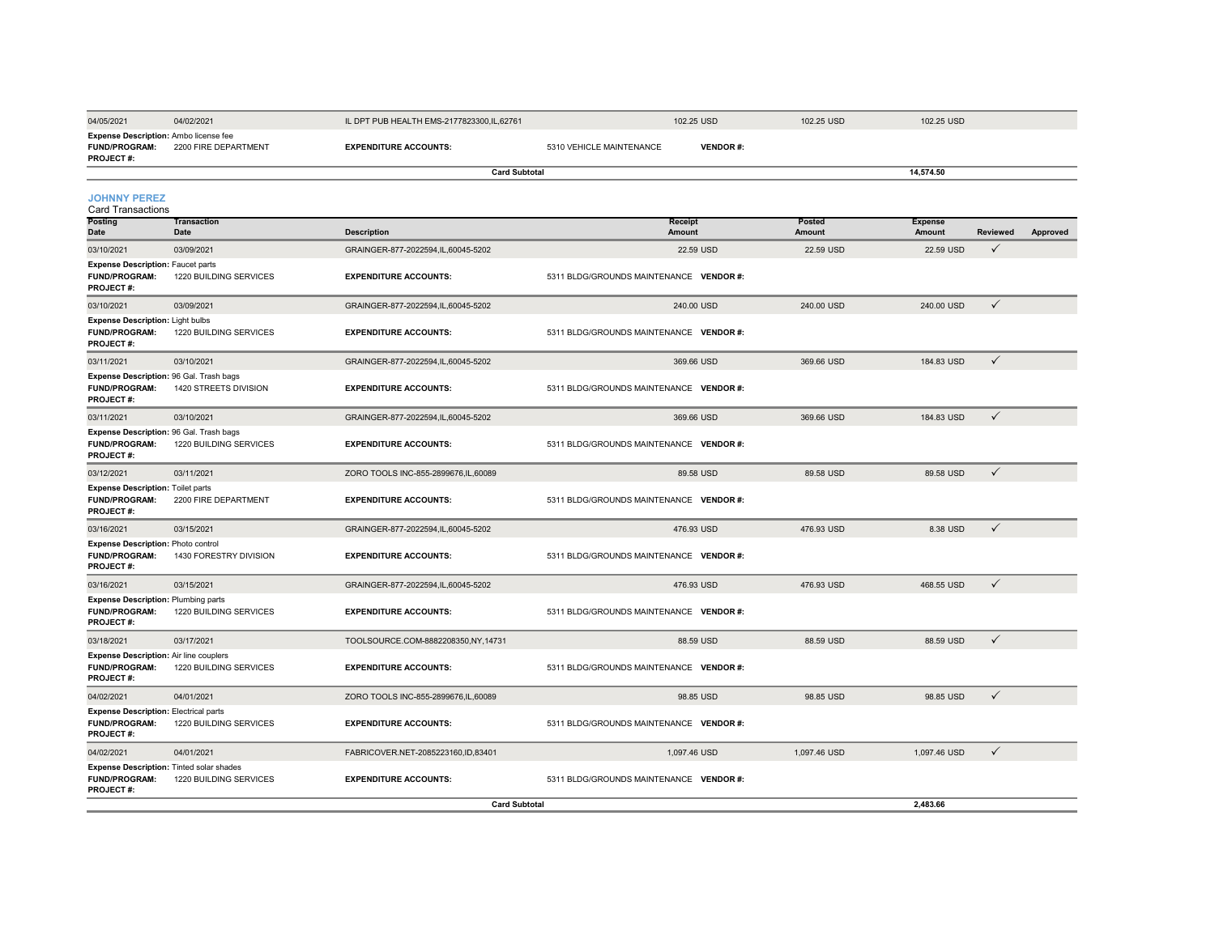| Posting Date | Transaction Date | Description | Receipt Amount | Posted Amount | Expense Amount | Reviewed | Approved |
|---|---|---|---|---|---|---|---|
| 04/05/2021 | 04/02/2021 | IL DPT PUB HEALTH EMS-2177823300,IL,62761 | 102.25 USD | 102.25 USD | 102.25 USD | | |

**Expense Description:** Ambo license fee
**FUND/PROGRAM:** 2200 FIRE DEPARTMENT **EXPENDITURE ACCOUNTS:** 5310 VEHICLE MAINTENANCE **VENDOR #:**
**PROJECT #:**

**Card Subtotal** 14,574.50

## JOHNNY PEREZ

Card Transactions

| Posting Date | Transaction Date | Description | Receipt Amount | Posted Amount | Expense Amount | Reviewed | Approved |
|---|---|---|---|---|---|---|---|
| 03/10/2021 | 03/09/2021 | GRAINGER-877-2022594,IL,60045-5202 | 22.59 USD | 22.59 USD | 22.59 USD | ✓ | |
| Expense Description: Faucet parts | FUND/PROGRAM: 1220 BUILDING SERVICES | EXPENDITURE ACCOUNTS: 5311 BLDG/GROUNDS MAINTENANCE | VENDOR #: | PROJECT #: | | | |
| 03/10/2021 | 03/09/2021 | GRAINGER-877-2022594,IL,60045-5202 | 240.00 USD | 240.00 USD | 240.00 USD | ✓ | |
| Expense Description: Light bulbs | FUND/PROGRAM: 1220 BUILDING SERVICES | EXPENDITURE ACCOUNTS: 5311 BLDG/GROUNDS MAINTENANCE | VENDOR #: | PROJECT #: | | | |
| 03/11/2021 | 03/10/2021 | GRAINGER-877-2022594,IL,60045-5202 | 369.66 USD | 369.66 USD | 184.83 USD | ✓ | |
| Expense Description: 96 Gal. Trash bags | FUND/PROGRAM: 1420 STREETS DIVISION | EXPENDITURE ACCOUNTS: 5311 BLDG/GROUNDS MAINTENANCE | VENDOR #: | PROJECT #: | | | |
| 03/11/2021 | 03/10/2021 | GRAINGER-877-2022594,IL,60045-5202 | 369.66 USD | 369.66 USD | 184.83 USD | ✓ | |
| Expense Description: 96 Gal. Trash bags | FUND/PROGRAM: 1220 BUILDING SERVICES | EXPENDITURE ACCOUNTS: 5311 BLDG/GROUNDS MAINTENANCE | VENDOR #: | PROJECT #: | | | |
| 03/12/2021 | 03/11/2021 | ZORO TOOLS INC-855-2899676,IL,60089 | 89.58 USD | 89.58 USD | 89.58 USD | ✓ | |
| Expense Description: Toilet parts | FUND/PROGRAM: 2200 FIRE DEPARTMENT | EXPENDITURE ACCOUNTS: 5311 BLDG/GROUNDS MAINTENANCE | VENDOR #: | PROJECT #: | | | |
| 03/16/2021 | 03/15/2021 | GRAINGER-877-2022594,IL,60045-5202 | 476.93 USD | 476.93 USD | 8.38 USD | ✓ | |
| Expense Description: Photo control | FUND/PROGRAM: 1430 FORESTRY DIVISION | EXPENDITURE ACCOUNTS: 5311 BLDG/GROUNDS MAINTENANCE | VENDOR #: | PROJECT #: | | | |
| 03/16/2021 | 03/15/2021 | GRAINGER-877-2022594,IL,60045-5202 | 476.93 USD | 476.93 USD | 468.55 USD | ✓ | |
| Expense Description: Plumbing parts | FUND/PROGRAM: 1220 BUILDING SERVICES | EXPENDITURE ACCOUNTS: 5311 BLDG/GROUNDS MAINTENANCE | VENDOR #: | PROJECT #: | | | |
| 03/18/2021 | 03/17/2021 | TOOLSOURCE.COM-8882208350,NY,14731 | 88.59 USD | 88.59 USD | 88.59 USD | ✓ | |
| Expense Description: Air line couplers | FUND/PROGRAM: 1220 BUILDING SERVICES | EXPENDITURE ACCOUNTS: 5311 BLDG/GROUNDS MAINTENANCE | VENDOR #: | PROJECT #: | | | |
| 04/02/2021 | 04/01/2021 | ZORO TOOLS INC-855-2899676,IL,60089 | 98.85 USD | 98.85 USD | 98.85 USD | ✓ | |
| Expense Description: Electrical parts | FUND/PROGRAM: 1220 BUILDING SERVICES | EXPENDITURE ACCOUNTS: 5311 BLDG/GROUNDS MAINTENANCE | VENDOR #: | PROJECT #: | | | |
| 04/02/2021 | 04/01/2021 | FABRICOVER.NET-2085223160,ID,83401 | 1,097.46 USD | 1,097.46 USD | 1,097.46 USD | ✓ | |
| Expense Description: Tinted solar shades | FUND/PROGRAM: 1220 BUILDING SERVICES | EXPENDITURE ACCOUNTS: 5311 BLDG/GROUNDS MAINTENANCE | VENDOR #: | PROJECT #: | | | |

**Card Subtotal** 2,483.66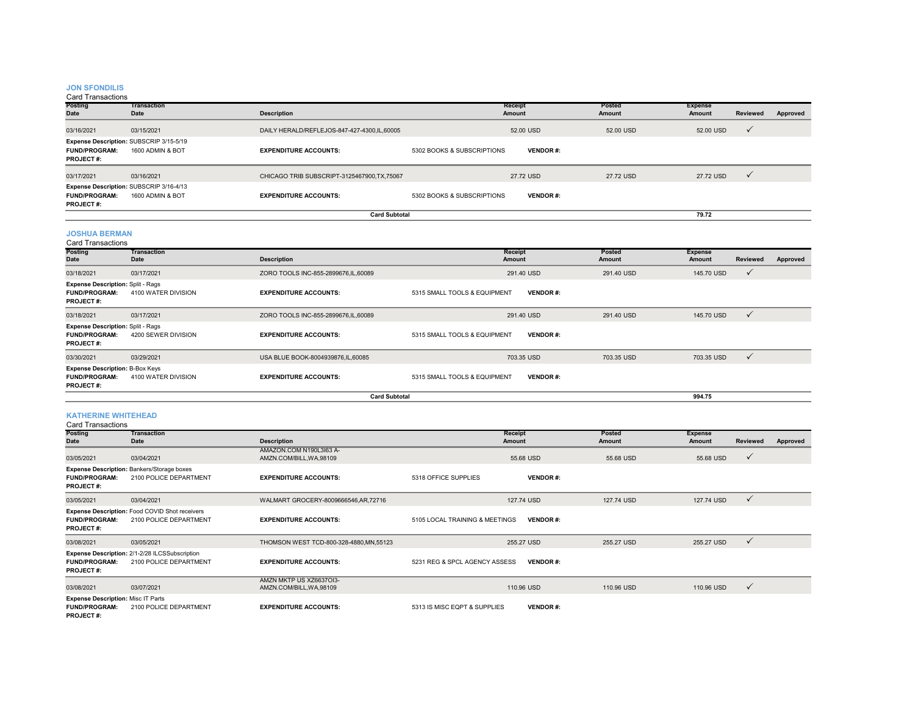## JON SFONDILIS

Card Transactions

| Posting Date | Transaction Date | Description | | Receipt Amount | Posted Amount | Expense Amount | Reviewed | Approved |
|---|---|---|---|---|---|---|---|---|
| 03/16/2021 | 03/15/2021 | DAILY HERALD/REFLEJOS-847-427-4300,IL,60005 | | 52.00 USD | 52.00 USD | 52.00 USD | ✓ | |
| **Expense Description:** SUBSCRIP 3/15-5/19 | | | | | | | | |
| **FUND/PROGRAM:** | 1600 ADMIN & BOT | **EXPENDITURE ACCOUNTS:** | 5302 BOOKS & SUBSCRIPTIONS | **VENDOR #:** | | | | |
| **PROJECT #:** | | | | | | | | |
| 03/17/2021 | 03/16/2021 | CHICAGO TRIB SUBSCRIPT-3125467900,TX,75067 | | 27.72 USD | 27.72 USD | 27.72 USD | ✓ | |
| **Expense Description:** SUBSCRIP 3/16-4/13 | | | | | | | | |
| **FUND/PROGRAM:** | 1600 ADMIN & BOT | **EXPENDITURE ACCOUNTS:** | 5302 BOOKS & SUBSCRIPTIONS | **VENDOR #:** | | | | |
| **PROJECT #:** | | | | | | | | |
| | | **Card Subtotal** | | | | **79.72** | | |

## JOSHUA BERMAN

Card Transactions

| Posting Date | Transaction Date | Description | | Receipt Amount | Posted Amount | Expense Amount | Reviewed | Approved |
|---|---|---|---|---|---|---|---|---|
| 03/18/2021 | 03/17/2021 | ZORO TOOLS INC-855-2899676,IL,60089 | | 291.40 USD | 291.40 USD | 145.70 USD | ✓ | |
| **Expense Description:** Split - Rags | | | | | | | | |
| **FUND/PROGRAM:** | 4100 WATER DIVISION | **EXPENDITURE ACCOUNTS:** | 5315 SMALL TOOLS & EQUIPMENT | **VENDOR #:** | | | | |
| **PROJECT #:** | | | | | | | | |
| 03/18/2021 | 03/17/2021 | ZORO TOOLS INC-855-2899676,IL,60089 | | 291.40 USD | 291.40 USD | 145.70 USD | ✓ | |
| **Expense Description:** Split - Rags | | | | | | | | |
| **FUND/PROGRAM:** | 4200 SEWER DIVISION | **EXPENDITURE ACCOUNTS:** | 5315 SMALL TOOLS & EQUIPMENT | **VENDOR #:** | | | | |
| **PROJECT #:** | | | | | | | | |
| 03/30/2021 | 03/29/2021 | USA BLUE BOOK-8004939876,IL,60085 | | 703.35 USD | 703.35 USD | 703.35 USD | ✓ | |
| **Expense Description:** B-Box Keys | | | | | | | | |
| **FUND/PROGRAM:** | 4100 WATER DIVISION | **EXPENDITURE ACCOUNTS:** | 5315 SMALL TOOLS & EQUIPMENT | **VENDOR #:** | | | | |
| **PROJECT #:** | | | | | | | | |
| | | **Card Subtotal** | | | | **994.75** | | |

## KATHERINE WHITEHEAD

Card Transactions

| Posting Date | Transaction Date | Description | | Receipt Amount | Posted Amount | Expense Amount | Reviewed | Approved |
|---|---|---|---|---|---|---|---|---|
| 03/05/2021 | 03/04/2021 | AMAZON.COM N190L3I63 A-AMZN.COM/BILL,WA,98109 | | 55.68 USD | 55.68 USD | 55.68 USD | ✓ | |
| **Expense Description:** Bankers/Storage boxes | | | | | | | | |
| **FUND/PROGRAM:** | 2100 POLICE DEPARTMENT | **EXPENDITURE ACCOUNTS:** | 5318 OFFICE SUPPLIES | **VENDOR #:** | | | | |
| **PROJECT #:** | | | | | | | | |
| 03/05/2021 | 03/04/2021 | WALMART GROCERY-8009666546,AR,72716 | | 127.74 USD | 127.74 USD | 127.74 USD | ✓ | |
| **Expense Description:** Food COVID Shot receivers | | | | | | | | |
| **FUND/PROGRAM:** | 2100 POLICE DEPARTMENT | **EXPENDITURE ACCOUNTS:** | 5105 LOCAL TRAINING & MEETINGS | **VENDOR #:** | | | | |
| **PROJECT #:** | | | | | | | | |
| 03/08/2021 | 03/05/2021 | THOMSON WEST TCD-800-328-4880,MN,55123 | | 255.27 USD | 255.27 USD | 255.27 USD | ✓ | |
| **Expense Description:** 2/1-2/28 ILCSSubscription | | | | | | | | |
| **FUND/PROGRAM:** | 2100 POLICE DEPARTMENT | **EXPENDITURE ACCOUNTS:** | 5231 REG & SPCL AGENCY ASSESS | **VENDOR #:** | | | | |
| **PROJECT #:** | | | | | | | | |
| 03/08/2021 | 03/07/2021 | AMZN MKTP US XZ6637OI3-AMZN.COM/BILL,WA,98109 | | 110.96 USD | 110.96 USD | 110.96 USD | ✓ | |
| **Expense Description:** Misc IT Parts | | | | | | | | |
| **FUND/PROGRAM:** | 2100 POLICE DEPARTMENT | **EXPENDITURE ACCOUNTS:** | 5313 IS MISC EQPT & SUPPLIES | **VENDOR #:** | | | | |
| **PROJECT #:** | | | | | | | | |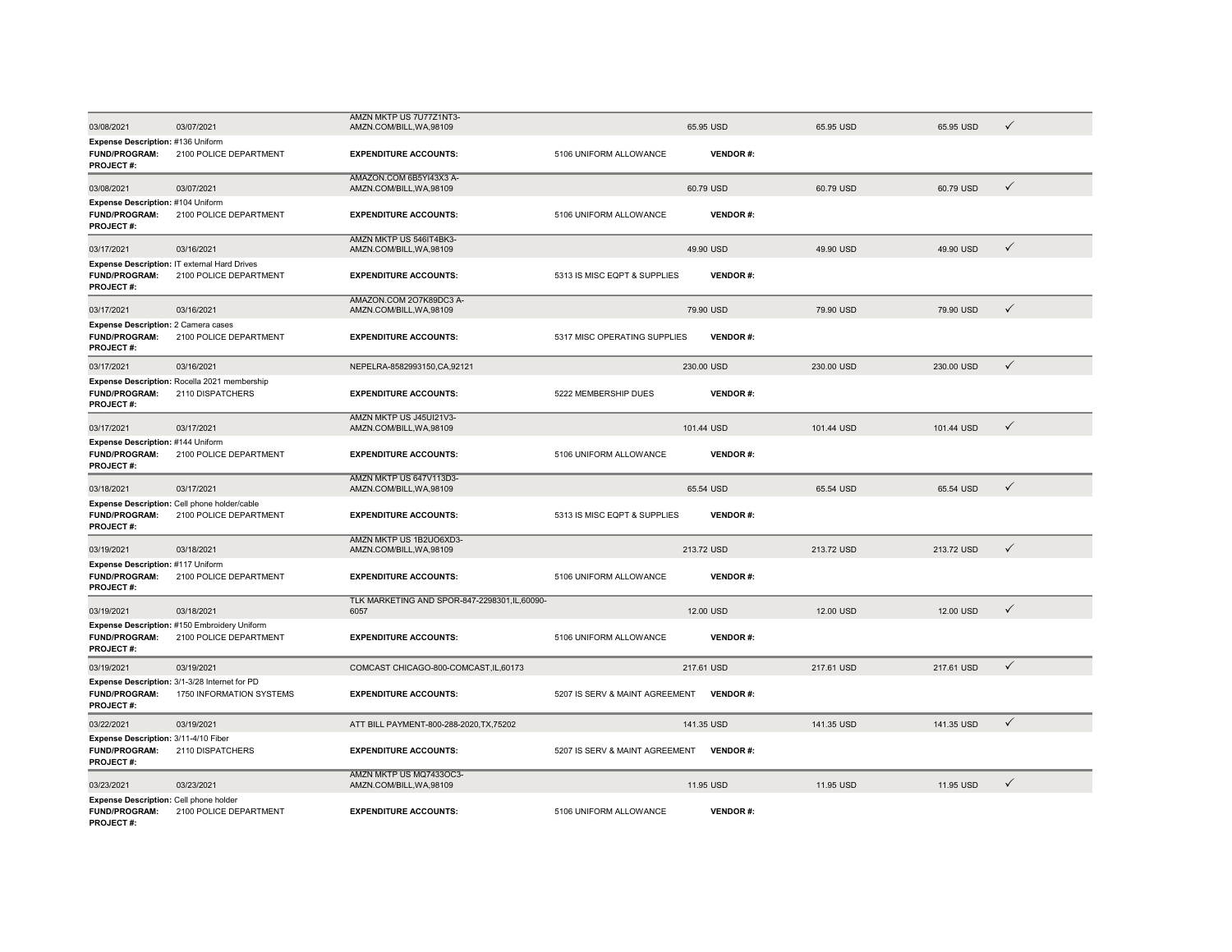| | | | | | | | |
|---|---|---|---|---|---|---|---|
| 03/08/2021 | 03/07/2021 | AMZN MKTP US 7U77Z1NT3-AMZN.COM/BILL,WA,98109 | | 65.95 USD | 65.95 USD | 65.95 USD | ✓ |
| **Expense Description:** #136 Uniform | | | | | | | |
| **FUND/PROGRAM:** | 2100 POLICE DEPARTMENT | **EXPENDITURE ACCOUNTS:** | 5106 UNIFORM ALLOWANCE | **VENDOR #:** | | | |
| **PROJECT #:** | | | | | | | |
| 03/08/2021 | 03/07/2021 | AMAZON.COM 6B5YI43X3 A-AMZN.COM/BILL,WA,98109 | | 60.79 USD | 60.79 USD | 60.79 USD | ✓ |
| **Expense Description:** #104 Uniform | | | | | | | |
| **FUND/PROGRAM:** | 2100 POLICE DEPARTMENT | **EXPENDITURE ACCOUNTS:** | 5106 UNIFORM ALLOWANCE | **VENDOR #:** | | | |
| **PROJECT #:** | | | | | | | |
| 03/17/2021 | 03/16/2021 | AMZN MKTP US 546IT4BK3-AMZN.COM/BILL,WA,98109 | | 49.90 USD | 49.90 USD | 49.90 USD | ✓ |
| **Expense Description:** IT external Hard Drives | | | | | | | |
| **FUND/PROGRAM:** | 2100 POLICE DEPARTMENT | **EXPENDITURE ACCOUNTS:** | 5313 IS MISC EQPT & SUPPLIES | **VENDOR #:** | | | |
| **PROJECT #:** | | | | | | | |
| 03/17/2021 | 03/16/2021 | AMAZON.COM 2O7K89DC3 A-AMZN.COM/BILL,WA,98109 | | 79.90 USD | 79.90 USD | 79.90 USD | ✓ |
| **Expense Description:** 2 Camera cases | | | | | | | |
| **FUND/PROGRAM:** | 2100 POLICE DEPARTMENT | **EXPENDITURE ACCOUNTS:** | 5317 MISC OPERATING SUPPLIES | **VENDOR #:** | | | |
| **PROJECT #:** | | | | | | | |
| 03/17/2021 | 03/16/2021 | NEPELRA-8582993150,CA,92121 | | 230.00 USD | 230.00 USD | 230.00 USD | ✓ |
| **Expense Description:** Rocella 2021 membership | | | | | | | |
| **FUND/PROGRAM:** | 2110 DISPATCHERS | **EXPENDITURE ACCOUNTS:** | 5222 MEMBERSHIP DUES | **VENDOR #:** | | | |
| **PROJECT #:** | | | | | | | |
| 03/17/2021 | 03/17/2021 | AMZN MKTP US J45UI21V3-AMZN.COM/BILL,WA,98109 | | 101.44 USD | 101.44 USD | 101.44 USD | ✓ |
| **Expense Description:** #144 Uniform | | | | | | | |
| **FUND/PROGRAM:** | 2100 POLICE DEPARTMENT | **EXPENDITURE ACCOUNTS:** | 5106 UNIFORM ALLOWANCE | **VENDOR #:** | | | |
| **PROJECT #:** | | | | | | | |
| 03/18/2021 | 03/17/2021 | AMZN MKTP US 647V113D3-AMZN.COM/BILL,WA,98109 | | 65.54 USD | 65.54 USD | 65.54 USD | ✓ |
| **Expense Description:** Cell phone holder/cable | | | | | | | |
| **FUND/PROGRAM:** | 2100 POLICE DEPARTMENT | **EXPENDITURE ACCOUNTS:** | 5313 IS MISC EQPT & SUPPLIES | **VENDOR #:** | | | |
| **PROJECT #:** | | | | | | | |
| 03/19/2021 | 03/18/2021 | AMZN MKTP US 1B2UO6XD3-AMZN.COM/BILL,WA,98109 | | 213.72 USD | 213.72 USD | 213.72 USD | ✓ |
| **Expense Description:** #117 Uniform | | | | | | | |
| **FUND/PROGRAM:** | 2100 POLICE DEPARTMENT | **EXPENDITURE ACCOUNTS:** | 5106 UNIFORM ALLOWANCE | **VENDOR #:** | | | |
| **PROJECT #:** | | | | | | | |
| 03/19/2021 | 03/18/2021 | TLK MARKETING AND SPOR-847-2298301,IL,60090-6057 | | 12.00 USD | 12.00 USD | 12.00 USD | ✓ |
| **Expense Description:** #150 Embroidery Uniform | | | | | | | |
| **FUND/PROGRAM:** | 2100 POLICE DEPARTMENT | **EXPENDITURE ACCOUNTS:** | 5106 UNIFORM ALLOWANCE | **VENDOR #:** | | | |
| **PROJECT #:** | | | | | | | |
| 03/19/2021 | 03/19/2021 | COMCAST CHICAGO-800-COMCAST,IL,60173 | | 217.61 USD | 217.61 USD | 217.61 USD | ✓ |
| **Expense Description:** 3/1-3/28 Internet for PD | | | | | | | |
| **FUND/PROGRAM:** | 1750 INFORMATION SYSTEMS | **EXPENDITURE ACCOUNTS:** | 5207 IS SERV & MAINT AGREEMENT | **VENDOR #:** | | | |
| **PROJECT #:** | | | | | | | |
| 03/22/2021 | 03/19/2021 | ATT BILL PAYMENT-800-288-2020,TX,75202 | | 141.35 USD | 141.35 USD | 141.35 USD | ✓ |
| **Expense Description:** 3/11-4/10 Fiber | | | | | | | |
| **FUND/PROGRAM:** | 2110 DISPATCHERS | **EXPENDITURE ACCOUNTS:** | 5207 IS SERV & MAINT AGREEMENT | **VENDOR #:** | | | |
| **PROJECT #:** | | | | | | | |
| 03/23/2021 | 03/23/2021 | AMZN MKTP US MQ7433OC3-AMZN.COM/BILL,WA,98109 | | 11.95 USD | 11.95 USD | 11.95 USD | ✓ |
| **Expense Description:** Cell phone holder | | | | | | | |
| **FUND/PROGRAM:** | 2100 POLICE DEPARTMENT | **EXPENDITURE ACCOUNTS:** | 5106 UNIFORM ALLOWANCE | **VENDOR #:** | | | |
| **PROJECT #:** | | | | | | | |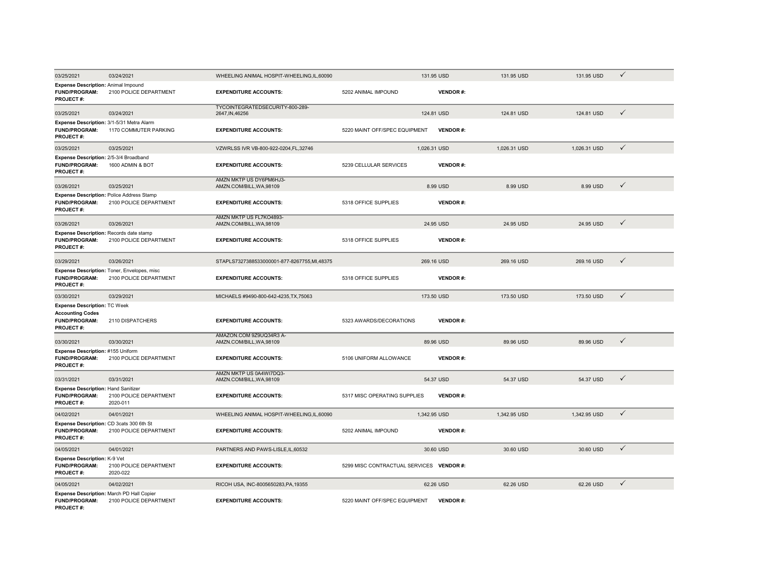| | | | | | | | |
|---|---|---|---|---|---|---|---|
| 03/25/2021 | 03/24/2021 | WHEELING ANIMAL HOSPIT-WHEELING,IL,60090 | 131.95 USD | | 131.95 USD | 131.95 USD | ✓ |
| **Expense Description:** Animal Impound | | | | | | | |
| **FUND/PROGRAM:** | 2100 POLICE DEPARTMENT | **EXPENDITURE ACCOUNTS:** | 5202 ANIMAL IMPOUND | **VENDOR #:** | | | |
| **PROJECT #:** | | | | | | | |
| 03/25/2021 | 03/24/2021 | TYCOINTEGRATEDSECURITY-800-289-2647,IN,46256 | 124.81 USD | | 124.81 USD | 124.81 USD | ✓ |
| **Expense Description:** 3/1-5/31 Metra Alarm | | | | | | | |
| **FUND/PROGRAM:** | 1170 COMMUTER PARKING | **EXPENDITURE ACCOUNTS:** | 5220 MAINT OFF/SPEC EQUIPMENT | **VENDOR #:** | | | |
| **PROJECT #:** | | | | | | | |
| 03/25/2021 | 03/25/2021 | VZWRLSS IVR VB-800-922-0204,FL,32746 | 1,026.31 USD | | 1,026.31 USD | 1,026.31 USD | ✓ |
| **Expense Description:** 2/5-3/4 Broadband | | | | | | | |
| **FUND/PROGRAM:** | 1600 ADMIN & BOT | **EXPENDITURE ACCOUNTS:** | 5239 CELLULAR SERVICES | **VENDOR #:** | | | |
| **PROJECT #:** | | | | | | | |
| 03/26/2021 | 03/25/2021 | AMZN MKTP US DY6PM6HJ3-AMZN.COM/BILL,WA,98109 | 8.99 USD | | 8.99 USD | 8.99 USD | ✓ |
| **Expense Description:** Police Address Stamp | | | | | | | |
| **FUND/PROGRAM:** | 2100 POLICE DEPARTMENT | **EXPENDITURE ACCOUNTS:** | 5318 OFFICE SUPPLIES | **VENDOR #:** | | | |
| **PROJECT #:** | | | | | | | |
| 03/26/2021 | 03/26/2021 | AMZN MKTP US FL7KO4893-AMZN.COM/BILL,WA,98109 | 24.95 USD | | 24.95 USD | 24.95 USD | ✓ |
| **Expense Description:** Records date stamp | | | | | | | |
| **FUND/PROGRAM:** | 2100 POLICE DEPARTMENT | **EXPENDITURE ACCOUNTS:** | 5318 OFFICE SUPPLIES | **VENDOR #:** | | | |
| **PROJECT #:** | | | | | | | |
| 03/29/2021 | 03/26/2021 | STAPLS7327388533000001-877-8267755,MI,48375 | 269.16 USD | | 269.16 USD | 269.16 USD | ✓ |
| **Expense Description:** Toner, Envelopes, misc | | | | | | | |
| **FUND/PROGRAM:** | 2100 POLICE DEPARTMENT | **EXPENDITURE ACCOUNTS:** | 5318 OFFICE SUPPLIES | **VENDOR #:** | | | |
| **PROJECT #:** | | | | | | | |
| 03/30/2021 | 03/29/2021 | MICHAELS #9490-800-642-4235,TX,75063 | 173.50 USD | | 173.50 USD | 173.50 USD | ✓ |
| **Expense Description:** TC Week | | | | | | | |
| **Accounting Codes** | | | | | | | |
| **FUND/PROGRAM:** | 2110 DISPATCHERS | **EXPENDITURE ACCOUNTS:** | 5323 AWARDS/DECORATIONS | **VENDOR #:** | | | |
| **PROJECT #:** | | | | | | | |
| 03/30/2021 | 03/30/2021 | AMAZON.COM 9Z9UQ34R3 A-AMZN.COM/BILL,WA,98109 | 89.96 USD | | 89.96 USD | 89.96 USD | ✓ |
| **Expense Description:** #155 Uniform | | | | | | | |
| **FUND/PROGRAM:** | 2100 POLICE DEPARTMENT | **EXPENDITURE ACCOUNTS:** | 5106 UNIFORM ALLOWANCE | **VENDOR #:** | | | |
| **PROJECT #:** | | | | | | | |
| 03/31/2021 | 03/31/2021 | AMZN MKTP US 0A4WI7DQ3-AMZN.COM/BILL,WA,98109 | 54.37 USD | | 54.37 USD | 54.37 USD | ✓ |
| **Expense Description:** Hand Sanitizer | | | | | | | |
| **FUND/PROGRAM:** | 2100 POLICE DEPARTMENT | **EXPENDITURE ACCOUNTS:** | 5317 MISC OPERATING SUPPLIES | **VENDOR #:** | | | |
| **PROJECT #:** | 2020-011 | | | | | | |
| 04/02/2021 | 04/01/2021 | WHEELING ANIMAL HOSPIT-WHEELING,IL,60090 | 1,342.95 USD | | 1,342.95 USD | 1,342.95 USD | ✓ |
| **Expense Description:** CD 3cats 300 6th St | | | | | | | |
| **FUND/PROGRAM:** | 2100 POLICE DEPARTMENT | **EXPENDITURE ACCOUNTS:** | 5202 ANIMAL IMPOUND | **VENDOR #:** | | | |
| **PROJECT #:** | | | | | | | |
| 04/05/2021 | 04/01/2021 | PARTNERS AND PAWS-LISLE,IL,60532 | 30.60 USD | | 30.60 USD | 30.60 USD | ✓ |
| **Expense Description:** K-9 Vet | | | | | | | |
| **FUND/PROGRAM:** | 2100 POLICE DEPARTMENT | **EXPENDITURE ACCOUNTS:** | 5299 MISC CONTRACTUAL SERVICES | **VENDOR #:** | | | |
| **PROJECT #:** | 2020-022 | | | | | | |
| 04/05/2021 | 04/02/2021 | RICOH USA, INC-8005650283,PA,19355 | 62.26 USD | | 62.26 USD | 62.26 USD | ✓ |
| **Expense Description:** March PD Hall Copier | | | | | | | |
| **FUND/PROGRAM:** | 2100 POLICE DEPARTMENT | **EXPENDITURE ACCOUNTS:** | 5220 MAINT OFF/SPEC EQUIPMENT | **VENDOR #:** | | | |
| **PROJECT #:** | | | | | | | |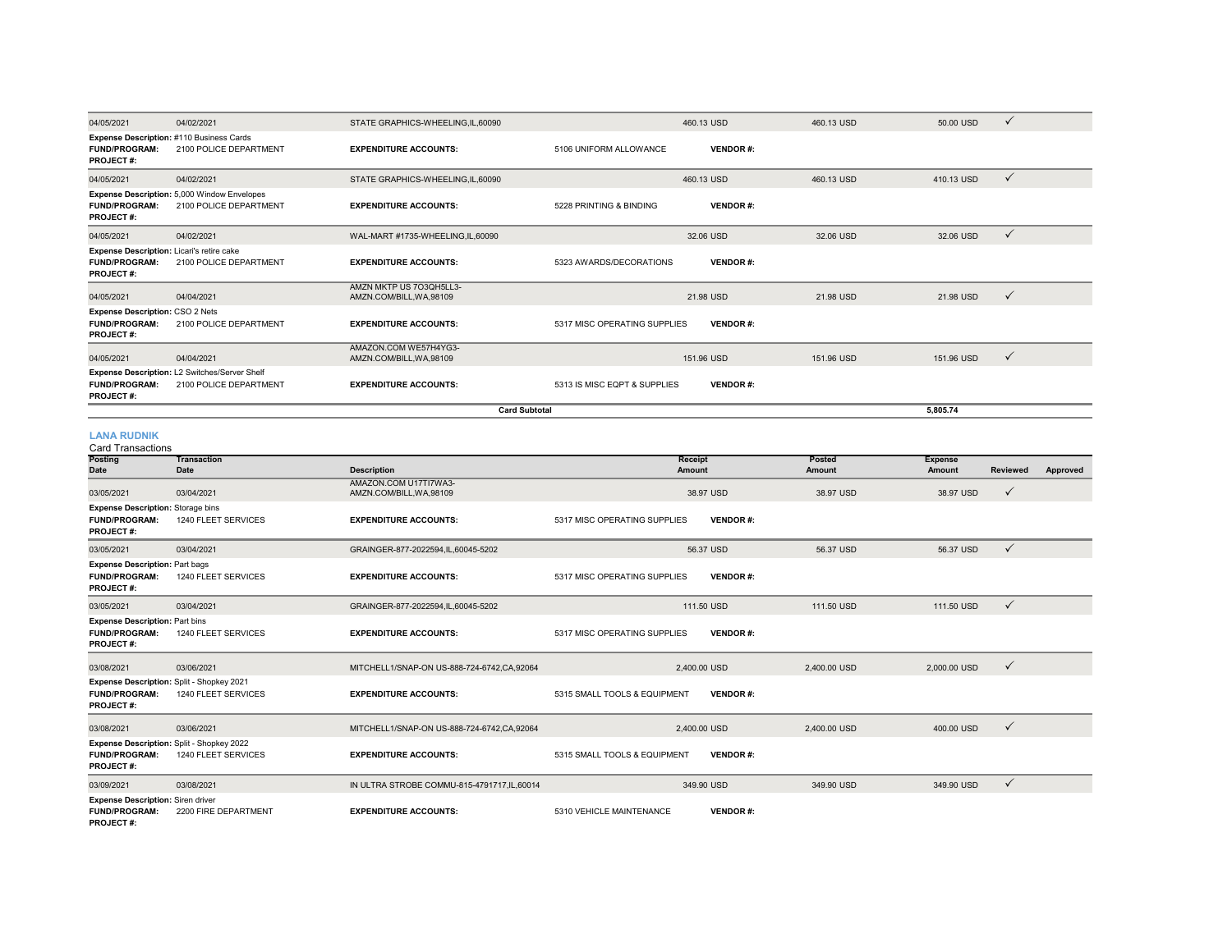| Posting Date | Transaction Date | Description | Receipt Amount | Posted Amount | Expense Amount | Reviewed | Approved |
|---|---|---|---|---|---|---|---|
| 04/05/2021 | 04/02/2021 | STATE GRAPHICS-WHEELING,IL,60090 | 460.13 USD | 460.13 USD | 50.00 USD | ✓ | |

**Expense Description:** #110 Business Cards
**FUND/PROGRAM:** 2100 POLICE DEPARTMENT **EXPENDITURE ACCOUNTS:** 5106 UNIFORM ALLOWANCE **VENDOR #:**
**PROJECT #:**

| Posting Date | Transaction Date | Description | Receipt Amount | Posted Amount | Expense Amount | Reviewed | Approved |
|---|---|---|---|---|---|---|---|
| 04/05/2021 | 04/02/2021 | STATE GRAPHICS-WHEELING,IL,60090 | 460.13 USD | 460.13 USD | 410.13 USD | ✓ | |

**Expense Description:** 5,000 Window Envelopes
**FUND/PROGRAM:** 2100 POLICE DEPARTMENT **EXPENDITURE ACCOUNTS:** 5228 PRINTING & BINDING **VENDOR #:**
**PROJECT #:**

| Posting Date | Transaction Date | Description | Receipt Amount | Posted Amount | Expense Amount | Reviewed | Approved |
|---|---|---|---|---|---|---|---|
| 04/05/2021 | 04/02/2021 | WAL-MART #1735-WHEELING,IL,60090 | 32.06 USD | 32.06 USD | 32.06 USD | ✓ | |

**Expense Description:** Licari's retire cake
**FUND/PROGRAM:** 2100 POLICE DEPARTMENT **EXPENDITURE ACCOUNTS:** 5323 AWARDS/DECORATIONS **VENDOR #:**
**PROJECT #:**

| Posting Date | Transaction Date | Description | Receipt Amount | Posted Amount | Expense Amount | Reviewed | Approved |
|---|---|---|---|---|---|---|---|
| 04/05/2021 | 04/04/2021 | AMZN MKTP US 7O3QH5LL3-AMZN.COM/BILL,WA,98109 | 21.98 USD | 21.98 USD | 21.98 USD | ✓ | |

**Expense Description:** CSO 2 Nets
**FUND/PROGRAM:** 2100 POLICE DEPARTMENT **EXPENDITURE ACCOUNTS:** 5317 MISC OPERATING SUPPLIES **VENDOR #:**
**PROJECT #:**

| Posting Date | Transaction Date | Description | Receipt Amount | Posted Amount | Expense Amount | Reviewed | Approved |
|---|---|---|---|---|---|---|---|
| 04/05/2021 | 04/04/2021 | AMAZON.COM WE57H4YG3-AMZN.COM/BILL,WA,98109 | 151.96 USD | 151.96 USD | 151.96 USD | ✓ | |

**Expense Description:** L2 Switches/Server Shelf
**FUND/PROGRAM:** 2100 POLICE DEPARTMENT **EXPENDITURE ACCOUNTS:** 5313 IS MISC EQPT & SUPPLIES **VENDOR #:**
**PROJECT #:**

**Card Subtotal** 5,805.74

## LANA RUDNIK

Card Transactions

| Posting Date | Transaction Date | Description | Receipt Amount | Posted Amount | Expense Amount | Reviewed | Approved |
|---|---|---|---|---|---|---|---|
| 03/05/2021 | 03/04/2021 | AMAZON.COM U17TI7WA3-AMZN.COM/BILL,WA,98109 | 38.97 USD | 38.97 USD | 38.97 USD | ✓ | |

**Expense Description:** Storage bins
**FUND/PROGRAM:** 1240 FLEET SERVICES **EXPENDITURE ACCOUNTS:** 5317 MISC OPERATING SUPPLIES **VENDOR #:**
**PROJECT #:**

| Posting Date | Transaction Date | Description | Receipt Amount | Posted Amount | Expense Amount | Reviewed | Approved |
|---|---|---|---|---|---|---|---|
| 03/05/2021 | 03/04/2021 | GRAINGER-877-2022594,IL,60045-5202 | 56.37 USD | 56.37 USD | 56.37 USD | ✓ | |

**Expense Description:** Part bags
**FUND/PROGRAM:** 1240 FLEET SERVICES **EXPENDITURE ACCOUNTS:** 5317 MISC OPERATING SUPPLIES **VENDOR #:**
**PROJECT #:**

| Posting Date | Transaction Date | Description | Receipt Amount | Posted Amount | Expense Amount | Reviewed | Approved |
|---|---|---|---|---|---|---|---|
| 03/05/2021 | 03/04/2021 | GRAINGER-877-2022594,IL,60045-5202 | 111.50 USD | 111.50 USD | 111.50 USD | ✓ | |

**Expense Description:** Part bins
**FUND/PROGRAM:** 1240 FLEET SERVICES **EXPENDITURE ACCOUNTS:** 5317 MISC OPERATING SUPPLIES **VENDOR #:**
**PROJECT #:**

| Posting Date | Transaction Date | Description | Receipt Amount | Posted Amount | Expense Amount | Reviewed | Approved |
|---|---|---|---|---|---|---|---|
| 03/08/2021 | 03/06/2021 | MITCHELL1/SNAP-ON US-888-724-6742,CA,92064 | 2,400.00 USD | 2,400.00 USD | 2,000.00 USD | ✓ | |

**Expense Description:** Split - Shopkey 2021
**FUND/PROGRAM:** 1240 FLEET SERVICES **EXPENDITURE ACCOUNTS:** 5315 SMALL TOOLS & EQUIPMENT **VENDOR #:**
**PROJECT #:**

| Posting Date | Transaction Date | Description | Receipt Amount | Posted Amount | Expense Amount | Reviewed | Approved |
|---|---|---|---|---|---|---|---|
| 03/08/2021 | 03/06/2021 | MITCHELL1/SNAP-ON US-888-724-6742,CA,92064 | 2,400.00 USD | 2,400.00 USD | 400.00 USD | ✓ | |

**Expense Description:** Split - Shopkey 2022
**FUND/PROGRAM:** 1240 FLEET SERVICES **EXPENDITURE ACCOUNTS:** 5315 SMALL TOOLS & EQUIPMENT **VENDOR #:**
**PROJECT #:**

| Posting Date | Transaction Date | Description | Receipt Amount | Posted Amount | Expense Amount | Reviewed | Approved |
|---|---|---|---|---|---|---|---|
| 03/09/2021 | 03/08/2021 | IN ULTRA STROBE COMMU-815-4791717,IL,60014 | 349.90 USD | 349.90 USD | 349.90 USD | ✓ | |

**Expense Description:** Siren driver
**FUND/PROGRAM:** 2200 FIRE DEPARTMENT **EXPENDITURE ACCOUNTS:** 5310 VEHICLE MAINTENANCE **VENDOR #:**
**PROJECT #:**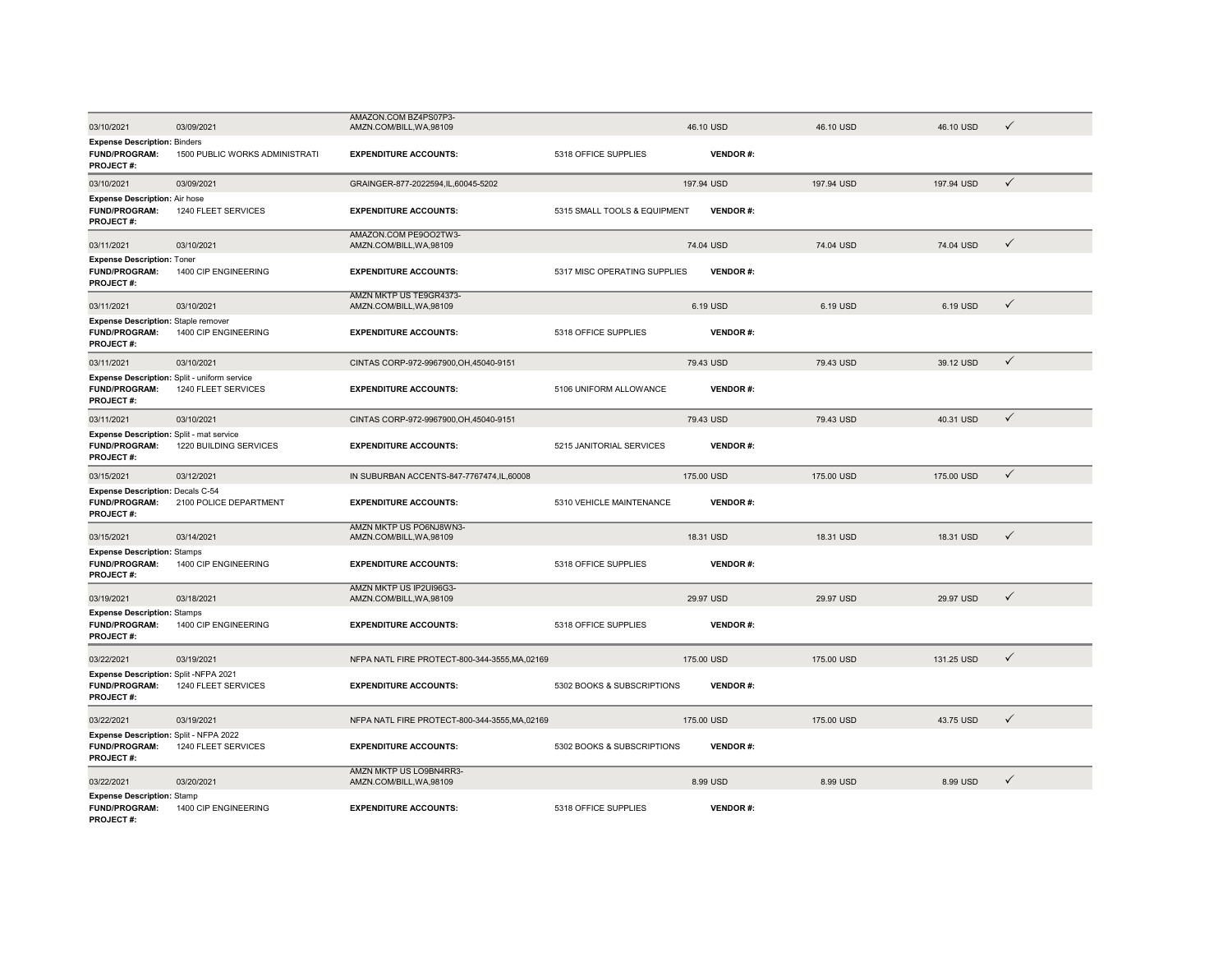| | | | | | | | |
|---|---|---|---|---|---|---|---|
| 03/10/2021 | 03/09/2021 | AMAZON.COM BZ4PS07P3-AMZN.COM/BILL,WA,98109 | | 46.10 USD | 46.10 USD | 46.10 USD | ✓ |
| **Expense Description:** Binders | | | | | | | |
| **FUND/PROGRAM:** | 1500 PUBLIC WORKS ADMINISTRATI | **EXPENDITURE ACCOUNTS:** | 5318 OFFICE SUPPLIES | **VENDOR #:** | | | |
| **PROJECT #:** | | | | | | | |
| 03/10/2021 | 03/09/2021 | GRAINGER-877-2022594,IL,60045-5202 | | 197.94 USD | 197.94 USD | 197.94 USD | ✓ |
| **Expense Description:** Air hose | | | | | | | |
| **FUND/PROGRAM:** | 1240 FLEET SERVICES | **EXPENDITURE ACCOUNTS:** | 5315 SMALL TOOLS & EQUIPMENT | **VENDOR #:** | | | |
| **PROJECT #:** | | | | | | | |
| 03/11/2021 | 03/10/2021 | AMAZON.COM PE9OO2TW3-AMZN.COM/BILL,WA,98109 | | 74.04 USD | 74.04 USD | 74.04 USD | ✓ |
| **Expense Description:** Toner | | | | | | | |
| **FUND/PROGRAM:** | 1400 CIP ENGINEERING | **EXPENDITURE ACCOUNTS:** | 5317 MISC OPERATING SUPPLIES | **VENDOR #:** | | | |
| **PROJECT #:** | | | | | | | |
| 03/11/2021 | 03/10/2021 | AMZN MKTP US TE9GR4373-AMZN.COM/BILL,WA,98109 | | 6.19 USD | 6.19 USD | 6.19 USD | ✓ |
| **Expense Description:** Staple remover | | | | | | | |
| **FUND/PROGRAM:** | 1400 CIP ENGINEERING | **EXPENDITURE ACCOUNTS:** | 5318 OFFICE SUPPLIES | **VENDOR #:** | | | |
| **PROJECT #:** | | | | | | | |
| 03/11/2021 | 03/10/2021 | CINTAS CORP-972-9967900,OH,45040-9151 | | 79.43 USD | 79.43 USD | 39.12 USD | ✓ |
| **Expense Description:** Split - uniform service | | | | | | | |
| **FUND/PROGRAM:** | 1240 FLEET SERVICES | **EXPENDITURE ACCOUNTS:** | 5106 UNIFORM ALLOWANCE | **VENDOR #:** | | | |
| **PROJECT #:** | | | | | | | |
| 03/11/2021 | 03/10/2021 | CINTAS CORP-972-9967900,OH,45040-9151 | | 79.43 USD | 79.43 USD | 40.31 USD | ✓ |
| **Expense Description:** Split - mat service | | | | | | | |
| **FUND/PROGRAM:** | 1220 BUILDING SERVICES | **EXPENDITURE ACCOUNTS:** | 5215 JANITORIAL SERVICES | **VENDOR #:** | | | |
| **PROJECT #:** | | | | | | | |
| 03/15/2021 | 03/12/2021 | IN SUBURBAN ACCENTS-847-7767474,IL,60008 | | 175.00 USD | 175.00 USD | 175.00 USD | ✓ |
| **Expense Description:** Decals C-54 | | | | | | | |
| **FUND/PROGRAM:** | 2100 POLICE DEPARTMENT | **EXPENDITURE ACCOUNTS:** | 5310 VEHICLE MAINTENANCE | **VENDOR #:** | | | |
| **PROJECT #:** | | | | | | | |
| 03/15/2021 | 03/14/2021 | AMZN MKTP US PO6NJ8WN3-AMZN.COM/BILL,WA,98109 | | 18.31 USD | 18.31 USD | 18.31 USD | ✓ |
| **Expense Description:** Stamps | | | | | | | |
| **FUND/PROGRAM:** | 1400 CIP ENGINEERING | **EXPENDITURE ACCOUNTS:** | 5318 OFFICE SUPPLIES | **VENDOR #:** | | | |
| **PROJECT #:** | | | | | | | |
| 03/19/2021 | 03/18/2021 | AMZN MKTP US IP2UI96G3-AMZN.COM/BILL,WA,98109 | | 29.97 USD | 29.97 USD | 29.97 USD | ✓ |
| **Expense Description:** Stamps | | | | | | | |
| **FUND/PROGRAM:** | 1400 CIP ENGINEERING | **EXPENDITURE ACCOUNTS:** | 5318 OFFICE SUPPLIES | **VENDOR #:** | | | |
| **PROJECT #:** | | | | | | | |
| 03/22/2021 | 03/19/2021 | NFPA NATL FIRE PROTECT-800-344-3555,MA,02169 | | 175.00 USD | 175.00 USD | 131.25 USD | ✓ |
| **Expense Description:** Split -NFPA 2021 | | | | | | | |
| **FUND/PROGRAM:** | 1240 FLEET SERVICES | **EXPENDITURE ACCOUNTS:** | 5302 BOOKS & SUBSCRIPTIONS | **VENDOR #:** | | | |
| **PROJECT #:** | | | | | | | |
| 03/22/2021 | 03/19/2021 | NFPA NATL FIRE PROTECT-800-344-3555,MA,02169 | | 175.00 USD | 175.00 USD | 43.75 USD | ✓ |
| **Expense Description:** Split - NFPA 2022 | | | | | | | |
| **FUND/PROGRAM:** | 1240 FLEET SERVICES | **EXPENDITURE ACCOUNTS:** | 5302 BOOKS & SUBSCRIPTIONS | **VENDOR #:** | | | |
| **PROJECT #:** | | | | | | | |
| 03/22/2021 | 03/20/2021 | AMZN MKTP US LO9BN4RR3-AMZN.COM/BILL,WA,98109 | | 8.99 USD | 8.99 USD | 8.99 USD | ✓ |
| **Expense Description:** Stamp | | | | | | | |
| **FUND/PROGRAM:** | 1400 CIP ENGINEERING | **EXPENDITURE ACCOUNTS:** | 5318 OFFICE SUPPLIES | **VENDOR #:** | | | |
| **PROJECT #:** | | | | | | | |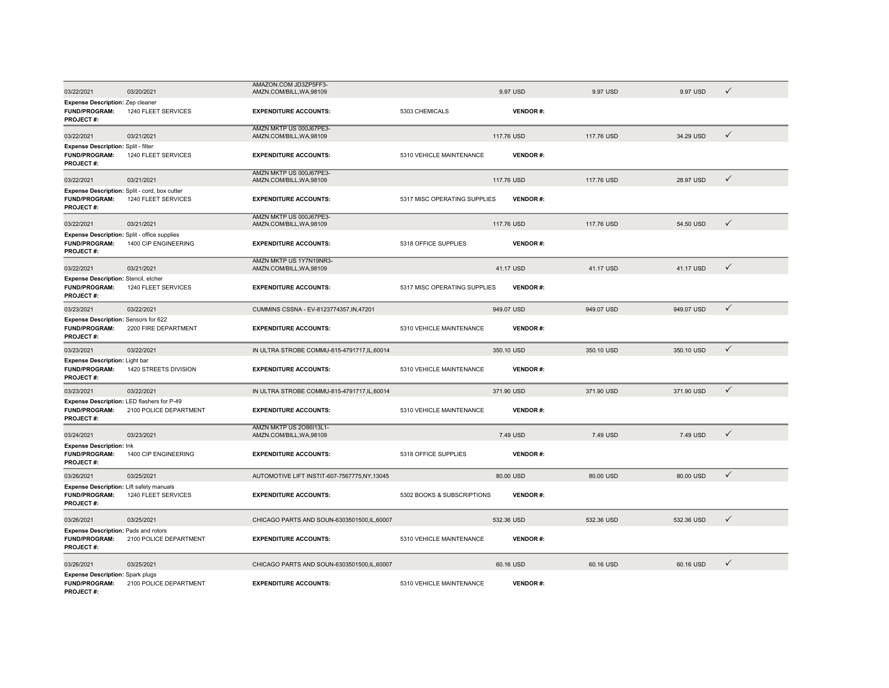| | | | | | | | |
|---|---|---|---|---|---|---|---|
| 03/22/2021 | 03/20/2021 | AMAZON.COM JD3ZP5FF3-AMZN.COM/BILL,WA,98109 | | 9.97 USD | 9.97 USD | 9.97 USD | ✓ |
| **Expense Description:** Zep cleaner | | | | | | | |
| **FUND/PROGRAM:** | 1240 FLEET SERVICES | **EXPENDITURE ACCOUNTS:** | 5303 CHEMICALS | **VENDOR #:** | | | |
| **PROJECT #:** | | | | | | | |
| 03/22/2021 | 03/21/2021 | AMZN MKTP US 000J67PE3-AMZN.COM/BILL,WA,98109 | | 117.76 USD | 117.76 USD | 34.29 USD | ✓ |
| **Expense Description:** Split - filter | | | | | | | |
| **FUND/PROGRAM:** | 1240 FLEET SERVICES | **EXPENDITURE ACCOUNTS:** | 5310 VEHICLE MAINTENANCE | **VENDOR #:** | | | |
| **PROJECT #:** | | | | | | | |
| 03/22/2021 | 03/21/2021 | AMZN MKTP US 000J67PE3-AMZN.COM/BILL,WA,98109 | | 117.76 USD | 117.76 USD | 28.97 USD | ✓ |
| **Expense Description:** Split - cord, box cutter | | | | | | | |
| **FUND/PROGRAM:** | 1240 FLEET SERVICES | **EXPENDITURE ACCOUNTS:** | 5317 MISC OPERATING SUPPLIES | **VENDOR #:** | | | |
| **PROJECT #:** | | | | | | | |
| 03/22/2021 | 03/21/2021 | AMZN MKTP US 000J67PE3-AMZN.COM/BILL,WA,98109 | | 117.76 USD | 117.76 USD | 54.50 USD | ✓ |
| **Expense Description:** Split - office supplies | | | | | | | |
| **FUND/PROGRAM:** | 1400 CIP ENGINEERING | **EXPENDITURE ACCOUNTS:** | 5318 OFFICE SUPPLIES | **VENDOR #:** | | | |
| **PROJECT #:** | | | | | | | |
| 03/22/2021 | 03/21/2021 | AMZN MKTP US 1Y7N19NR3-AMZN.COM/BILL,WA,98109 | | 41.17 USD | 41.17 USD | 41.17 USD | ✓ |
| **Expense Description:** Stencil, etcher | | | | | | | |
| **FUND/PROGRAM:** | 1240 FLEET SERVICES | **EXPENDITURE ACCOUNTS:** | 5317 MISC OPERATING SUPPLIES | **VENDOR #:** | | | |
| **PROJECT #:** | | | | | | | |
| 03/23/2021 | 03/22/2021 | CUMMINS CSSNA - EV-8123774357,IN,47201 | | 949.07 USD | 949.07 USD | 949.07 USD | ✓ |
| **Expense Description:** Sensors for 622 | | | | | | | |
| **FUND/PROGRAM:** | 2200 FIRE DEPARTMENT | **EXPENDITURE ACCOUNTS:** | 5310 VEHICLE MAINTENANCE | **VENDOR #:** | | | |
| **PROJECT #:** | | | | | | | |
| 03/23/2021 | 03/22/2021 | IN ULTRA STROBE COMMU-815-4791717,IL,60014 | | 350.10 USD | 350.10 USD | 350.10 USD | ✓ |
| **Expense Description:** Light bar | | | | | | | |
| **FUND/PROGRAM:** | 1420 STREETS DIVISION | **EXPENDITURE ACCOUNTS:** | 5310 VEHICLE MAINTENANCE | **VENDOR #:** | | | |
| **PROJECT #:** | | | | | | | |
| 03/23/2021 | 03/22/2021 | IN ULTRA STROBE COMMU-815-4791717,IL,60014 | | 371.90 USD | 371.90 USD | 371.90 USD | ✓ |
| **Expense Description:** LED flashers for P-49 | | | | | | | |
| **FUND/PROGRAM:** | 2100 POLICE DEPARTMENT | **EXPENDITURE ACCOUNTS:** | 5310 VEHICLE MAINTENANCE | **VENDOR #:** | | | |
| **PROJECT #:** | | | | | | | |
| 03/24/2021 | 03/23/2021 | AMZN MKTP US 2O86I13L1-AMZN.COM/BILL,WA,98109 | | 7.49 USD | 7.49 USD | 7.49 USD | ✓ |
| **Expense Description:** Ink | | | | | | | |
| **FUND/PROGRAM:** | 1400 CIP ENGINEERING | **EXPENDITURE ACCOUNTS:** | 5318 OFFICE SUPPLIES | **VENDOR #:** | | | |
| **PROJECT #:** | | | | | | | |
| 03/26/2021 | 03/25/2021 | AUTOMOTIVE LIFT INSTIT-607-7567775,NY,13045 | | 80.00 USD | 80.00 USD | 80.00 USD | ✓ |
| **Expense Description:** Lift safety manuals | | | | | | | |
| **FUND/PROGRAM:** | 1240 FLEET SERVICES | **EXPENDITURE ACCOUNTS:** | 5302 BOOKS & SUBSCRIPTIONS | **VENDOR #:** | | | |
| **PROJECT #:** | | | | | | | |
| 03/26/2021 | 03/25/2021 | CHICAGO PARTS AND SOUN-6303501500,IL,60007 | | 532.36 USD | 532.36 USD | 532.36 USD | ✓ |
| **Expense Description:** Pads and rotors | | | | | | | |
| **FUND/PROGRAM:** | 2100 POLICE DEPARTMENT | **EXPENDITURE ACCOUNTS:** | 5310 VEHICLE MAINTENANCE | **VENDOR #:** | | | |
| **PROJECT #:** | | | | | | | |
| 03/26/2021 | 03/25/2021 | CHICAGO PARTS AND SOUN-6303501500,IL,60007 | | 60.16 USD | 60.16 USD | 60.16 USD | ✓ |
| **Expense Description:** Spark plugs | | | | | | | |
| **FUND/PROGRAM:** | 2100 POLICE DEPARTMENT | **EXPENDITURE ACCOUNTS:** | 5310 VEHICLE MAINTENANCE | **VENDOR #:** | | | |
| **PROJECT #:** | | | | | | | |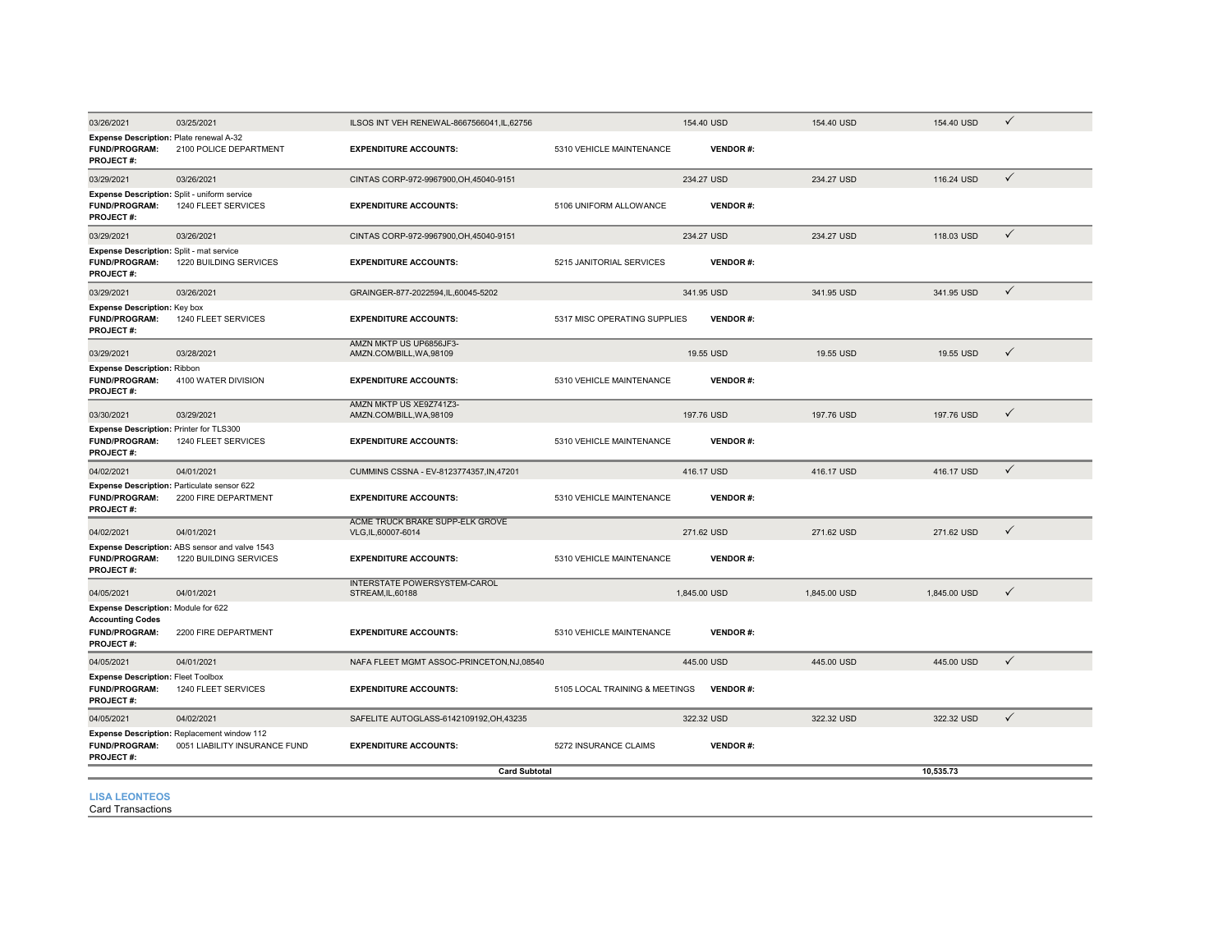| Posting Date | Transaction Date | Merchant | | Original Amount | Transaction Amount | Allocated Amount | |
|---|---|---|---|---|---|---|---|
| 03/26/2021 | 03/25/2021 | ILSOS INT VEH RENEWAL-8667566041,IL,62756 | | 154.40 USD | 154.40 USD | 154.40 USD | ✓ |
| **Expense Description:** Plate renewal A-32 | | | | | | | |
| **FUND/PROGRAM:** | 2100 POLICE DEPARTMENT | **EXPENDITURE ACCOUNTS:** | 5310 VEHICLE MAINTENANCE | **VENDOR #:** | | | |
| **PROJECT #:** | | | | | | | |
| 03/29/2021 | 03/26/2021 | CINTAS CORP-972-9967900,OH,45040-9151 | | 234.27 USD | 234.27 USD | 116.24 USD | ✓ |
| **Expense Description:** Split - uniform service | | | | | | | |
| **FUND/PROGRAM:** | 1240 FLEET SERVICES | **EXPENDITURE ACCOUNTS:** | 5106 UNIFORM ALLOWANCE | **VENDOR #:** | | | |
| **PROJECT #:** | | | | | | | |
| 03/29/2021 | 03/26/2021 | CINTAS CORP-972-9967900,OH,45040-9151 | | 234.27 USD | 234.27 USD | 118.03 USD | ✓ |
| **Expense Description:** Split - mat service | | | | | | | |
| **FUND/PROGRAM:** | 1220 BUILDING SERVICES | **EXPENDITURE ACCOUNTS:** | 5215 JANITORIAL SERVICES | **VENDOR #:** | | | |
| **PROJECT #:** | | | | | | | |
| 03/29/2021 | 03/26/2021 | GRAINGER-877-2022594,IL,60045-5202 | | 341.95 USD | 341.95 USD | 341.95 USD | ✓ |
| **Expense Description:** Key box | | | | | | | |
| **FUND/PROGRAM:** | 1240 FLEET SERVICES | **EXPENDITURE ACCOUNTS:** | 5317 MISC OPERATING SUPPLIES | **VENDOR #:** | | | |
| **PROJECT #:** | | | | | | | |
| 03/29/2021 | 03/28/2021 | AMZN MKTP US UP6856JF3-AMZN.COM/BILL,WA,98109 | | 19.55 USD | 19.55 USD | 19.55 USD | ✓ |
| **Expense Description:** Ribbon | | | | | | | |
| **FUND/PROGRAM:** | 4100 WATER DIVISION | **EXPENDITURE ACCOUNTS:** | 5310 VEHICLE MAINTENANCE | **VENDOR #:** | | | |
| **PROJECT #:** | | | | | | | |
| 03/30/2021 | 03/29/2021 | AMZN MKTP US XE9Z741Z3-AMZN.COM/BILL,WA,98109 | | 197.76 USD | 197.76 USD | 197.76 USD | ✓ |
| **Expense Description:** Printer for TLS300 | | | | | | | |
| **FUND/PROGRAM:** | 1240 FLEET SERVICES | **EXPENDITURE ACCOUNTS:** | 5310 VEHICLE MAINTENANCE | **VENDOR #:** | | | |
| **PROJECT #:** | | | | | | | |
| 04/02/2021 | 04/01/2021 | CUMMINS CSSNA - EV-8123774357,IN,47201 | | 416.17 USD | 416.17 USD | 416.17 USD | ✓ |
| **Expense Description:** Particulate sensor 622 | | | | | | | |
| **FUND/PROGRAM:** | 2200 FIRE DEPARTMENT | **EXPENDITURE ACCOUNTS:** | 5310 VEHICLE MAINTENANCE | **VENDOR #:** | | | |
| **PROJECT #:** | | | | | | | |
| 04/02/2021 | 04/01/2021 | ACME TRUCK BRAKE SUPP-ELK GROVE VLG,IL,60007-6014 | | 271.62 USD | 271.62 USD | 271.62 USD | ✓ |
| **Expense Description:** ABS sensor and valve 1543 | | | | | | | |
| **FUND/PROGRAM:** | 1220 BUILDING SERVICES | **EXPENDITURE ACCOUNTS:** | 5310 VEHICLE MAINTENANCE | **VENDOR #:** | | | |
| **PROJECT #:** | | | | | | | |
| 04/05/2021 | 04/01/2021 | INTERSTATE POWERSYSTEM-CAROL STREAM,IL,60188 | | 1,845.00 USD | 1,845.00 USD | 1,845.00 USD | ✓ |
| **Expense Description:** Module for 622 | | | | | | | |
| **Accounting Codes** | | | | | | | |
| **FUND/PROGRAM:** | 2200 FIRE DEPARTMENT | **EXPENDITURE ACCOUNTS:** | 5310 VEHICLE MAINTENANCE | **VENDOR #:** | | | |
| **PROJECT #:** | | | | | | | |
| 04/05/2021 | 04/01/2021 | NAFA FLEET MGMT ASSOC-PRINCETON,NJ,08540 | | 445.00 USD | 445.00 USD | 445.00 USD | ✓ |
| **Expense Description:** Fleet Toolbox | | | | | | | |
| **FUND/PROGRAM:** | 1240 FLEET SERVICES | **EXPENDITURE ACCOUNTS:** | 5105 LOCAL TRAINING & MEETINGS | **VENDOR #:** | | | |
| **PROJECT #:** | | | | | | | |
| 04/05/2021 | 04/02/2021 | SAFELITE AUTOGLASS-6142109192,OH,43235 | | 322.32 USD | 322.32 USD | 322.32 USD | ✓ |
| **Expense Description:** Replacement window 112 | | | | | | | |
| **FUND/PROGRAM:** | 0051 LIABILITY INSURANCE FUND | **EXPENDITURE ACCOUNTS:** | 5272 INSURANCE CLAIMS | **VENDOR #:** | | | |
| **PROJECT #:** | | | | | | | |
| | | **Card Subtotal** | | | | **10,535.73** | |

**LISA LEONTEOS**

Card Transactions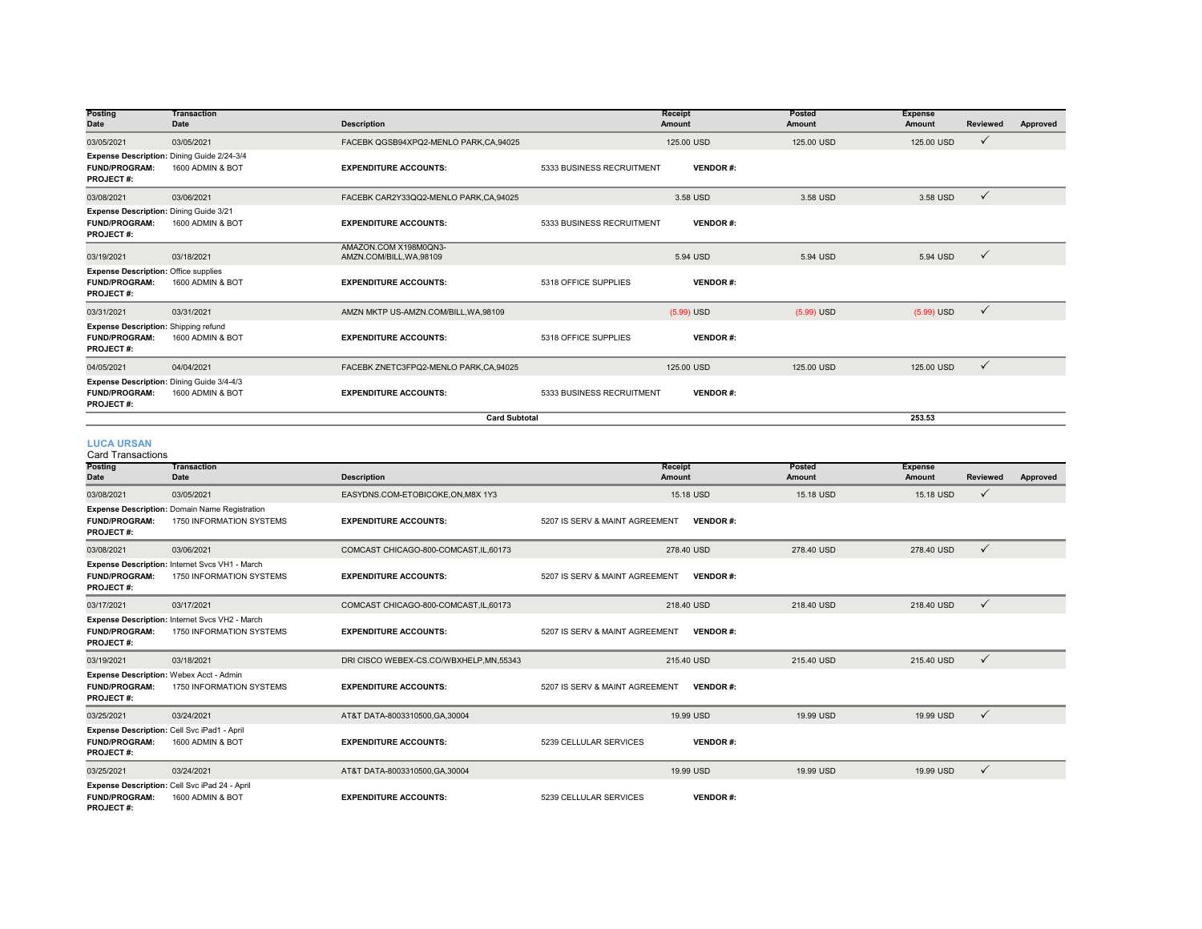| Posting Date | Transaction Date | Description | | Receipt Amount | Posted Amount | Expense Amount | Reviewed | Approved |
|---|---|---|---|---|---|---|---|---|
| 03/05/2021 | 03/05/2021 | FACEBK QGSB94XPQ2-MENLO PARK,CA,94025 | | 125.00 USD | 125.00 USD | 125.00 USD | ✓ | |
| **Expense Description:** Dining Guide 2/24-3/4 | | | | | | | | |
| **FUND/PROGRAM:** | 1600 ADMIN & BOT | **EXPENDITURE ACCOUNTS:** | 5333 BUSINESS RECRUITMENT | **VENDOR #:** | | | | |
| **PROJECT #:** | | | | | | | | |
| 03/08/2021 | 03/06/2021 | FACEBK CAR2Y33QQ2-MENLO PARK,CA,94025 | | 3.58 USD | 3.58 USD | 3.58 USD | ✓ | |
| **Expense Description:** Dining Guide 3/21 | | | | | | | | |
| **FUND/PROGRAM:** | 1600 ADMIN & BOT | **EXPENDITURE ACCOUNTS:** | 5333 BUSINESS RECRUITMENT | **VENDOR #:** | | | | |
| **PROJECT #:** | | | | | | | | |
| 03/19/2021 | 03/18/2021 | AMAZON.COM X198M0QN3-AMZN.COM/BILL,WA,98109 | | 5.94 USD | 5.94 USD | 5.94 USD | ✓ | |
| **Expense Description:** Office supplies | | | | | | | | |
| **FUND/PROGRAM:** | 1600 ADMIN & BOT | **EXPENDITURE ACCOUNTS:** | 5318 OFFICE SUPPLIES | **VENDOR #:** | | | | |
| **PROJECT #:** | | | | | | | | |
| 03/31/2021 | 03/31/2021 | AMZN MKTP US-AMZN.COM/BILL,WA,98109 | | (5.99) USD | (5.99) USD | (5.99) USD | ✓ | |
| **Expense Description:** Shipping refund | | | | | | | | |
| **FUND/PROGRAM:** | 1600 ADMIN & BOT | **EXPENDITURE ACCOUNTS:** | 5318 OFFICE SUPPLIES | **VENDOR #:** | | | | |
| **PROJECT #:** | | | | | | | | |
| 04/05/2021 | 04/04/2021 | FACEBK ZNETC3FPQ2-MENLO PARK,CA,94025 | | 125.00 USD | 125.00 USD | 125.00 USD | ✓ | |
| **Expense Description:** Dining Guide 3/4-4/3 | | | | | | | | |
| **FUND/PROGRAM:** | 1600 ADMIN & BOT | **EXPENDITURE ACCOUNTS:** | 5333 BUSINESS RECRUITMENT | **VENDOR #:** | | | | |
| **PROJECT #:** | | | | | | | | |
| | | | **Card Subtotal** | | | **253.53** | | |

## LUCA URSAN

Card Transactions

| Posting Date | Transaction Date | Description | | Receipt Amount | Posted Amount | Expense Amount | Reviewed | Approved |
|---|---|---|---|---|---|---|---|---|
| 03/08/2021 | 03/05/2021 | EASYDNS.COM-ETOBICOKE,ON,M8X 1Y3 | | 15.18 USD | 15.18 USD | 15.18 USD | ✓ | |
| **Expense Description:** Domain Name Registration | | | | | | | | |
| **FUND/PROGRAM:** | 1750 INFORMATION SYSTEMS | **EXPENDITURE ACCOUNTS:** | 5207 IS SERV & MAINT AGREEMENT | **VENDOR #:** | | | | |
| **PROJECT #:** | | | | | | | | |
| 03/08/2021 | 03/06/2021 | COMCAST CHICAGO-800-COMCAST,IL,60173 | | 278.40 USD | 278.40 USD | 278.40 USD | ✓ | |
| **Expense Description:** Internet Svcs VH1 - March | | | | | | | | |
| **FUND/PROGRAM:** | 1750 INFORMATION SYSTEMS | **EXPENDITURE ACCOUNTS:** | 5207 IS SERV & MAINT AGREEMENT | **VENDOR #:** | | | | |
| **PROJECT #:** | | | | | | | | |
| 03/17/2021 | 03/17/2021 | COMCAST CHICAGO-800-COMCAST,IL,60173 | | 218.40 USD | 218.40 USD | 218.40 USD | ✓ | |
| **Expense Description:** Internet Svcs VH2 - March | | | | | | | | |
| **FUND/PROGRAM:** | 1750 INFORMATION SYSTEMS | **EXPENDITURE ACCOUNTS:** | 5207 IS SERV & MAINT AGREEMENT | **VENDOR #:** | | | | |
| **PROJECT #:** | | | | | | | | |
| 03/19/2021 | 03/18/2021 | DRI CISCO WEBEX-CS.CO/WBXHELP,MN,55343 | | 215.40 USD | 215.40 USD | 215.40 USD | ✓ | |
| **Expense Description:** Webex Acct - Admin | | | | | | | | |
| **FUND/PROGRAM:** | 1750 INFORMATION SYSTEMS | **EXPENDITURE ACCOUNTS:** | 5207 IS SERV & MAINT AGREEMENT | **VENDOR #:** | | | | |
| **PROJECT #:** | | | | | | | | |
| 03/25/2021 | 03/24/2021 | AT&T DATA-8003310500,GA,30004 | | 19.99 USD | 19.99 USD | 19.99 USD | ✓ | |
| **Expense Description:** Cell Svc iPad1 - April | | | | | | | | |
| **FUND/PROGRAM:** | 1600 ADMIN & BOT | **EXPENDITURE ACCOUNTS:** | 5239 CELLULAR SERVICES | **VENDOR #:** | | | | |
| **PROJECT #:** | | | | | | | | |
| 03/25/2021 | 03/24/2021 | AT&T DATA-8003310500,GA,30004 | | 19.99 USD | 19.99 USD | 19.99 USD | ✓ | |
| **Expense Description:** Cell Svc iPad 24 - April | | | | | | | | |
| **FUND/PROGRAM:** | 1600 ADMIN & BOT | **EXPENDITURE ACCOUNTS:** | 5239 CELLULAR SERVICES | **VENDOR #:** | | | | |
| **PROJECT #:** | | | | | | | | |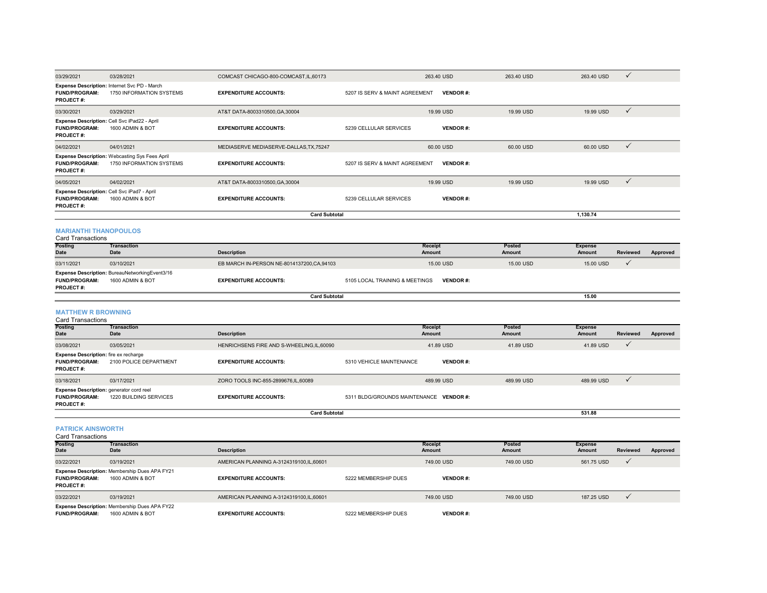| Posting Date | Transaction Date | Description | Receipt Amount | Posted Amount | Expense Amount | Reviewed | Approved |
|---|---|---|---|---|---|---|---|
| 03/29/2021 | 03/28/2021 | COMCAST CHICAGO-800-COMCAST,IL,60173 | 263.40 USD | 263.40 USD | 263.40 USD | ✓ | |
| **Expense Description:** Internet Svc PD - March | | | | | | | |
| **FUND/PROGRAM:** 1750 INFORMATION SYSTEMS | | **EXPENDITURE ACCOUNTS:** 5207 IS SERV & MAINT AGREEMENT | **VENDOR #:** | | | | |
| **PROJECT #:** | | | | | | | |
| 03/30/2021 | 03/29/2021 | AT&T DATA-8003310500,GA,30004 | 19.99 USD | 19.99 USD | 19.99 USD | ✓ | |
| **Expense Description:** Cell Svc iPad22 - April | | | | | | | |
| **FUND/PROGRAM:** 1600 ADMIN & BOT | | **EXPENDITURE ACCOUNTS:** 5239 CELLULAR SERVICES | **VENDOR #:** | | | | |
| **PROJECT #:** | | | | | | | |
| 04/02/2021 | 04/01/2021 | MEDIASERVE MEDIASERVE-DALLAS,TX,75247 | 60.00 USD | 60.00 USD | 60.00 USD | ✓ | |
| **Expense Description:** Webcasting Sys Fees April | | | | | | | |
| **FUND/PROGRAM:** 1750 INFORMATION SYSTEMS | | **EXPENDITURE ACCOUNTS:** 5207 IS SERV & MAINT AGREEMENT | **VENDOR #:** | | | | |
| **PROJECT #:** | | | | | | | |
| 04/05/2021 | 04/02/2021 | AT&T DATA-8003310500,GA,30004 | 19.99 USD | 19.99 USD | 19.99 USD | ✓ | |
| **Expense Description:** Cell Svc iPad7 - April | | | | | | | |
| **FUND/PROGRAM:** 1600 ADMIN & BOT | | **EXPENDITURE ACCOUNTS:** 5239 CELLULAR SERVICES | **VENDOR #:** | | | | |
| **PROJECT #:** | | | | | | | |
| | | **Card Subtotal** | | | **1,130.74** | | |

### MARIANTHI THANOPOULOS

Card Transactions

| Posting Date | Transaction Date | Description | Receipt Amount | Posted Amount | Expense Amount | Reviewed | Approved |
|---|---|---|---|---|---|---|---|
| 03/11/2021 | 03/10/2021 | EB MARCH IN-PERSON NE-8014137200,CA,94103 | 15.00 USD | 15.00 USD | 15.00 USD | ✓ | |
| **Expense Description:** BureauNetworkingEvent3/16 | | | | | | | |
| **FUND/PROGRAM:** 1600 ADMIN & BOT | | **EXPENDITURE ACCOUNTS:** 5105 LOCAL TRAINING & MEETINGS | **VENDOR #:** | | | | |
| **PROJECT #:** | | | | | | | |
| | | **Card Subtotal** | | | **15.00** | | |

### MATTHEW R BROWNING

Card Transactions

| Posting Date | Transaction Date | Description | Receipt Amount | Posted Amount | Expense Amount | Reviewed | Approved |
|---|---|---|---|---|---|---|---|
| 03/08/2021 | 03/05/2021 | HENRICHSENS FIRE AND S-WHEELING,IL,60090 | 41.89 USD | 41.89 USD | 41.89 USD | ✓ | |
| **Expense Description:** fire ex recharge | | | | | | | |
| **FUND/PROGRAM:** 2100 POLICE DEPARTMENT | | **EXPENDITURE ACCOUNTS:** 5310 VEHICLE MAINTENANCE | **VENDOR #:** | | | | |
| **PROJECT #:** | | | | | | | |
| 03/18/2021 | 03/17/2021 | ZORO TOOLS INC-855-2899676,IL,60089 | 489.99 USD | 489.99 USD | 489.99 USD | ✓ | |
| **Expense Description:** generator cord reel | | | | | | | |
| **FUND/PROGRAM:** 1220 BUILDING SERVICES | | **EXPENDITURE ACCOUNTS:** 5311 BLDG/GROUNDS MAINTENANCE | **VENDOR #:** | | | | |
| **PROJECT #:** | | | | | | | |
| | | **Card Subtotal** | | | **531.88** | | |

### PATRICK AINSWORTH

Card Transactions

| Posting Date | Transaction Date | Description | Receipt Amount | Posted Amount | Expense Amount | Reviewed | Approved |
|---|---|---|---|---|---|---|---|
| 03/22/2021 | 03/19/2021 | AMERICAN PLANNING A-3124319100,IL,60601 | 749.00 USD | 749.00 USD | 561.75 USD | ✓ | |
| **Expense Description:** Membership Dues APA FY21 | | | | | | | |
| **FUND/PROGRAM:** 1600 ADMIN & BOT | | **EXPENDITURE ACCOUNTS:** 5222 MEMBERSHIP DUES | **VENDOR #:** | | | | |
| **PROJECT #:** | | | | | | | |
| 03/22/2021 | 03/19/2021 | AMERICAN PLANNING A-3124319100,IL,60601 | 749.00 USD | 749.00 USD | 187.25 USD | ✓ | |
| **Expense Description:** Membership Dues APA FY22 | | | | | | | |
| **FUND/PROGRAM:** 1600 ADMIN & BOT | | **EXPENDITURE ACCOUNTS:** 5222 MEMBERSHIP DUES | **VENDOR #:** | | | | |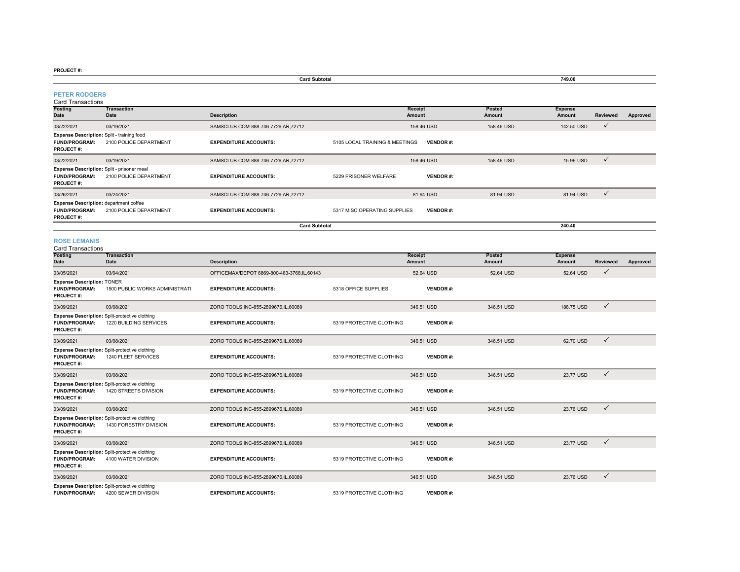**PROJECT #:**

| | Card Subtotal | 749.00 |
|---|---|---|

## PETER RODGERS

Card Transactions

| Posting Date | Transaction Date | Description | Receipt Amount | Posted Amount | Expense Amount | Reviewed | Approved |
|---|---|---|---|---|---|---|---|
| 03/22/2021 | 03/19/2021 | SAMSCLUB.COM-888-746-7726,AR,72712 | 158.46 USD | 158.46 USD | 142.50 USD | ✓ | |
| **Expense Description:** Split - training food | | | | | | | |
| **FUND/PROGRAM:** | 2100 POLICE DEPARTMENT | **EXPENDITURE ACCOUNTS:** | 5105 LOCAL TRAINING & MEETINGS | **VENDOR #:** | | | |
| **PROJECT #:** | | | | | | | |
| 03/22/2021 | 03/19/2021 | SAMSCLUB.COM-888-746-7726,AR,72712 | 158.46 USD | 158.46 USD | 15.96 USD | ✓ | |
| **Expense Description:** Split - prisoner meal | | | | | | | |
| **FUND/PROGRAM:** | 2100 POLICE DEPARTMENT | **EXPENDITURE ACCOUNTS:** | 5229 PRISONER WELFARE | **VENDOR #:** | | | |
| **PROJECT #:** | | | | | | | |
| 03/26/2021 | 03/24/2021 | SAMSCLUB.COM-888-746-7726,AR,72712 | 81.94 USD | 81.94 USD | 81.94 USD | ✓ | |
| **Expense Description:** department coffee | | | | | | | |
| **FUND/PROGRAM:** | 2100 POLICE DEPARTMENT | **EXPENDITURE ACCOUNTS:** | 5317 MISC OPERATING SUPPLIES | **VENDOR #:** | | | |
| **PROJECT #:** | | | | | | | |
| | | **Card Subtotal** | | | **240.40** | | |

## ROSE LEMANIS

Card Transactions

| Posting Date | Transaction Date | Description | Receipt Amount | Posted Amount | Expense Amount | Reviewed | Approved |
|---|---|---|---|---|---|---|---|
| 03/05/2021 | 03/04/2021 | OFFICEMAX/DEPOT 6869-800-463-3768,IL,60143 | 52.64 USD | 52.64 USD | 52.64 USD | ✓ | |
| **Expense Description:** TONER | | | | | | | |
| **FUND/PROGRAM:** | 1500 PUBLIC WORKS ADMINISTRATI | **EXPENDITURE ACCOUNTS:** | 5318 OFFICE SUPPLIES | **VENDOR #:** | | | |
| **PROJECT #:** | | | | | | | |
| 03/09/2021 | 03/08/2021 | ZORO TOOLS INC-855-2899676,IL,60089 | 346.51 USD | 346.51 USD | 188.75 USD | ✓ | |
| **Expense Description:** Split-protective clothing | | | | | | | |
| **FUND/PROGRAM:** | 1220 BUILDING SERVICES | **EXPENDITURE ACCOUNTS:** | 5319 PROTECTIVE CLOTHING | **VENDOR #:** | | | |
| **PROJECT #:** | | | | | | | |
| 03/09/2021 | 03/08/2021 | ZORO TOOLS INC-855-2899676,IL,60089 | 346.51 USD | 346.51 USD | 62.70 USD | ✓ | |
| **Expense Description:** Split-protective clothing | | | | | | | |
| **FUND/PROGRAM:** | 1240 FLEET SERVICES | **EXPENDITURE ACCOUNTS:** | 5319 PROTECTIVE CLOTHING | **VENDOR #:** | | | |
| **PROJECT #:** | | | | | | | |
| 03/09/2021 | 03/08/2021 | ZORO TOOLS INC-855-2899676,IL,60089 | 346.51 USD | 346.51 USD | 23.77 USD | ✓ | |
| **Expense Description:** Split-protective clothing | | | | | | | |
| **FUND/PROGRAM:** | 1420 STREETS DIVISION | **EXPENDITURE ACCOUNTS:** | 5319 PROTECTIVE CLOTHING | **VENDOR #:** | | | |
| **PROJECT #:** | | | | | | | |
| 03/09/2021 | 03/08/2021 | ZORO TOOLS INC-855-2899676,IL,60089 | 346.51 USD | 346.51 USD | 23.76 USD | ✓ | |
| **Expense Description:** Split-protective clothing | | | | | | | |
| **FUND/PROGRAM:** | 1430 FORESTRY DIVISION | **EXPENDITURE ACCOUNTS:** | 5319 PROTECTIVE CLOTHING | **VENDOR #:** | | | |
| **PROJECT #:** | | | | | | | |
| 03/09/2021 | 03/08/2021 | ZORO TOOLS INC-855-2899676,IL,60089 | 346.51 USD | 346.51 USD | 23.77 USD | ✓ | |
| **Expense Description:** Split-protective clothing | | | | | | | |
| **FUND/PROGRAM:** | 4100 WATER DIVISION | **EXPENDITURE ACCOUNTS:** | 5319 PROTECTIVE CLOTHING | **VENDOR #:** | | | |
| **PROJECT #:** | | | | | | | |
| 03/09/2021 | 03/08/2021 | ZORO TOOLS INC-855-2899676,IL,60089 | 346.51 USD | 346.51 USD | 23.76 USD | ✓ | |
| **Expense Description:** Split-protective clothing | | | | | | | |
| **FUND/PROGRAM:** | 4200 SEWER DIVISION | **EXPENDITURE ACCOUNTS:** | 5319 PROTECTIVE CLOTHING | **VENDOR #:** | | | |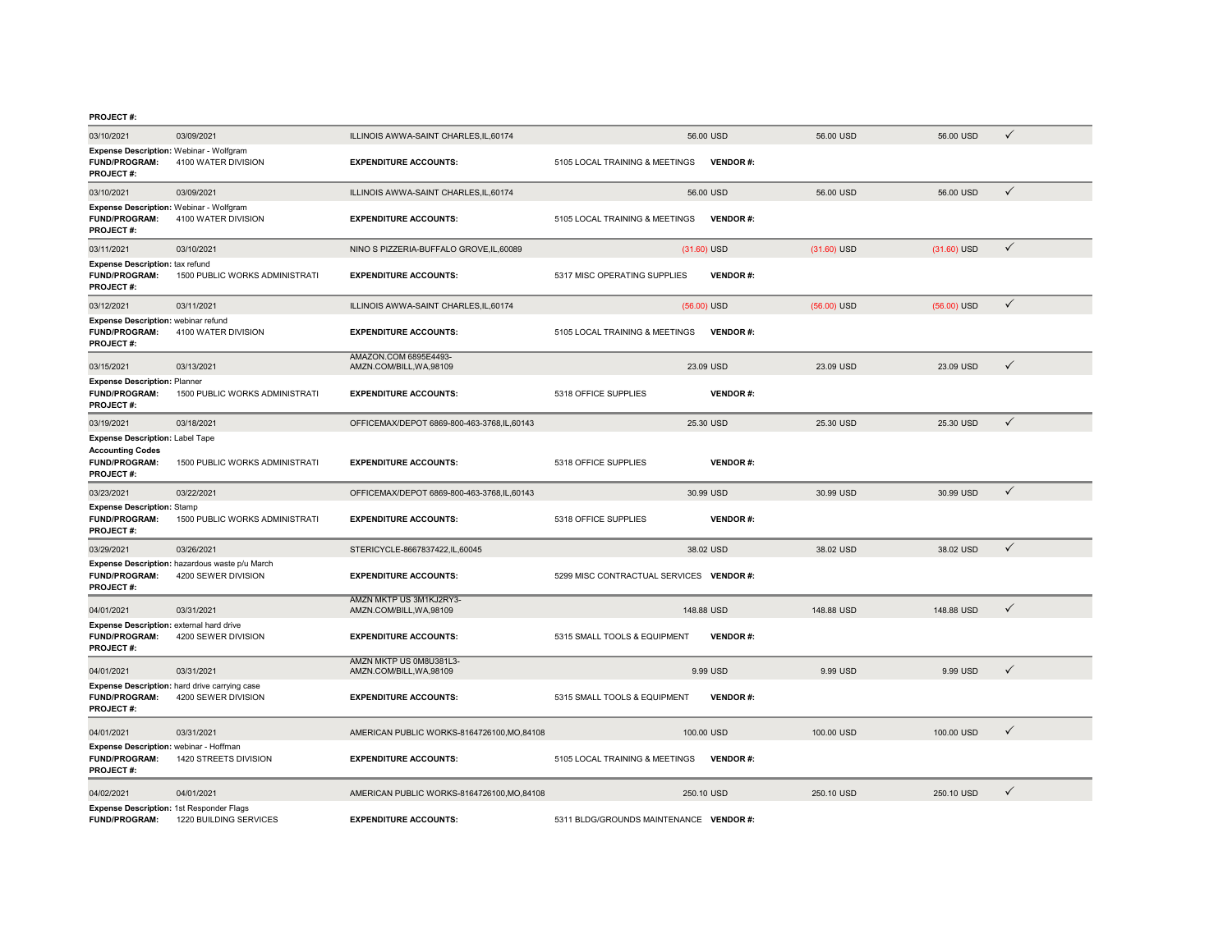**PROJECT #:**

| | | | | | | |
|---|---|---|---|---|---|---|
| 03/10/2021 | 03/09/2021 | ILLINOIS AWWA-SAINT CHARLES,IL,60174 | 56.00 USD | 56.00 USD | 56.00 USD | ✓ |

**Expense Description:** Webinar - Wolfgram
**FUND/PROGRAM:** 4100 WATER DIVISION **EXPENDITURE ACCOUNTS:** 5105 LOCAL TRAINING & MEETINGS **VENDOR #:**
**PROJECT #:**

| | | | | | | |
|---|---|---|---|---|---|---|
| 03/10/2021 | 03/09/2021 | ILLINOIS AWWA-SAINT CHARLES,IL,60174 | 56.00 USD | 56.00 USD | 56.00 USD | ✓ |

**Expense Description:** Webinar - Wolfgram
**FUND/PROGRAM:** 4100 WATER DIVISION **EXPENDITURE ACCOUNTS:** 5105 LOCAL TRAINING & MEETINGS **VENDOR #:**
**PROJECT #:**

| | | | | | | |
|---|---|---|---|---|---|---|
| 03/11/2021 | 03/10/2021 | NINO S PIZZERIA-BUFFALO GROVE,IL,60089 | (31.60) USD | (31.60) USD | (31.60) USD | ✓ |

**Expense Description:** tax refund
**FUND/PROGRAM:** 1500 PUBLIC WORKS ADMINISTRATI **EXPENDITURE ACCOUNTS:** 5317 MISC OPERATING SUPPLIES **VENDOR #:**
**PROJECT #:**

| | | | | | | |
|---|---|---|---|---|---|---|
| 03/12/2021 | 03/11/2021 | ILLINOIS AWWA-SAINT CHARLES,IL,60174 | (56.00) USD | (56.00) USD | (56.00) USD | ✓ |

**Expense Description:** webinar refund
**FUND/PROGRAM:** 4100 WATER DIVISION **EXPENDITURE ACCOUNTS:** 5105 LOCAL TRAINING & MEETINGS **VENDOR #:**
**PROJECT #:**

| | | | | | | |
|---|---|---|---|---|---|---|
| 03/15/2021 | 03/13/2021 | AMAZON.COM 6895E4493-AMZN.COM/BILL,WA,98109 | 23.09 USD | 23.09 USD | 23.09 USD | ✓ |

**Expense Description:** Planner
**FUND/PROGRAM:** 1500 PUBLIC WORKS ADMINISTRATI **EXPENDITURE ACCOUNTS:** 5318 OFFICE SUPPLIES **VENDOR #:**
**PROJECT #:**

| | | | | | | |
|---|---|---|---|---|---|---|
| 03/19/2021 | 03/18/2021 | OFFICEMAX/DEPOT 6869-800-463-3768,IL,60143 | 25.30 USD | 25.30 USD | 25.30 USD | ✓ |

**Expense Description:** Label Tape
**Accounting Codes**
**FUND/PROGRAM:** 1500 PUBLIC WORKS ADMINISTRATI **EXPENDITURE ACCOUNTS:** 5318 OFFICE SUPPLIES **VENDOR #:**
**PROJECT #:**

| | | | | | | |
|---|---|---|---|---|---|---|
| 03/23/2021 | 03/22/2021 | OFFICEMAX/DEPOT 6869-800-463-3768,IL,60143 | 30.99 USD | 30.99 USD | 30.99 USD | ✓ |

**Expense Description:** Stamp
**FUND/PROGRAM:** 1500 PUBLIC WORKS ADMINISTRATI **EXPENDITURE ACCOUNTS:** 5318 OFFICE SUPPLIES **VENDOR #:**
**PROJECT #:**

| | | | | | | |
|---|---|---|---|---|---|---|
| 03/29/2021 | 03/26/2021 | STERICYCLE-8667837422,IL,60045 | 38.02 USD | 38.02 USD | 38.02 USD | ✓ |

**Expense Description:** hazardous waste p/u March
**FUND/PROGRAM:** 4200 SEWER DIVISION **EXPENDITURE ACCOUNTS:** 5299 MISC CONTRACTUAL SERVICES **VENDOR #:**
**PROJECT #:**

| | | | | | | |
|---|---|---|---|---|---|---|
| 04/01/2021 | 03/31/2021 | AMZN MKTP US 3M1KJ2RY3-AMZN.COM/BILL,WA,98109 | 148.88 USD | 148.88 USD | 148.88 USD | ✓ |

**Expense Description:** external hard drive
**FUND/PROGRAM:** 4200 SEWER DIVISION **EXPENDITURE ACCOUNTS:** 5315 SMALL TOOLS & EQUIPMENT **VENDOR #:**
**PROJECT #:**

| | | | | | | |
|---|---|---|---|---|---|---|
| 04/01/2021 | 03/31/2021 | AMZN MKTP US 0M8U381L3-AMZN.COM/BILL,WA,98109 | 9.99 USD | 9.99 USD | 9.99 USD | ✓ |

**Expense Description:** hard drive carrying case
**FUND/PROGRAM:** 4200 SEWER DIVISION **EXPENDITURE ACCOUNTS:** 5315 SMALL TOOLS & EQUIPMENT **VENDOR #:**
**PROJECT #:**

| | | | | | | |
|---|---|---|---|---|---|---|
| 04/01/2021 | 03/31/2021 | AMERICAN PUBLIC WORKS-8164726100,MO,84108 | 100.00 USD | 100.00 USD | 100.00 USD | ✓ |

**Expense Description:** webinar - Hoffman
**FUND/PROGRAM:** 1420 STREETS DIVISION **EXPENDITURE ACCOUNTS:** 5105 LOCAL TRAINING & MEETINGS **VENDOR #:**
**PROJECT #:**

| | | | | | | |
|---|---|---|---|---|---|---|
| 04/02/2021 | 04/01/2021 | AMERICAN PUBLIC WORKS-8164726100,MO,84108 | 250.10 USD | 250.10 USD | 250.10 USD | ✓ |

**Expense Description:** 1st Responder Flags
**FUND/PROGRAM:** 1220 BUILDING SERVICES **EXPENDITURE ACCOUNTS:** 5311 BLDG/GROUNDS MAINTENANCE **VENDOR #:**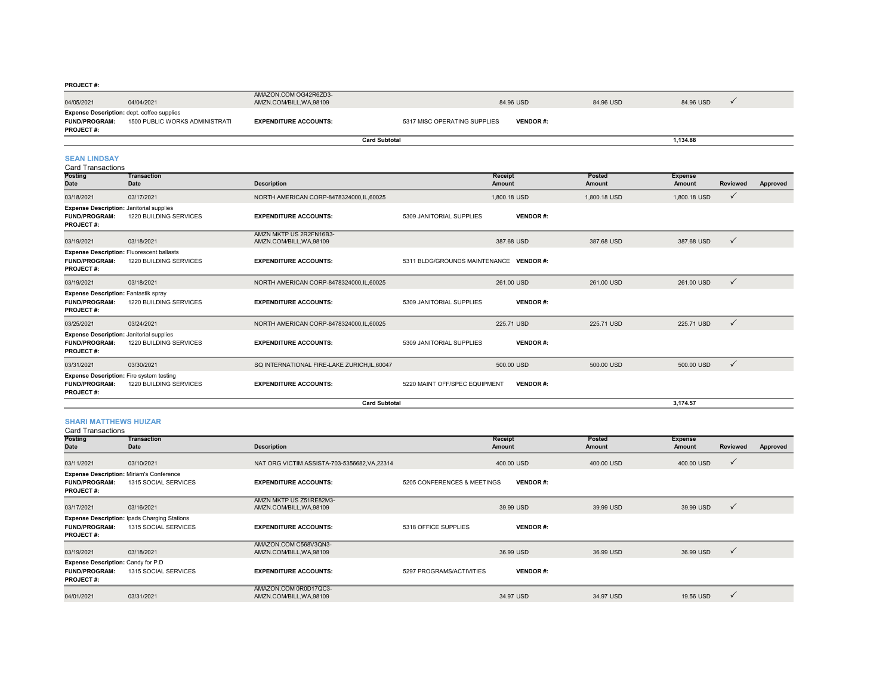**PROJECT #:**

| Posting Date | Transaction Date | Description | Receipt Amount | Posted Amount | Expense Amount | Reviewed | Approved |
|---|---|---|---|---|---|---|---|
| 04/05/2021 | 04/04/2021 | AMAZON.COM OG42R6ZD3-AMZN.COM/BILL,WA,98109 | 84.96 USD | 84.96 USD | 84.96 USD | ✓ | |

**Expense Description:** dept. coffee supplies
**FUND/PROGRAM:** 1500 PUBLIC WORKS ADMINISTRATI **EXPENDITURE ACCOUNTS:** 5317 MISC OPERATING SUPPLIES **VENDOR #:**
**PROJECT #:**

**Card Subtotal** 1,134.88

## SEAN LINDSAY

Card Transactions

| Posting Date | Transaction Date | Description | Receipt Amount | Posted Amount | Expense Amount | Reviewed | Approved |
|---|---|---|---|---|---|---|---|
| 03/18/2021 | 03/17/2021 | NORTH AMERICAN CORP-8478324000,IL,60025 | 1,800.18 USD | 1,800.18 USD | 1,800.18 USD | ✓ | |
| **Expense Description:** Janitorial supplies | | | | | | | |
| **FUND/PROGRAM:** 1220 BUILDING SERVICES | | **EXPENDITURE ACCOUNTS:** 5309 JANITORIAL SUPPLIES | **VENDOR #:** | | | | |
| **PROJECT #:** | | | | | | | |
| 03/19/2021 | 03/18/2021 | AMZN MKTP US 2R2FN16B3-AMZN.COM/BILL,WA,98109 | 387.68 USD | 387.68 USD | 387.68 USD | ✓ | |
| **Expense Description:** Fluorescent ballasts | | | | | | | |
| **FUND/PROGRAM:** 1220 BUILDING SERVICES | | **EXPENDITURE ACCOUNTS:** 5311 BLDG/GROUNDS MAINTENANCE | **VENDOR #:** | | | | |
| **PROJECT #:** | | | | | | | |
| 03/19/2021 | 03/18/2021 | NORTH AMERICAN CORP-8478324000,IL,60025 | 261.00 USD | 261.00 USD | 261.00 USD | ✓ | |
| **Expense Description:** Fantastik spray | | | | | | | |
| **FUND/PROGRAM:** 1220 BUILDING SERVICES | | **EXPENDITURE ACCOUNTS:** 5309 JANITORIAL SUPPLIES | **VENDOR #:** | | | | |
| **PROJECT #:** | | | | | | | |
| 03/25/2021 | 03/24/2021 | NORTH AMERICAN CORP-8478324000,IL,60025 | 225.71 USD | 225.71 USD | 225.71 USD | ✓ | |
| **Expense Description:** Janitorial supplies | | | | | | | |
| **FUND/PROGRAM:** 1220 BUILDING SERVICES | | **EXPENDITURE ACCOUNTS:** 5309 JANITORIAL SUPPLIES | **VENDOR #:** | | | | |
| **PROJECT #:** | | | | | | | |
| 03/31/2021 | 03/30/2021 | SQ INTERNATIONAL FIRE-LAKE ZURICH,IL,60047 | 500.00 USD | 500.00 USD | 500.00 USD | ✓ | |
| **Expense Description:** Fire system testing | | | | | | | |
| **FUND/PROGRAM:** 1220 BUILDING SERVICES | | **EXPENDITURE ACCOUNTS:** 5220 MAINT OFF/SPEC EQUIPMENT | **VENDOR #:** | | | | |
| **PROJECT #:** | | | | | | | |

**Card Subtotal** 3,174.57

## SHARI MATTHEWS HUIZAR

Card Transactions

| Posting Date | Transaction Date | Description | Receipt Amount | Posted Amount | Expense Amount | Reviewed | Approved |
|---|---|---|---|---|---|---|---|
| 03/11/2021 | 03/10/2021 | NAT ORG VICTIM ASSISTA-703-5356682,VA,22314 | 400.00 USD | 400.00 USD | 400.00 USD | ✓ | |
| **Expense Description:** Miriam's Conference | | | | | | | |
| **FUND/PROGRAM:** 1315 SOCIAL SERVICES | | **EXPENDITURE ACCOUNTS:** 5205 CONFERENCES & MEETINGS | **VENDOR #:** | | | | |
| **PROJECT #:** | | | | | | | |
| 03/17/2021 | 03/16/2021 | AMZN MKTP US Z51RE82M3-AMZN.COM/BILL,WA,98109 | 39.99 USD | 39.99 USD | 39.99 USD | ✓ | |
| **Expense Description:** Ipads Charging Stations | | | | | | | |
| **FUND/PROGRAM:** 1315 SOCIAL SERVICES | | **EXPENDITURE ACCOUNTS:** 5318 OFFICE SUPPLIES | **VENDOR #:** | | | | |
| **PROJECT #:** | | | | | | | |
| 03/19/2021 | 03/18/2021 | AMAZON.COM C568V3QN3-AMZN.COM/BILL,WA,98109 | 36.99 USD | 36.99 USD | 36.99 USD | ✓ | |
| **Expense Description:** Candy for P.D | | | | | | | |
| **FUND/PROGRAM:** 1315 SOCIAL SERVICES | | **EXPENDITURE ACCOUNTS:** 5297 PROGRAMS/ACTIVITIES | **VENDOR #:** | | | | |
| **PROJECT #:** | | | | | | | |
| 04/01/2021 | 03/31/2021 | AMAZON.COM 0R0D17QC3-AMZN.COM/BILL,WA,98109 | 34.97 USD | 34.97 USD | 19.56 USD | ✓ | |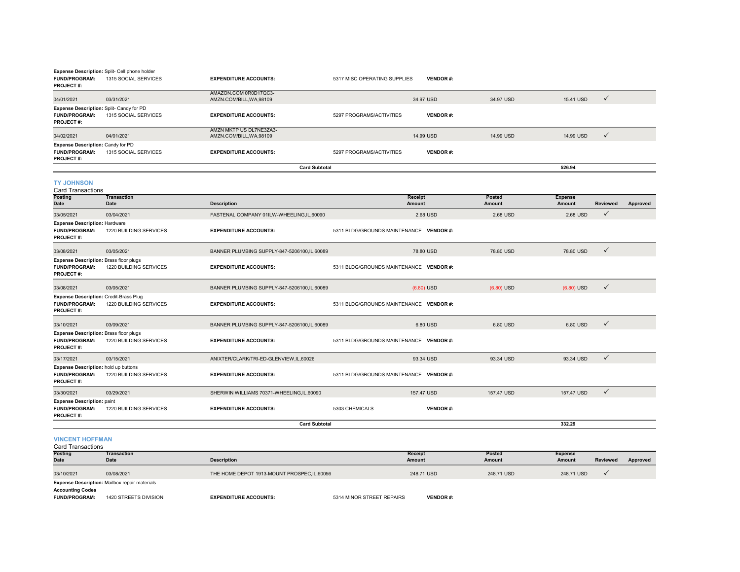**Expense Description:** Split- Cell phone holder
**FUND/PROGRAM:** 1315 SOCIAL SERVICES **EXPENDITURE ACCOUNTS:** 5317 MISC OPERATING SUPPLIES **VENDOR #:**
**PROJECT #:**

| Posting Date | Transaction Date | Description | Receipt Amount | Posted Amount | Expense Amount | Reviewed | Approved |
|---|---|---|---|---|---|---|---|
| 04/01/2021 | 03/31/2021 | AMAZON.COM 0R0D17QC3-AMZN.COM/BILL,WA,98109 | 34.97 USD | 34.97 USD | 15.41 USD | ✓ | |

**Expense Description:** Split- Candy for PD
**FUND/PROGRAM:** 1315 SOCIAL SERVICES **EXPENDITURE ACCOUNTS:** 5297 PROGRAMS/ACTIVITIES **VENDOR #:**
**PROJECT #:**

| Posting Date | Transaction Date | Description | Receipt Amount | Posted Amount | Expense Amount | Reviewed | Approved |
|---|---|---|---|---|---|---|---|
| 04/02/2021 | 04/01/2021 | AMZN MKTP US DL7NE3ZA3-AMZN.COM/BILL,WA,98109 | 14.99 USD | 14.99 USD | 14.99 USD | ✓ | |

**Expense Description:** Candy for PD
**FUND/PROGRAM:** 1315 SOCIAL SERVICES **EXPENDITURE ACCOUNTS:** 5297 PROGRAMS/ACTIVITIES **VENDOR #:**
**PROJECT #:**

**Card Subtotal** 526.94

## TY JOHNSON

Card Transactions

| Posting Date | Transaction Date | Description | Receipt Amount | Posted Amount | Expense Amount | Reviewed | Approved |
|---|---|---|---|---|---|---|---|
| 03/05/2021 | 03/04/2021 | FASTENAL COMPANY 01ILW-WHEELING,IL,60090 | 2.68 USD | 2.68 USD | 2.68 USD | ✓ | |

**Expense Description:** Hardware
**FUND/PROGRAM:** 1220 BUILDING SERVICES **EXPENDITURE ACCOUNTS:** 5311 BLDG/GROUNDS MAINTENANCE **VENDOR #:**
**PROJECT #:**

| Posting Date | Transaction Date | Description | Receipt Amount | Posted Amount | Expense Amount | Reviewed | Approved |
|---|---|---|---|---|---|---|---|
| 03/08/2021 | 03/05/2021 | BANNER PLUMBING SUPPLY-847-5206100,IL,60089 | 78.80 USD | 78.80 USD | 78.80 USD | ✓ | |

**Expense Description:** Brass floor plugs
**FUND/PROGRAM:** 1220 BUILDING SERVICES **EXPENDITURE ACCOUNTS:** 5311 BLDG/GROUNDS MAINTENANCE **VENDOR #:**
**PROJECT #:**

| Posting Date | Transaction Date | Description | Receipt Amount | Posted Amount | Expense Amount | Reviewed | Approved |
|---|---|---|---|---|---|---|---|
| 03/08/2021 | 03/05/2021 | BANNER PLUMBING SUPPLY-847-5206100,IL,60089 | (6.80) USD | (6.80) USD | (6.80) USD | ✓ | |

**Expense Description:** Credit-Brass Plug
**FUND/PROGRAM:** 1220 BUILDING SERVICES **EXPENDITURE ACCOUNTS:** 5311 BLDG/GROUNDS MAINTENANCE **VENDOR #:**
**PROJECT #:**

| Posting Date | Transaction Date | Description | Receipt Amount | Posted Amount | Expense Amount | Reviewed | Approved |
|---|---|---|---|---|---|---|---|
| 03/10/2021 | 03/09/2021 | BANNER PLUMBING SUPPLY-847-5206100,IL,60089 | 6.80 USD | 6.80 USD | 6.80 USD | ✓ | |

**Expense Description:** Brass floor plugs
**FUND/PROGRAM:** 1220 BUILDING SERVICES **EXPENDITURE ACCOUNTS:** 5311 BLDG/GROUNDS MAINTENANCE **VENDOR #:**
**PROJECT #:**

| Posting Date | Transaction Date | Description | Receipt Amount | Posted Amount | Expense Amount | Reviewed | Approved |
|---|---|---|---|---|---|---|---|
| 03/17/2021 | 03/15/2021 | ANIXTER/CLARK/TRI-ED-GLENVIEW,IL,60026 | 93.34 USD | 93.34 USD | 93.34 USD | ✓ | |

**Expense Description:** hold up buttons
**FUND/PROGRAM:** 1220 BUILDING SERVICES **EXPENDITURE ACCOUNTS:** 5311 BLDG/GROUNDS MAINTENANCE **VENDOR #:**
**PROJECT #:**

| Posting Date | Transaction Date | Description | Receipt Amount | Posted Amount | Expense Amount | Reviewed | Approved |
|---|---|---|---|---|---|---|---|
| 03/30/2021 | 03/29/2021 | SHERWIN WILLIAMS 70371-WHEELING,IL,60090 | 157.47 USD | 157.47 USD | 157.47 USD | ✓ | |

**Expense Description:** paint
**FUND/PROGRAM:** 1220 BUILDING SERVICES **EXPENDITURE ACCOUNTS:** 5303 CHEMICALS **VENDOR #:**
**PROJECT #:**

**Card Subtotal** 332.29

## VINCENT HOFFMAN

Card Transactions

| Posting Date | Transaction Date | Description | Receipt Amount | Posted Amount | Expense Amount | Reviewed | Approved |
|---|---|---|---|---|---|---|---|
| 03/10/2021 | 03/08/2021 | THE HOME DEPOT 1913-MOUNT PROSPEC,IL,60056 | 248.71 USD | 248.71 USD | 248.71 USD | ✓ | |

**Expense Description:** Mailbox repair materials
**Accounting Codes**
**FUND/PROGRAM:** 1420 STREETS DIVISION **EXPENDITURE ACCOUNTS:** 5314 MINOR STREET REPAIRS **VENDOR #:**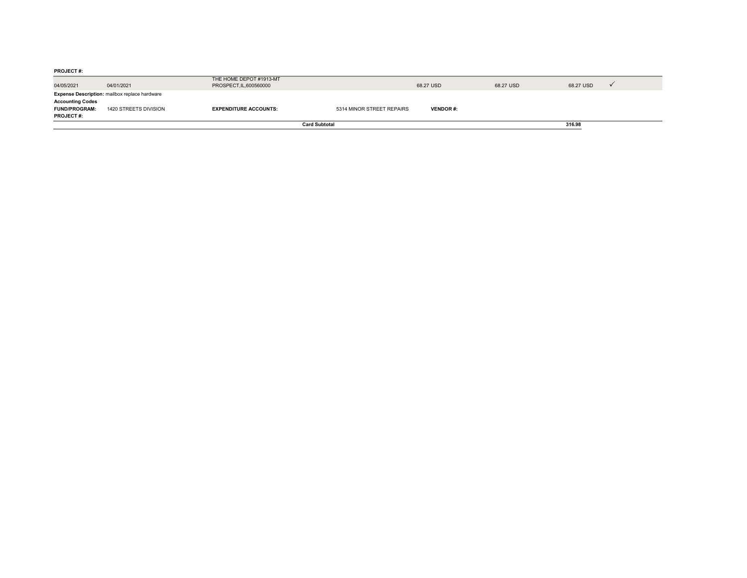**PROJECT #:**

| | | | | | | | |
|---|---|---|---|---|---|---|---|
| 04/05/2021 | 04/01/2021 | THE HOME DEPOT #1913-MT PROSPECT,IL,600560000 | | 68.27 USD | 68.27 USD | 68.27 USD | ✓ |

**Expense Description:** mailbox replace hardware

**Accounting Codes**

**FUND/PROGRAM:** 1420 STREETS DIVISION **EXPENDITURE ACCOUNTS:** 5314 MINOR STREET REPAIRS **VENDOR #:**

**PROJECT #:**

**Card Subtotal** **316.98**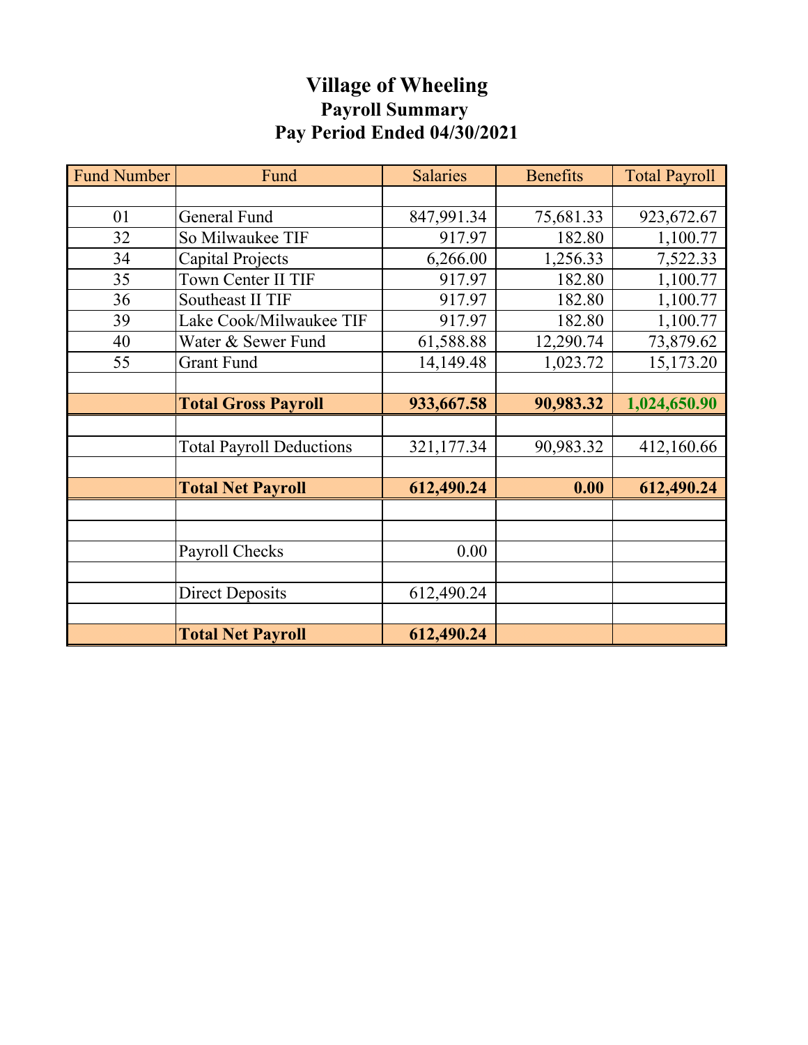# Village of Wheeling

## Payroll Summary

## Pay Period Ended 04/30/2021

| Fund Number | Fund | Salaries | Benefits | Total Payroll |
|---|---|---|---|---|
| | | | | |
| 01 | General Fund | 847,991.34 | 75,681.33 | 923,672.67 |
| 32 | So Milwaukee TIF | 917.97 | 182.80 | 1,100.77 |
| 34 | Capital Projects | 6,266.00 | 1,256.33 | 7,522.33 |
| 35 | Town Center II TIF | 917.97 | 182.80 | 1,100.77 |
| 36 | Southeast II TIF | 917.97 | 182.80 | 1,100.77 |
| 39 | Lake Cook/Milwaukee TIF | 917.97 | 182.80 | 1,100.77 |
| 40 | Water & Sewer Fund | 61,588.88 | 12,290.74 | 73,879.62 |
| 55 | Grant Fund | 14,149.48 | 1,023.72 | 15,173.20 |
| | | | | |
| | **Total Gross Payroll** | **933,667.58** | **90,983.32** | **1,024,650.90** |
| | | | | |
| | Total Payroll Deductions | 321,177.34 | 90,983.32 | 412,160.66 |
| | | | | |
| | **Total Net Payroll** | **612,490.24** | **0.00** | **612,490.24** |
| | | | | |
| | | | | |
| | Payroll Checks | 0.00 | | |
| | | | | |
| | Direct Deposits | 612,490.24 | | |
| | | | | |
| | **Total Net Payroll** | **612,490.24** | | |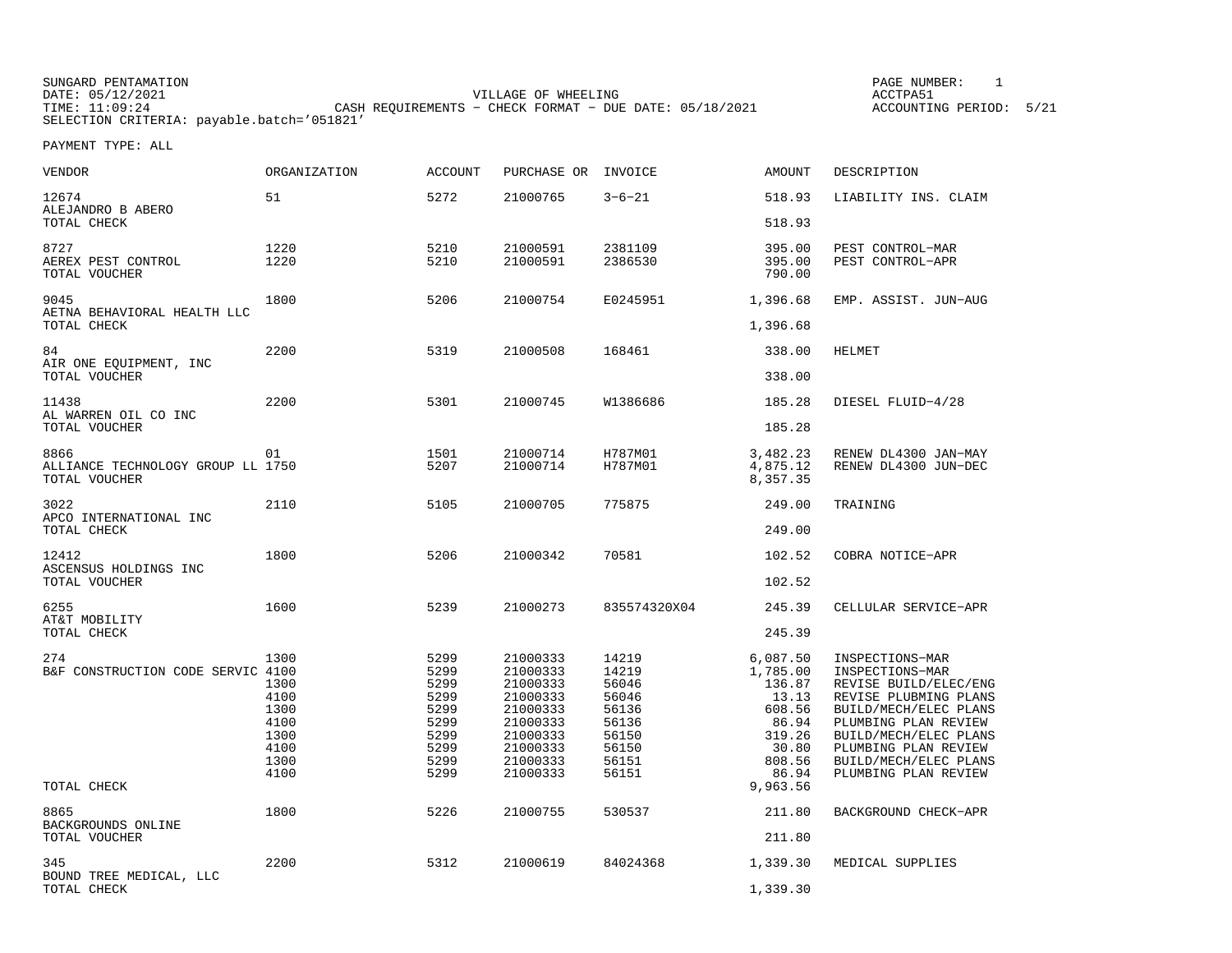SUNGARD PENTAMATION
DATE: 05/12/2021
TIME: 11:09:24
SELECTION CRITERIA: payable.batch='051821'

VILLAGE OF WHEELING
CASH REQUIREMENTS - CHECK FORMAT - DUE DATE: 05/18/2021

PAGE NUMBER: 1
ACCTPA51
ACCOUNTING PERIOD: 5/21

PAYMENT TYPE: ALL

| VENDOR | ORGANIZATION | ACCOUNT | PURCHASE OR | INVOICE | AMOUNT | DESCRIPTION |
|---|---|---|---|---|---|---|
| 12674 | 51 | 5272 | 21000765 | 3-6-21 | 518.93 | LIABILITY INS. CLAIM |
| ALEJANDRO B ABERO | | | | | | |
| TOTAL CHECK | | | | | 518.93 | |
| 8727 | 1220 | 5210 | 21000591 | 2381109 | 395.00 | PEST CONTROL-MAR |
| AEREX PEST CONTROL | 1220 | 5210 | 21000591 | 2386530 | 395.00 | PEST CONTROL-APR |
| TOTAL VOUCHER | | | | | 790.00 | |
| 9045 | 1800 | 5206 | 21000754 | E0245951 | 1,396.68 | EMP. ASSIST. JUN-AUG |
| AETNA BEHAVIORAL HEALTH LLC | | | | | | |
| TOTAL CHECK | | | | | 1,396.68 | |
| 84 | 2200 | 5319 | 21000508 | 168461 | 338.00 | HELMET |
| AIR ONE EQUIPMENT, INC | | | | | | |
| TOTAL VOUCHER | | | | | 338.00 | |
| 11438 | 2200 | 5301 | 21000745 | W1386686 | 185.28 | DIESEL FLUID-4/28 |
| AL WARREN OIL CO INC | | | | | | |
| TOTAL VOUCHER | | | | | 185.28 | |
| 8866 | 01 | 1501 | 21000714 | H787M01 | 3,482.23 | RENEW DL4300 JAN-MAY |
| ALLIANCE TECHNOLOGY GROUP LL | 1750 | 5207 | 21000714 | H787M01 | 4,875.12 | RENEW DL4300 JUN-DEC |
| TOTAL VOUCHER | | | | | 8,357.35 | |
| 3022 | 2110 | 5105 | 21000705 | 775875 | 249.00 | TRAINING |
| APCO INTERNATIONAL INC | | | | | | |
| TOTAL CHECK | | | | | 249.00 | |
| 12412 | 1800 | 5206 | 21000342 | 70581 | 102.52 | COBRA NOTICE-APR |
| ASCENSUS HOLDINGS INC | | | | | | |
| TOTAL VOUCHER | | | | | 102.52 | |
| 6255 | 1600 | 5239 | 21000273 | 835574320X04 | 245.39 | CELLULAR SERVICE-APR |
| AT&T MOBILITY | | | | | | |
| TOTAL CHECK | | | | | 245.39 | |
| 274 | 1300 | 5299 | 21000333 | 14219 | 6,087.50 | INSPECTIONS-MAR |
| B&F CONSTRUCTION CODE SERVIC | 4100 | 5299 | 21000333 | 14219 | 1,785.00 | INSPECTIONS-MAR |
| | 1300 | 5299 | 21000333 | 56046 | 136.87 | REVISE BUILD/ELEC/ENG |
| | 4100 | 5299 | 21000333 | 56046 | 13.13 | REVISE PLUBMING PLANS |
| | 1300 | 5299 | 21000333 | 56136 | 608.56 | BUILD/MECH/ELEC PLANS |
| | 4100 | 5299 | 21000333 | 56136 | 86.94 | PLUMBING PLAN REVIEW |
| | 1300 | 5299 | 21000333 | 56150 | 319.26 | BUILD/MECH/ELEC PLANS |
| | 4100 | 5299 | 21000333 | 56150 | 30.80 | PLUMBING PLAN REVIEW |
| | 1300 | 5299 | 21000333 | 56151 | 808.56 | BUILD/MECH/ELEC PLANS |
| | 4100 | 5299 | 21000333 | 56151 | 86.94 | PLUMBING PLAN REVIEW |
| TOTAL CHECK | | | | | 9,963.56 | |
| 8865 | 1800 | 5226 | 21000755 | 530537 | 211.80 | BACKGROUND CHECK-APR |
| BACKGROUNDS ONLINE | | | | | | |
| TOTAL VOUCHER | | | | | 211.80 | |
| 345 | 2200 | 5312 | 21000619 | 84024368 | 1,339.30 | MEDICAL SUPPLIES |
| BOUND TREE MEDICAL, LLC | | | | | | |
| TOTAL CHECK | | | | | 1,339.30 | |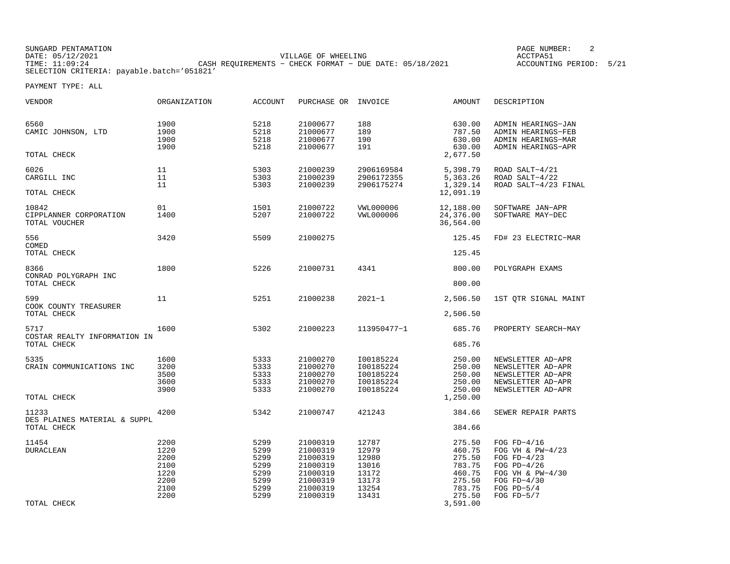SUNGARD PENTAMATION
DATE: 05/12/2021
TIME: 11:09:24

VILLAGE OF WHEELING
CASH REQUIREMENTS - CHECK FORMAT - DUE DATE: 05/18/2021

ACCTPA51
ACCOUNTING PERIOD: 5/21

SELECTION CRITERIA: payable.batch='051821'

PAYMENT TYPE: ALL

| VENDOR | ORGANIZATION | ACCOUNT | PURCHASE OR | INVOICE | AMOUNT | DESCRIPTION |
|---|---|---|---|---|---|---|
| 6560 | 1900 | 5218 | 21000677 | 188 | 630.00 | ADMIN HEARINGS-JAN |
| CAMIC JOHNSON, LTD | 1900 | 5218 | 21000677 | 189 | 787.50 | ADMIN HEARINGS-FEB |
| | 1900 | 5218 | 21000677 | 190 | 630.00 | ADMIN HEARINGS-MAR |
| | 1900 | 5218 | 21000677 | 191 | 630.00 | ADMIN HEARINGS-APR |
| TOTAL CHECK | | | | | 2,677.50 | |
| 6026 | 11 | 5303 | 21000239 | 2906169584 | 5,398.79 | ROAD SALT-4/21 |
| CARGILL INC | 11 | 5303 | 21000239 | 2906172355 | 5,363.26 | ROAD SALT-4/22 |
| | 11 | 5303 | 21000239 | 2906175274 | 1,329.14 | ROAD SALT-4/23 FINAL |
| TOTAL CHECK | | | | | 12,091.19 | |
| 10842 | 01 | 1501 | 21000722 | VWL000006 | 12,188.00 | SOFTWARE JAN-APR |
| CIPPLANNER CORPORATION | 1400 | 5207 | 21000722 | VWL000006 | 24,376.00 | SOFTWARE MAY-DEC |
| TOTAL VOUCHER | | | | | 36,564.00 | |
| 556 | 3420 | 5509 | 21000275 | | 125.45 | FD# 23 ELECTRIC-MAR |
| COMED | | | | | | |
| TOTAL CHECK | | | | | 125.45 | |
| 8366 | 1800 | 5226 | 21000731 | 4341 | 800.00 | POLYGRAPH EXAMS |
| CONRAD POLYGRAPH INC | | | | | | |
| TOTAL CHECK | | | | | 800.00 | |
| 599 | 11 | 5251 | 21000238 | 2021-1 | 2,506.50 | 1ST QTR SIGNAL MAINT |
| COOK COUNTY TREASURER | | | | | | |
| TOTAL CHECK | | | | | 2,506.50 | |
| 5717 | 1600 | 5302 | 21000223 | 113950477-1 | 685.76 | PROPERTY SEARCH-MAY |
| COSTAR REALTY INFORMATION IN | | | | | | |
| TOTAL CHECK | | | | | 685.76 | |
| 5335 | 1600 | 5333 | 21000270 | I00185224 | 250.00 | NEWSLETTER AD-APR |
| CRAIN COMMUNICATIONS INC | 3200 | 5333 | 21000270 | I00185224 | 250.00 | NEWSLETTER AD-APR |
| | 3500 | 5333 | 21000270 | I00185224 | 250.00 | NEWSLETTER AD-APR |
| | 3600 | 5333 | 21000270 | I00185224 | 250.00 | NEWSLETTER AD-APR |
| | 3900 | 5333 | 21000270 | I00185224 | 250.00 | NEWSLETTER AD-APR |
| TOTAL CHECK | | | | | 1,250.00 | |
| 11233 | 4200 | 5342 | 21000747 | 421243 | 384.66 | SEWER REPAIR PARTS |
| DES PLAINES MATERIAL & SUPPL | | | | | | |
| TOTAL CHECK | | | | | 384.66 | |
| 11454 | 2200 | 5299 | 21000319 | 12787 | 275.50 | FOG FD-4/16 |
| DURACLEAN | 1220 | 5299 | 21000319 | 12979 | 460.75 | FOG VH & PW-4/23 |
| | 2200 | 5299 | 21000319 | 12980 | 275.50 | FOG FD-4/23 |
| | 2100 | 5299 | 21000319 | 13016 | 783.75 | FOG PD-4/26 |
| | 1220 | 5299 | 21000319 | 13172 | 460.75 | FOG VH & PW-4/30 |
| | 2200 | 5299 | 21000319 | 13173 | 275.50 | FOG FD-4/30 |
| | 2100 | 5299 | 21000319 | 13254 | 783.75 | FOG PD-5/4 |
| | 2200 | 5299 | 21000319 | 13431 | 275.50 | FOG FD-5/7 |
| TOTAL CHECK | | | | | 3,591.00 | |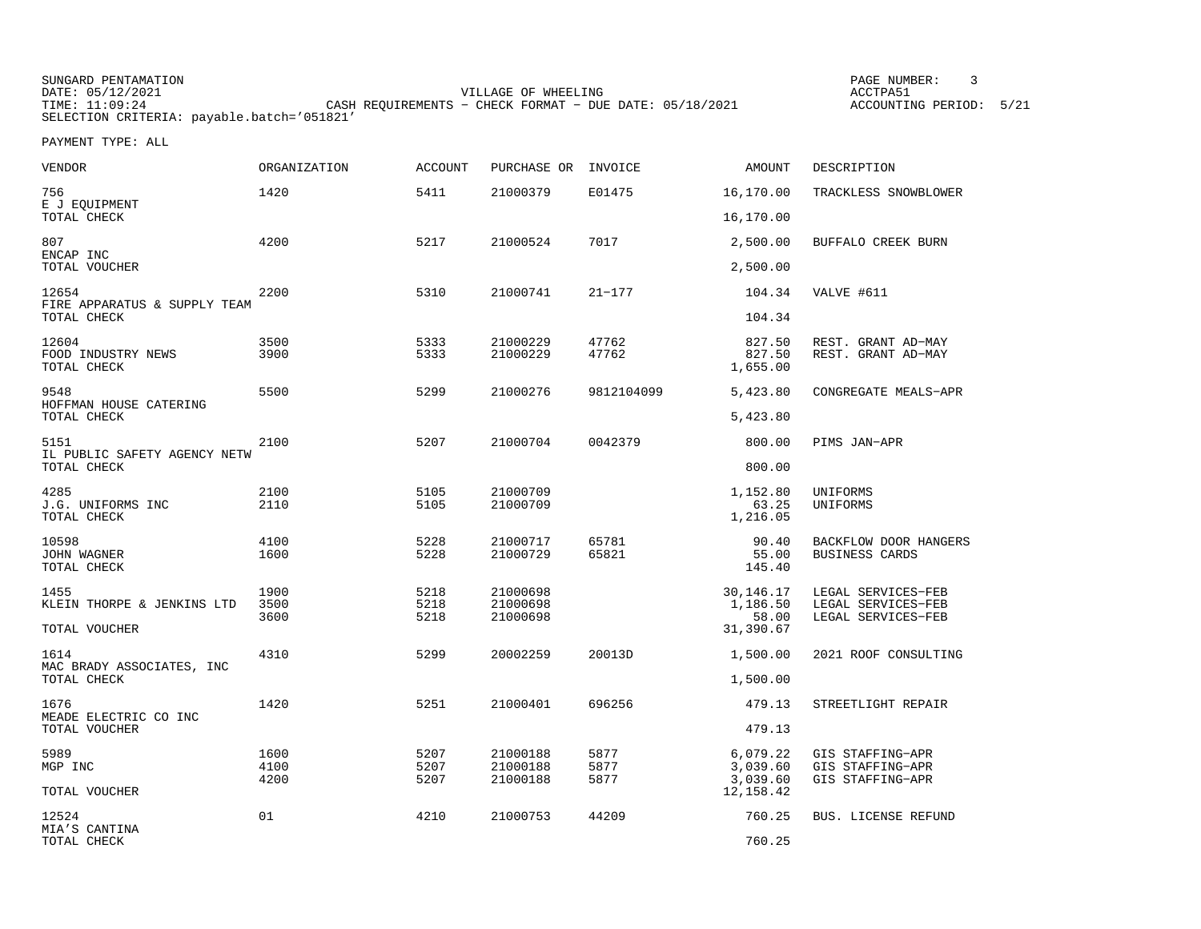SUNGARD PENTAMATION
DATE: 05/12/2021
TIME: 11:09:24
SELECTION CRITERIA: payable.batch='051821'

VILLAGE OF WHEELING
CASH REQUIREMENTS - CHECK FORMAT - DUE DATE: 05/18/2021

PAGE NUMBER: 3
ACCTPA51
ACCOUNTING PERIOD: 5/21

PAYMENT TYPE: ALL

| VENDOR | ORGANIZATION | ACCOUNT | PURCHASE OR | INVOICE | AMOUNT | DESCRIPTION |
|---|---|---|---|---|---|---|
| 756 | 1420 | 5411 | 21000379 | E01475 | 16,170.00 | TRACKLESS SNOWBLOWER |
| E J EQUIPMENT | | | | | | |
| TOTAL CHECK | | | | | 16,170.00 | |
| 807 | 4200 | 5217 | 21000524 | 7017 | 2,500.00 | BUFFALO CREEK BURN |
| ENCAP INC | | | | | | |
| TOTAL VOUCHER | | | | | 2,500.00 | |
| 12654 | 2200 | 5310 | 21000741 | 21-177 | 104.34 | VALVE #611 |
| FIRE APPARATUS & SUPPLY TEAM | | | | | | |
| TOTAL CHECK | | | | | 104.34 | |
| 12604 | 3500 | 5333 | 21000229 | 47762 | 827.50 | REST. GRANT AD-MAY |
| FOOD INDUSTRY NEWS | 3900 | 5333 | 21000229 | 47762 | 827.50 | REST. GRANT AD-MAY |
| TOTAL CHECK | | | | | 1,655.00 | |
| 9548 | 5500 | 5299 | 21000276 | 9812104099 | 5,423.80 | CONGREGATE MEALS-APR |
| HOFFMAN HOUSE CATERING | | | | | | |
| TOTAL CHECK | | | | | 5,423.80 | |
| 5151 | 2100 | 5207 | 21000704 | 0042379 | 800.00 | PIMS JAN-APR |
| IL PUBLIC SAFETY AGENCY NETW | | | | | | |
| TOTAL CHECK | | | | | 800.00 | |
| 4285 | 2100 | 5105 | 21000709 | | 1,152.80 | UNIFORMS |
| J.G. UNIFORMS INC | 2110 | 5105 | 21000709 | | 63.25 | UNIFORMS |
| TOTAL CHECK | | | | | 1,216.05 | |
| 10598 | 4100 | 5228 | 21000717 | 65781 | 90.40 | BACKFLOW DOOR HANGERS |
| JOHN WAGNER | 1600 | 5228 | 21000729 | 65821 | 55.00 | BUSINESS CARDS |
| TOTAL CHECK | | | | | 145.40 | |
| 1455 | 1900 | 5218 | 21000698 | | 30,146.17 | LEGAL SERVICES-FEB |
| KLEIN THORPE & JENKINS LTD | 3500 | 5218 | 21000698 | | 1,186.50 | LEGAL SERVICES-FEB |
| | 3600 | 5218 | 21000698 | | 58.00 | LEGAL SERVICES-FEB |
| TOTAL VOUCHER | | | | | 31,390.67 | |
| 1614 | 4310 | 5299 | 20002259 | 20013D | 1,500.00 | 2021 ROOF CONSULTING |
| MAC BRADY ASSOCIATES, INC | | | | | | |
| TOTAL CHECK | | | | | 1,500.00 | |
| 1676 | 1420 | 5251 | 21000401 | 696256 | 479.13 | STREETLIGHT REPAIR |
| MEADE ELECTRIC CO INC | | | | | | |
| TOTAL VOUCHER | | | | | 479.13 | |
| 5989 | 1600 | 5207 | 21000188 | 5877 | 6,079.22 | GIS STAFFING-APR |
| MGP INC | 4100 | 5207 | 21000188 | 5877 | 3,039.60 | GIS STAFFING-APR |
| | 4200 | 5207 | 21000188 | 5877 | 3,039.60 | GIS STAFFING-APR |
| TOTAL VOUCHER | | | | | 12,158.42 | |
| 12524 | 01 | 4210 | 21000753 | 44209 | 760.25 | BUS. LICENSE REFUND |
| MIA'S CANTINA | | | | | | |
| TOTAL CHECK | | | | | 760.25 | |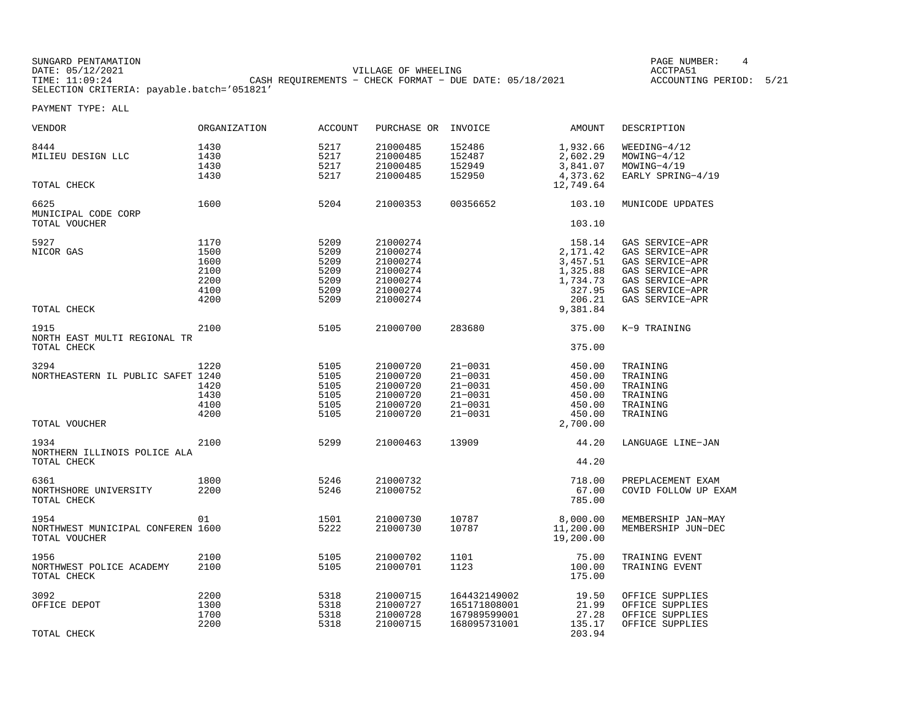SUNGARD PENTAMATION
DATE: 05/12/2021
TIME: 11:09:24
SELECTION CRITERIA: payable.batch='051821'

VILLAGE OF WHEELING
CASH REQUIREMENTS - CHECK FORMAT - DUE DATE: 05/18/2021

PAGE NUMBER: 4
ACCTPA51
ACCOUNTING PERIOD: 5/21

PAYMENT TYPE: ALL

| VENDOR | ORGANIZATION | ACCOUNT | PURCHASE OR | INVOICE | AMOUNT | DESCRIPTION |
|---|---|---|---|---|---|---|
| 8444 | 1430 | 5217 | 21000485 | 152486 | 1,932.66 | WEEDING-4/12 |
| MILIEU DESIGN LLC | 1430 | 5217 | 21000485 | 152487 | 2,602.29 | MOWING-4/12 |
| | 1430 | 5217 | 21000485 | 152949 | 3,841.07 | MOWING-4/19 |
| | 1430 | 5217 | 21000485 | 152950 | 4,373.62 | EARLY SPRING-4/19 |
| TOTAL CHECK | | | | | 12,749.64 | |
| 6625 | 1600 | 5204 | 21000353 | 00356652 | 103.10 | MUNICODE UPDATES |
| MUNICIPAL CODE CORP | | | | | | |
| TOTAL VOUCHER | | | | | 103.10 | |
| 5927 | 1170 | 5209 | 21000274 | | 158.14 | GAS SERVICE-APR |
| NICOR GAS | 1500 | 5209 | 21000274 | | 2,171.42 | GAS SERVICE-APR |
| | 1600 | 5209 | 21000274 | | 3,457.51 | GAS SERVICE-APR |
| | 2100 | 5209 | 21000274 | | 1,325.88 | GAS SERVICE-APR |
| | 2200 | 5209 | 21000274 | | 1,734.73 | GAS SERVICE-APR |
| | 4100 | 5209 | 21000274 | | 327.95 | GAS SERVICE-APR |
| | 4200 | 5209 | 21000274 | | 206.21 | GAS SERVICE-APR |
| TOTAL CHECK | | | | | 9,381.84 | |
| 1915 | 2100 | 5105 | 21000700 | 283680 | 375.00 | K-9 TRAINING |
| NORTH EAST MULTI REGIONAL TR | | | | | | |
| TOTAL CHECK | | | | | 375.00 | |
| 3294 | 1220 | 5105 | 21000720 | 21-0031 | 450.00 | TRAINING |
| NORTHEASTERN IL PUBLIC SAFET | 1240 | 5105 | 21000720 | 21-0031 | 450.00 | TRAINING |
| | 1420 | 5105 | 21000720 | 21-0031 | 450.00 | TRAINING |
| | 1430 | 5105 | 21000720 | 21-0031 | 450.00 | TRAINING |
| | 4100 | 5105 | 21000720 | 21-0031 | 450.00 | TRAINING |
| | 4200 | 5105 | 21000720 | 21-0031 | 450.00 | TRAINING |
| TOTAL VOUCHER | | | | | 2,700.00 | |
| 1934 | 2100 | 5299 | 21000463 | 13909 | 44.20 | LANGUAGE LINE-JAN |
| NORTHERN ILLINOIS POLICE ALA | | | | | | |
| TOTAL CHECK | | | | | 44.20 | |
| 6361 | 1800 | 5246 | 21000732 | | 718.00 | PREPLACEMENT EXAM |
| NORTHSHORE UNIVERSITY | 2200 | 5246 | 21000752 | | 67.00 | COVID FOLLOW UP EXAM |
| TOTAL CHECK | | | | | 785.00 | |
| 1954 | 01 | 1501 | 21000730 | 10787 | 8,000.00 | MEMBERSHIP JAN-MAY |
| NORTHWEST MUNICIPAL CONFEREN | 1600 | 5222 | 21000730 | 10787 | 11,200.00 | MEMBERSHIP JUN-DEC |
| TOTAL VOUCHER | | | | | 19,200.00 | |
| 1956 | 2100 | 5105 | 21000702 | 1101 | 75.00 | TRAINING EVENT |
| NORTHWEST POLICE ACADEMY | 2100 | 5105 | 21000701 | 1123 | 100.00 | TRAINING EVENT |
| TOTAL CHECK | | | | | 175.00 | |
| 3092 | 2200 | 5318 | 21000715 | 164432149002 | 19.50 | OFFICE SUPPLIES |
| OFFICE DEPOT | 1300 | 5318 | 21000727 | 165171808001 | 21.99 | OFFICE SUPPLIES |
| | 1700 | 5318 | 21000728 | 167989599001 | 27.28 | OFFICE SUPPLIES |
| | 2200 | 5318 | 21000715 | 168095731001 | 135.17 | OFFICE SUPPLIES |
| TOTAL CHECK | | | | | 203.94 | |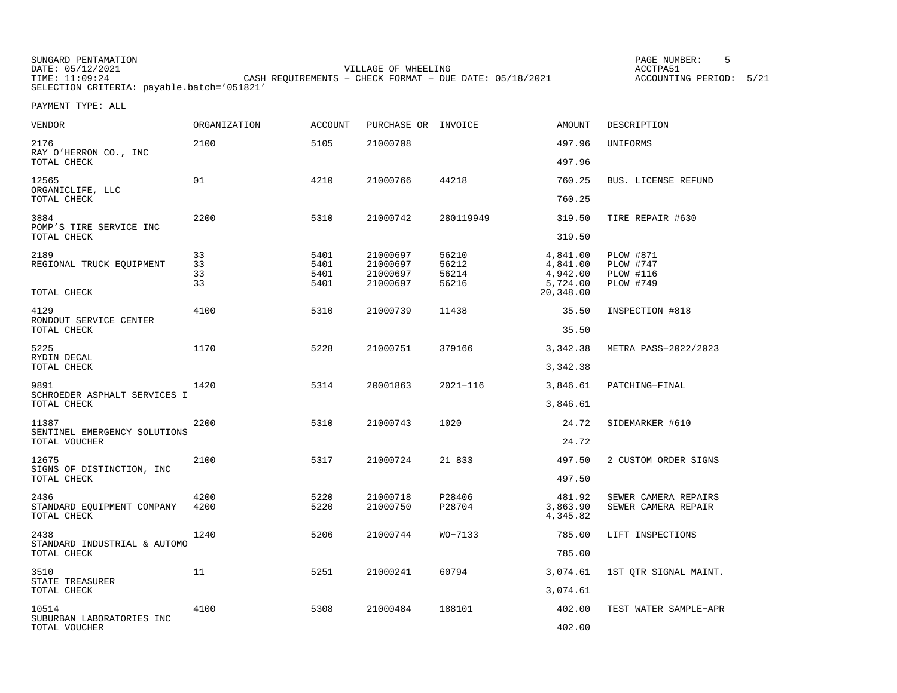SUNGARD PENTAMATION
DATE: 05/12/2021
TIME: 11:09:24
SELECTION CRITERIA: payable.batch='051821'

VILLAGE OF WHEELING
CASH REQUIREMENTS - CHECK FORMAT - DUE DATE: 05/18/2021

ACCTPA51
ACCOUNTING PERIOD: 5/21

PAYMENT TYPE: ALL

| VENDOR | ORGANIZATION | ACCOUNT | PURCHASE OR | INVOICE | AMOUNT | DESCRIPTION |
|---|---|---|---|---|---|---|
| 2176 | 2100 | 5105 | 21000708 | | 497.96 | UNIFORMS |
| RAY O'HERRON CO., INC | | | | | | |
| TOTAL CHECK | | | | | 497.96 | |
| 12565 | 01 | 4210 | 21000766 | 44218 | 760.25 | BUS. LICENSE REFUND |
| ORGANICLIFE, LLC | | | | | | |
| TOTAL CHECK | | | | | 760.25 | |
| 3884 | 2200 | 5310 | 21000742 | 280119949 | 319.50 | TIRE REPAIR #630 |
| POMP'S TIRE SERVICE INC | | | | | | |
| TOTAL CHECK | | | | | 319.50 | |
| 2189 | 33 | 5401 | 21000697 | 56210 | 4,841.00 | PLOW #871 |
| REGIONAL TRUCK EQUIPMENT | 33 | 5401 | 21000697 | 56212 | 4,841.00 | PLOW #747 |
| | 33 | 5401 | 21000697 | 56214 | 4,942.00 | PLOW #116 |
| | 33 | 5401 | 21000697 | 56216 | 5,724.00 | PLOW #749 |
| TOTAL CHECK | | | | | 20,348.00 | |
| 4129 | 4100 | 5310 | 21000739 | 11438 | 35.50 | INSPECTION #818 |
| RONDOUT SERVICE CENTER | | | | | | |
| TOTAL CHECK | | | | | 35.50 | |
| 5225 | 1170 | 5228 | 21000751 | 379166 | 3,342.38 | METRA PASS-2022/2023 |
| RYDIN DECAL | | | | | | |
| TOTAL CHECK | | | | | 3,342.38 | |
| 9891 | 1420 | 5314 | 20001863 | 2021-116 | 3,846.61 | PATCHING-FINAL |
| SCHROEDER ASPHALT SERVICES I | | | | | | |
| TOTAL CHECK | | | | | 3,846.61 | |
| 11387 | 2200 | 5310 | 21000743 | 1020 | 24.72 | SIDEMARKER #610 |
| SENTINEL EMERGENCY SOLUTIONS | | | | | | |
| TOTAL VOUCHER | | | | | 24.72 | |
| 12675 | 2100 | 5317 | 21000724 | 21 833 | 497.50 | 2 CUSTOM ORDER SIGNS |
| SIGNS OF DISTINCTION, INC | | | | | | |
| TOTAL CHECK | | | | | 497.50 | |
| 2436 | 4200 | 5220 | 21000718 | P28406 | 481.92 | SEWER CAMERA REPAIRS |
| STANDARD EQUIPMENT COMPANY | 4200 | 5220 | 21000750 | P28704 | 3,863.90 | SEWER CAMERA REPAIR |
| TOTAL CHECK | | | | | 4,345.82 | |
| 2438 | 1240 | 5206 | 21000744 | WO-7133 | 785.00 | LIFT INSPECTIONS |
| STANDARD INDUSTRIAL & AUTOMO | | | | | | |
| TOTAL CHECK | | | | | 785.00 | |
| 3510 | 11 | 5251 | 21000241 | 60794 | 3,074.61 | 1ST QTR SIGNAL MAINT. |
| STATE TREASURER | | | | | | |
| TOTAL CHECK | | | | | 3,074.61 | |
| 10514 | 4100 | 5308 | 21000484 | 188101 | 402.00 | TEST WATER SAMPLE-APR |
| SUBURBAN LABORATORIES INC | | | | | | |
| TOTAL VOUCHER | | | | | 402.00 | |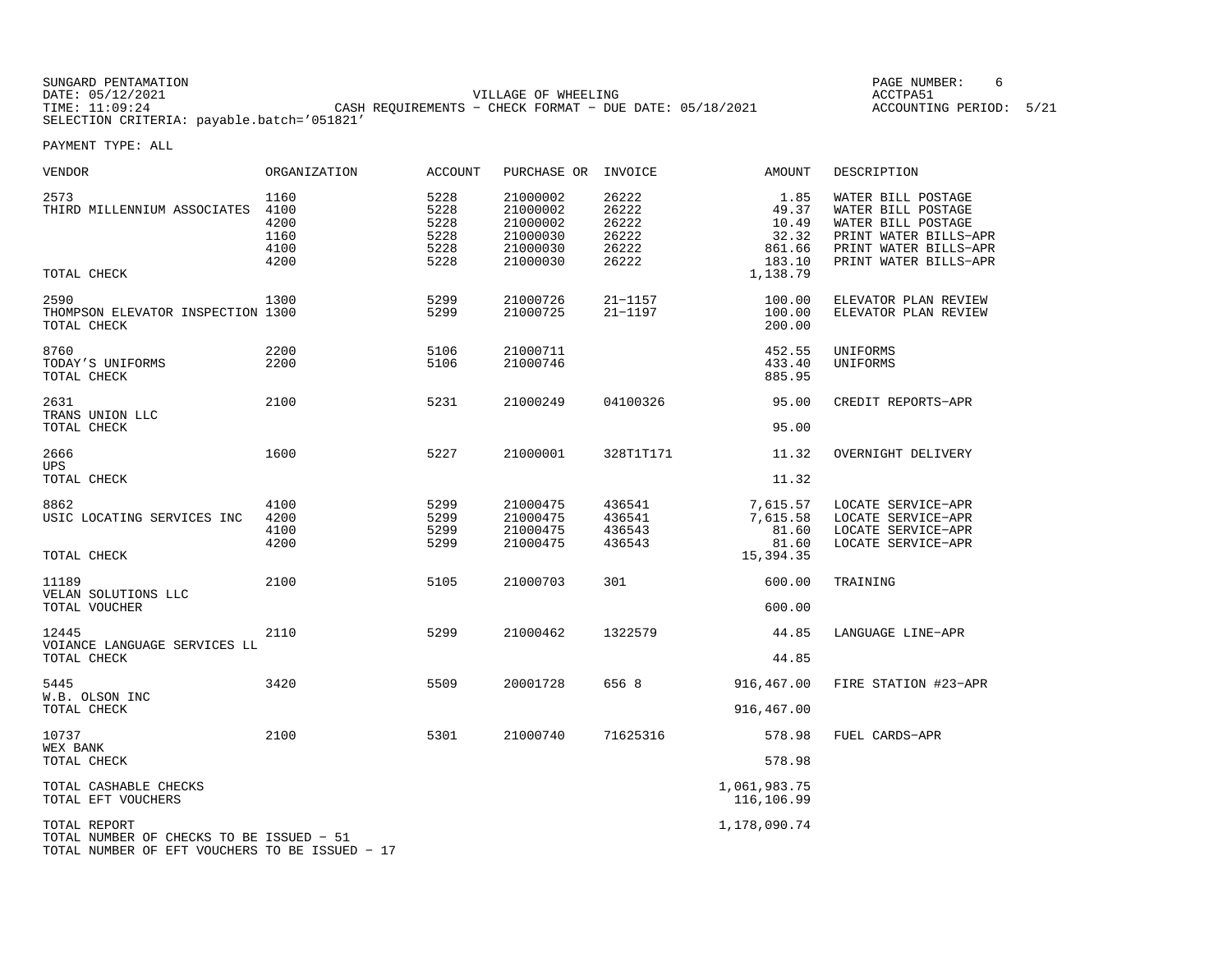SUNGARD PENTAMATION
DATE: 05/12/2021
TIME: 11:09:24
SELECTION CRITERIA: payable.batch='051821'

VILLAGE OF WHEELING
CASH REQUIREMENTS - CHECK FORMAT - DUE DATE: 05/18/2021

ACCTPA51
ACCOUNTING PERIOD: 5/21

PAYMENT TYPE: ALL

| VENDOR | ORGANIZATION | ACCOUNT | PURCHASE OR | INVOICE | AMOUNT | DESCRIPTION |
|---|---|---|---|---|---|---|
| 2573 | 1160 | 5228 | 21000002 | 26222 | 1.85 | WATER BILL POSTAGE |
| THIRD MILLENNIUM ASSOCIATES | 4100 | 5228 | 21000002 | 26222 | 49.37 | WATER BILL POSTAGE |
| | 4200 | 5228 | 21000002 | 26222 | 10.49 | WATER BILL POSTAGE |
| | 1160 | 5228 | 21000030 | 26222 | 32.32 | PRINT WATER BILLS-APR |
| | 4100 | 5228 | 21000030 | 26222 | 861.66 | PRINT WATER BILLS-APR |
| | 4200 | 5228 | 21000030 | 26222 | 183.10 | PRINT WATER BILLS-APR |
| TOTAL CHECK | | | | | 1,138.79 | |
| 2590 | 1300 | 5299 | 21000726 | 21-1157 | 100.00 | ELEVATOR PLAN REVIEW |
| THOMPSON ELEVATOR INSPECTION | 1300 | 5299 | 21000725 | 21-1197 | 100.00 | ELEVATOR PLAN REVIEW |
| TOTAL CHECK | | | | | 200.00 | |
| 8760 | 2200 | 5106 | 21000711 | | 452.55 | UNIFORMS |
| TODAY'S UNIFORMS | 2200 | 5106 | 21000746 | | 433.40 | UNIFORMS |
| TOTAL CHECK | | | | | 885.95 | |
| 2631 | 2100 | 5231 | 21000249 | 04100326 | 95.00 | CREDIT REPORTS-APR |
| TRANS UNION LLC | | | | | | |
| TOTAL CHECK | | | | | 95.00 | |
| 2666 | 1600 | 5227 | 21000001 | 328T1T171 | 11.32 | OVERNIGHT DELIVERY |
| UPS | | | | | | |
| TOTAL CHECK | | | | | 11.32 | |
| 8862 | 4100 | 5299 | 21000475 | 436541 | 7,615.57 | LOCATE SERVICE-APR |
| USIC LOCATING SERVICES INC | 4200 | 5299 | 21000475 | 436541 | 7,615.58 | LOCATE SERVICE-APR |
| | 4100 | 5299 | 21000475 | 436543 | 81.60 | LOCATE SERVICE-APR |
| | 4200 | 5299 | 21000475 | 436543 | 81.60 | LOCATE SERVICE-APR |
| TOTAL CHECK | | | | | 15,394.35 | |
| 11189 | 2100 | 5105 | 21000703 | 301 | 600.00 | TRAINING |
| VELAN SOLUTIONS LLC | | | | | | |
| TOTAL VOUCHER | | | | | 600.00 | |
| 12445 | 2110 | 5299 | 21000462 | 1322579 | 44.85 | LANGUAGE LINE-APR |
| VOIANCE LANGUAGE SERVICES LL | | | | | | |
| TOTAL CHECK | | | | | 44.85 | |
| 5445 | 3420 | 5509 | 20001728 | 656 8 | 916,467.00 | FIRE STATION #23-APR |
| W.B. OLSON INC | | | | | | |
| TOTAL CHECK | | | | | 916,467.00 | |
| 10737 | 2100 | 5301 | 21000740 | 71625316 | 578.98 | FUEL CARDS-APR |
| WEX BANK | | | | | | |
| TOTAL CHECK | | | | | 578.98 | |
| TOTAL CASHABLE CHECKS | | | | | 1,061,983.75 | |
| TOTAL EFT VOUCHERS | | | | | 116,106.99 | |
| TOTAL REPORT | | | | | 1,178,090.74 | |

TOTAL NUMBER OF CHECKS TO BE ISSUED - 51
TOTAL NUMBER OF EFT VOUCHERS TO BE ISSUED - 17